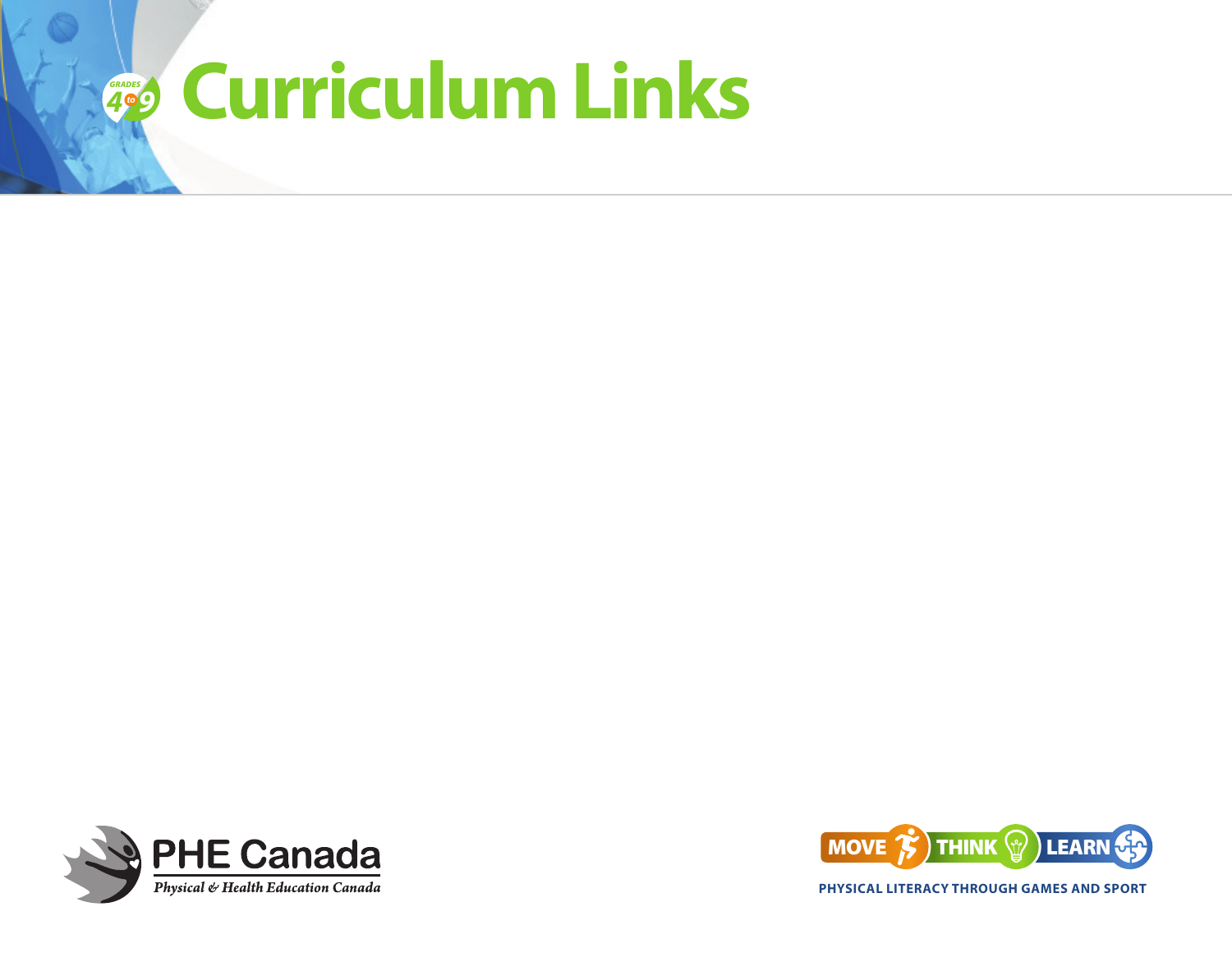GRADES 4 to 9

# Curriculum Links

PHE Canada

*Physical & Health Education Canada*

MOVE THINK LEARN

PHYSICAL LITERACY THROUGH GAMES AND SPORT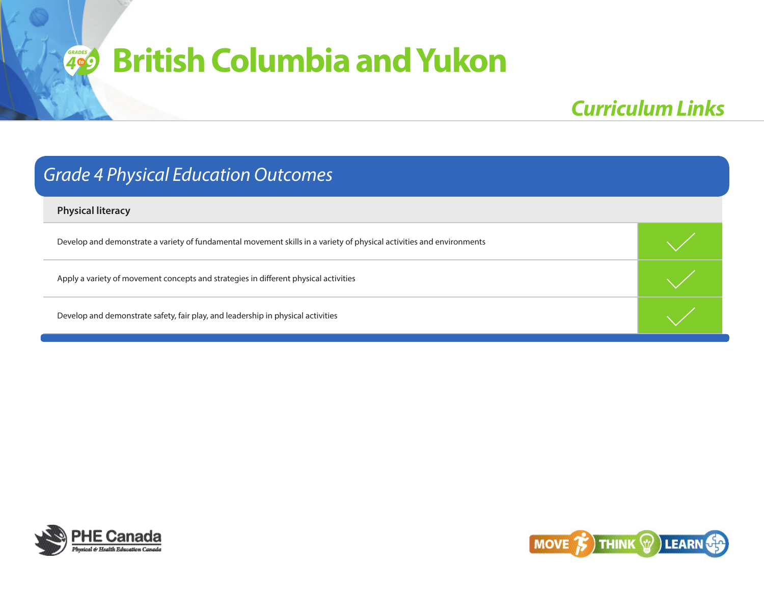# British Columbia and Yukon

## *Curriculum Links*

### *Grade 4 Physical Education Outcomes*

| Physical literacy | |
|---|---|
| Develop and demonstrate a variety of fundamental movement skills in a variety of physical activities and environments | ✓ |
| Apply a variety of movement concepts and strategies in different physical activities | ✓ |
| Develop and demonstrate safety, fair play, and leadership in physical activities | ✓ |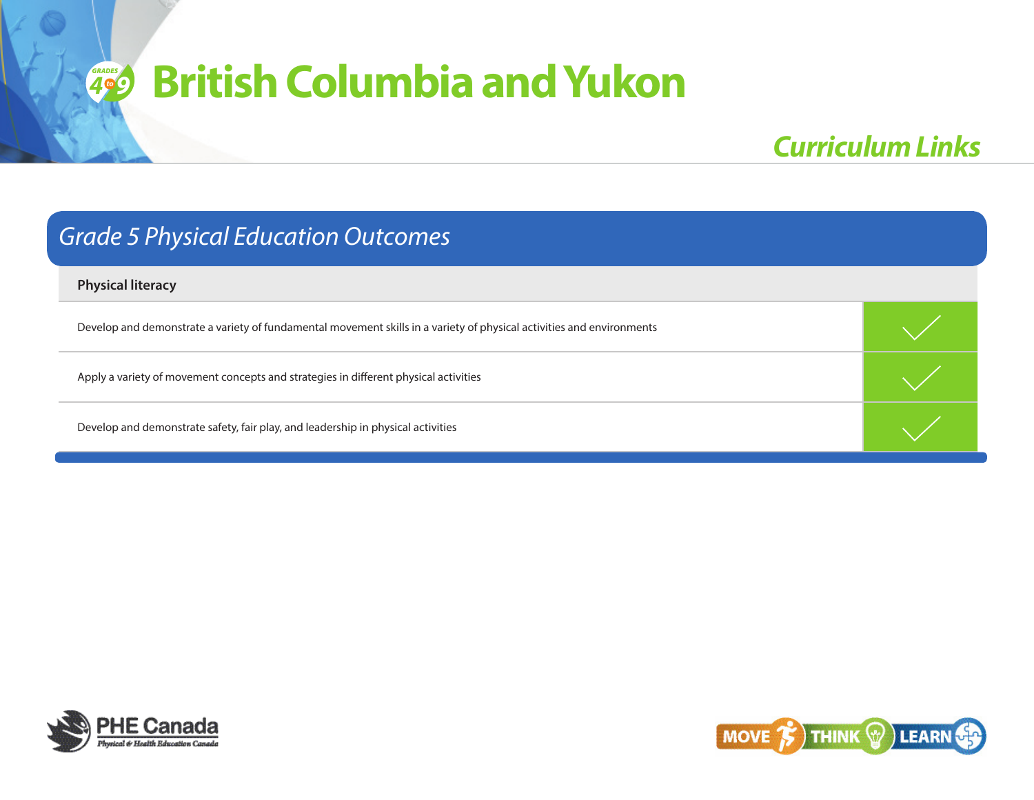# British Columbia and Yukon

## Curriculum Links

### Grade 5 Physical Education Outcomes

| Physical literacy | |
|---|---|
| Develop and demonstrate a variety of fundamental movement skills in a variety of physical activities and environments | ✓ |
| Apply a variety of movement concepts and strategies in different physical activities | ✓ |
| Develop and demonstrate safety, fair play, and leadership in physical activities | ✓ |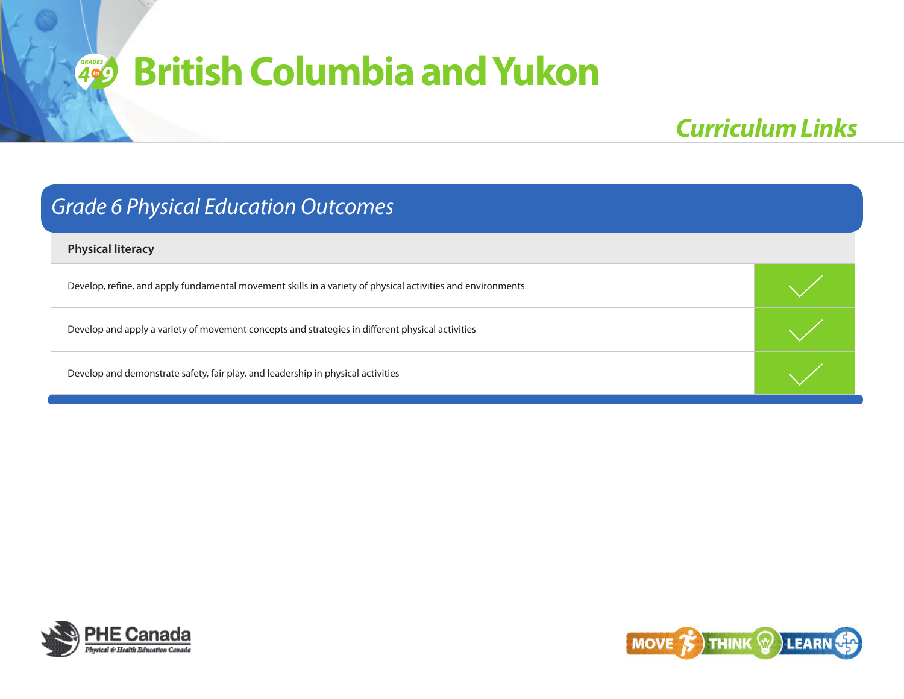# British Columbia and Yukon

## Curriculum Links

### Grade 6 Physical Education Outcomes

| Physical literacy | |
|---|---|
| Develop, refine, and apply fundamental movement skills in a variety of physical activities and environments | ✓ |
| Develop and apply a variety of movement concepts and strategies in different physical activities | ✓ |
| Develop and demonstrate safety, fair play, and leadership in physical activities | ✓ |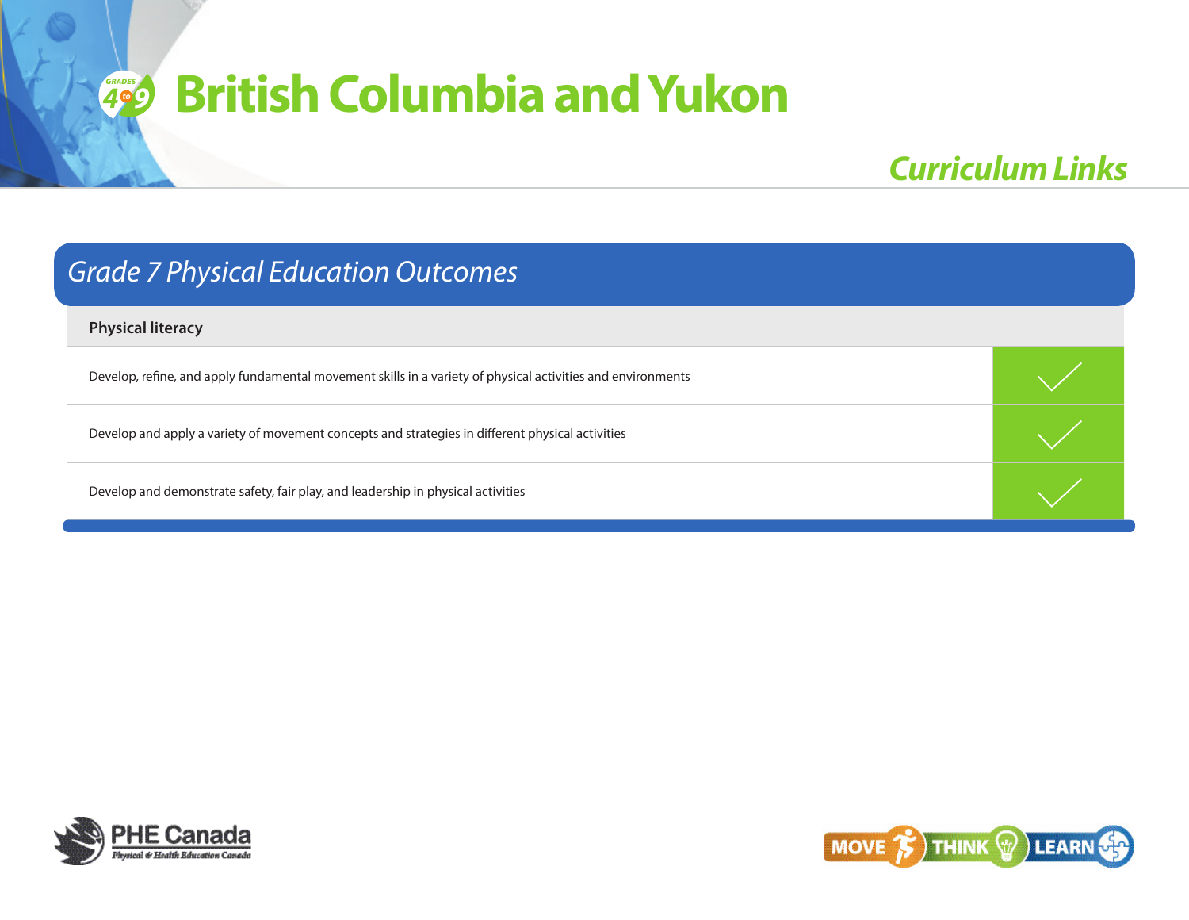# British Columbia and Yukon

## *Curriculum Links*

### *Grade 7 Physical Education Outcomes*

| Physical literacy | |
|---|---|
| Develop, refine, and apply fundamental movement skills in a variety of physical activities and environments | ✓ |
| Develop and apply a variety of movement concepts and strategies in different physical activities | ✓ |
| Develop and demonstrate safety, fair play, and leadership in physical activities | ✓ |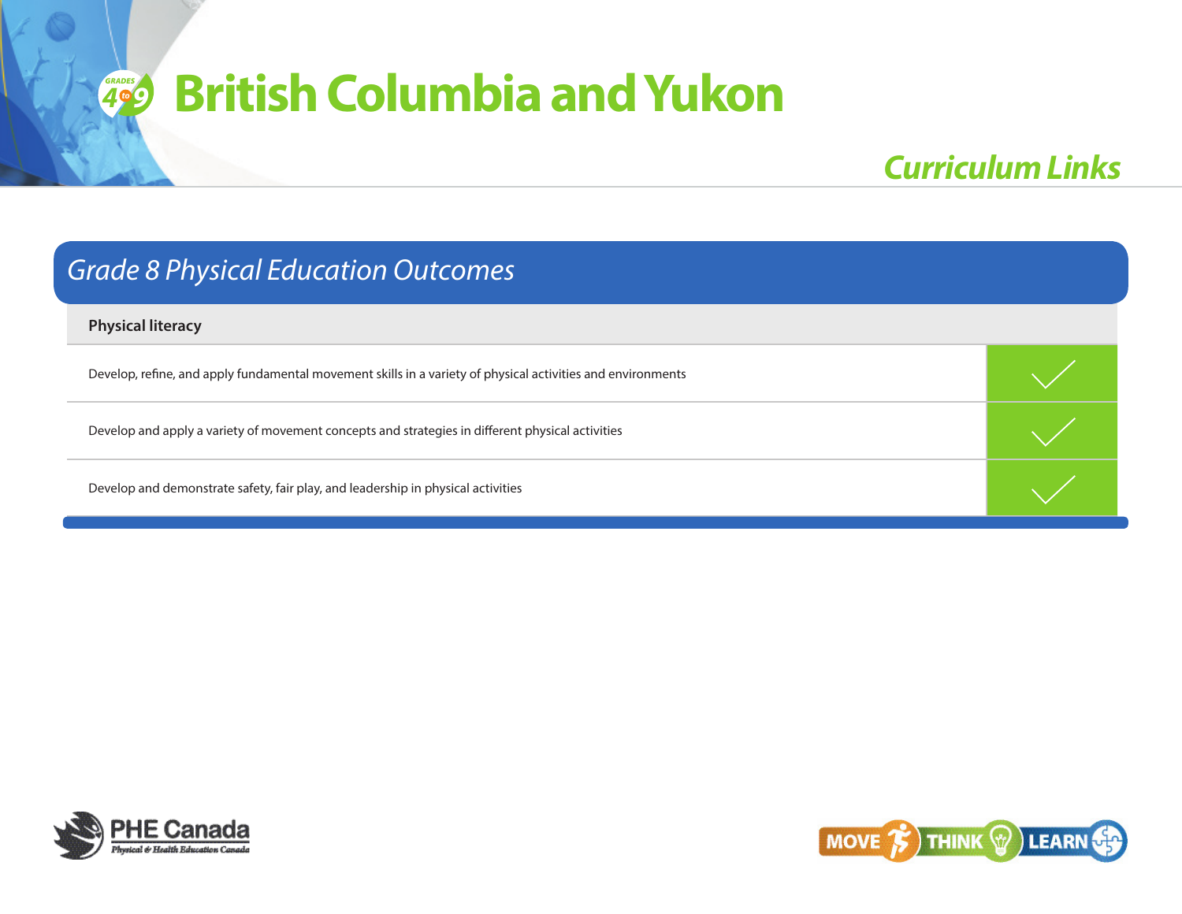# British Columbia and Yukon

## *Curriculum Links*

### *Grade 8 Physical Education Outcomes*

| Physical literacy | |
|---|---|
| Develop, refine, and apply fundamental movement skills in a variety of physical activities and environments | ✓ |
| Develop and apply a variety of movement concepts and strategies in different physical activities | ✓ |
| Develop and demonstrate safety, fair play, and leadership in physical activities | ✓ |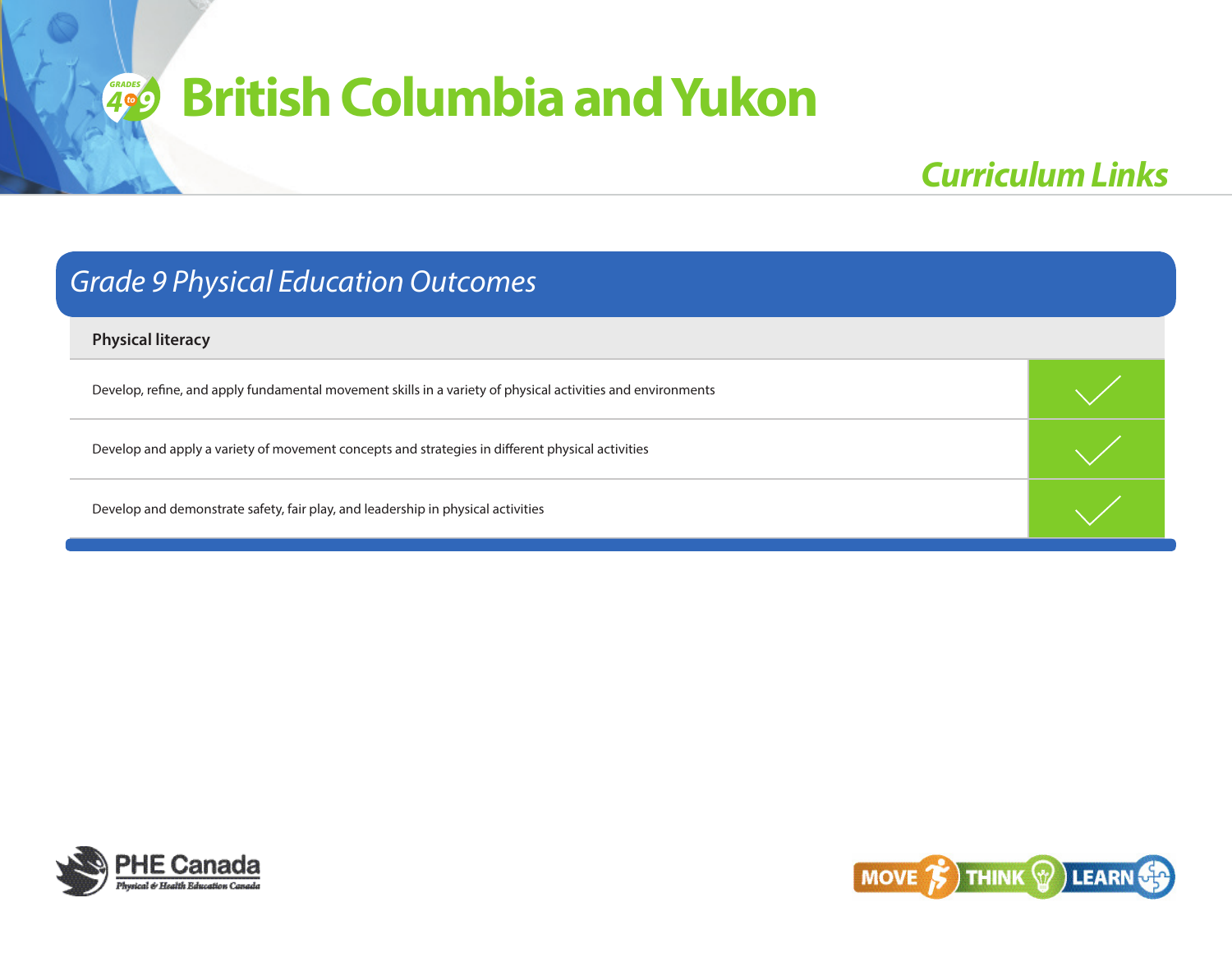# British Columbia and Yukon

## Curriculum Links

### Grade 9 Physical Education Outcomes

| Physical literacy | |
|---|---|
| Develop, refine, and apply fundamental movement skills in a variety of physical activities and environments | ✓ |
| Develop and apply a variety of movement concepts and strategies in different physical activities | ✓ |
| Develop and demonstrate safety, fair play, and leadership in physical activities | ✓ |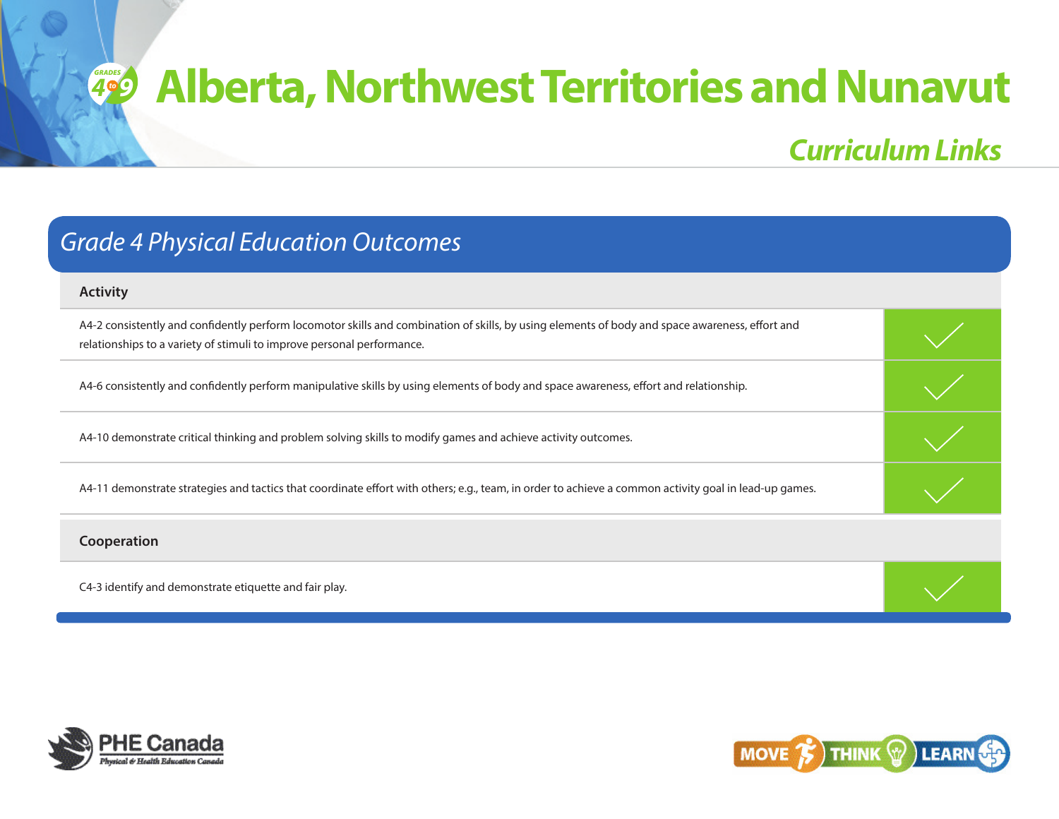# Alberta, Northwest Territories and Nunavut

## *Curriculum Links*

### *Grade 4 Physical Education Outcomes*

| Activity | |
|---|---|
| A4-2 consistently and confidently perform locomotor skills and combination of skills, by using elements of body and space awareness, effort and relationships to a variety of stimuli to improve personal performance. | ✓ |
| A4-6 consistently and confidently perform manipulative skills by using elements of body and space awareness, effort and relationship. | ✓ |
| A4-10 demonstrate critical thinking and problem solving skills to modify games and achieve activity outcomes. | ✓ |
| A4-11 demonstrate strategies and tactics that coordinate effort with others; e.g., team, in order to achieve a common activity goal in lead-up games. | ✓ |
| **Cooperation** | |
| C4-3 identify and demonstrate etiquette and fair play. | ✓ |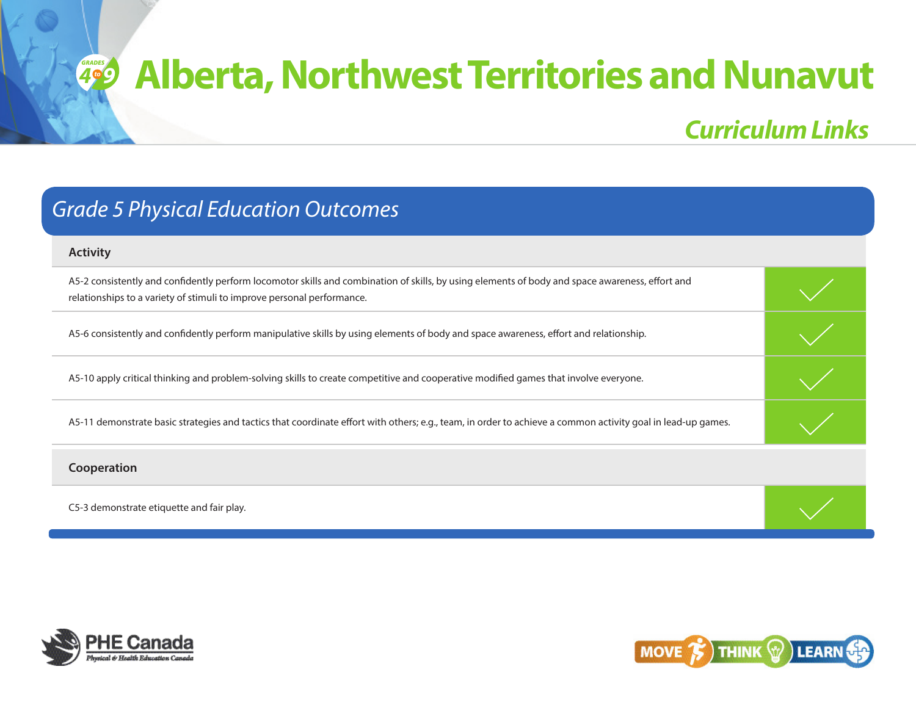# Alberta, Northwest Territories and Nunavut

## *Curriculum Links*

### *Grade 5 Physical Education Outcomes*

| Activity | |
|---|---|
| A5-2 consistently and confidently perform locomotor skills and combination of skills, by using elements of body and space awareness, effort and relationships to a variety of stimuli to improve personal performance. | ✓ |
| A5-6 consistently and confidently perform manipulative skills by using elements of body and space awareness, effort and relationship. | ✓ |
| A5-10 apply critical thinking and problem-solving skills to create competitive and cooperative modified games that involve everyone. | ✓ |
| A5-11 demonstrate basic strategies and tactics that coordinate effort with others; e.g., team, in order to achieve a common activity goal in lead-up games. | ✓ |
| **Cooperation** | |
| C5-3 demonstrate etiquette and fair play. | ✓ |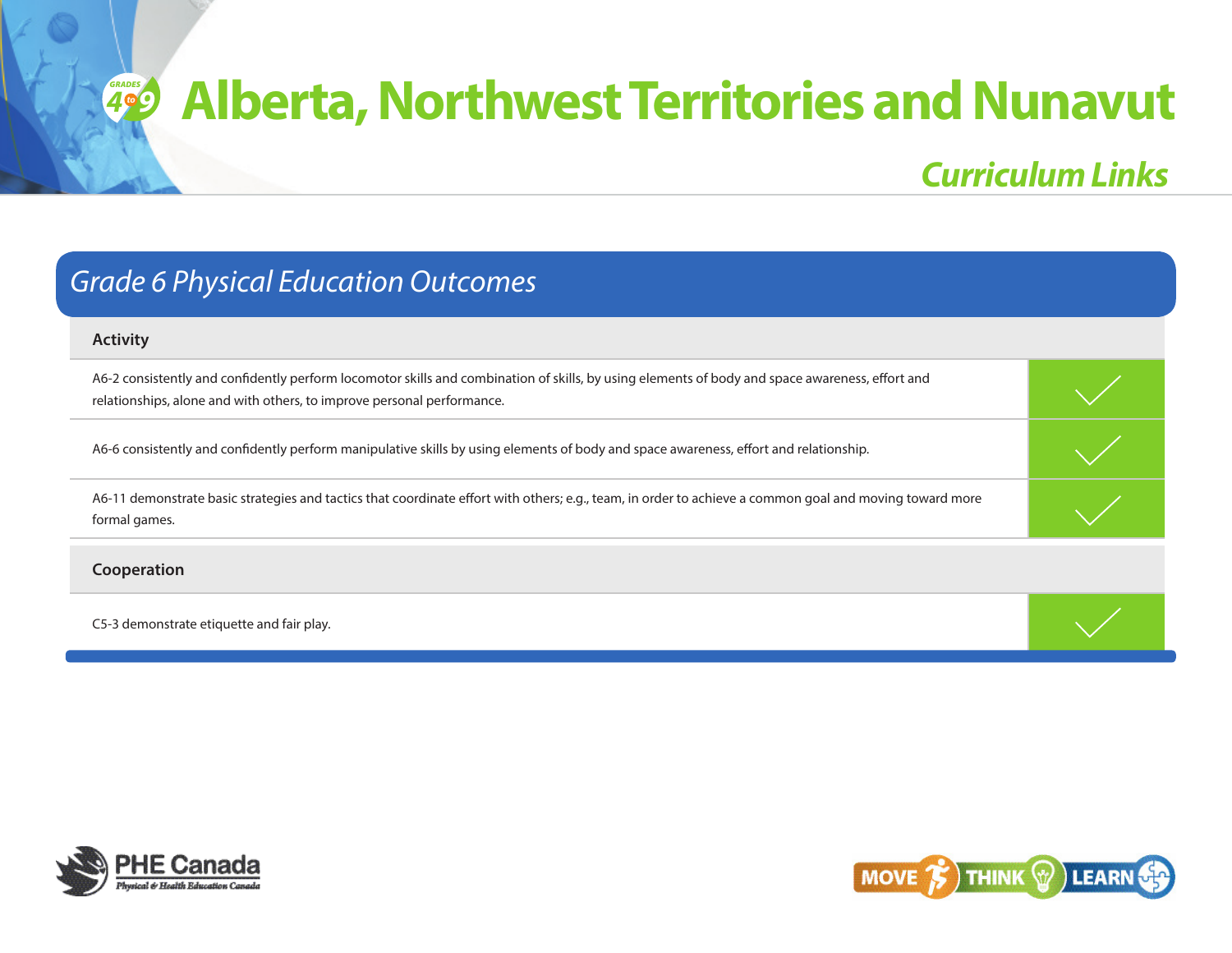# Alberta, Northwest Territories and Nunavut

## *Curriculum Links*

### *Grade 6 Physical Education Outcomes*

| Activity | |
|---|---|
| A6-2 consistently and confidently perform locomotor skills and combination of skills, by using elements of body and space awareness, effort and relationships, alone and with others, to improve personal performance. | ✓ |
| A6-6 consistently and confidently perform manipulative skills by using elements of body and space awareness, effort and relationship. | ✓ |
| A6-11 demonstrate basic strategies and tactics that coordinate effort with others; e.g., team, in order to achieve a common goal and moving toward more formal games. | ✓ |
| **Cooperation** | |
| C5-3 demonstrate etiquette and fair play. | ✓ |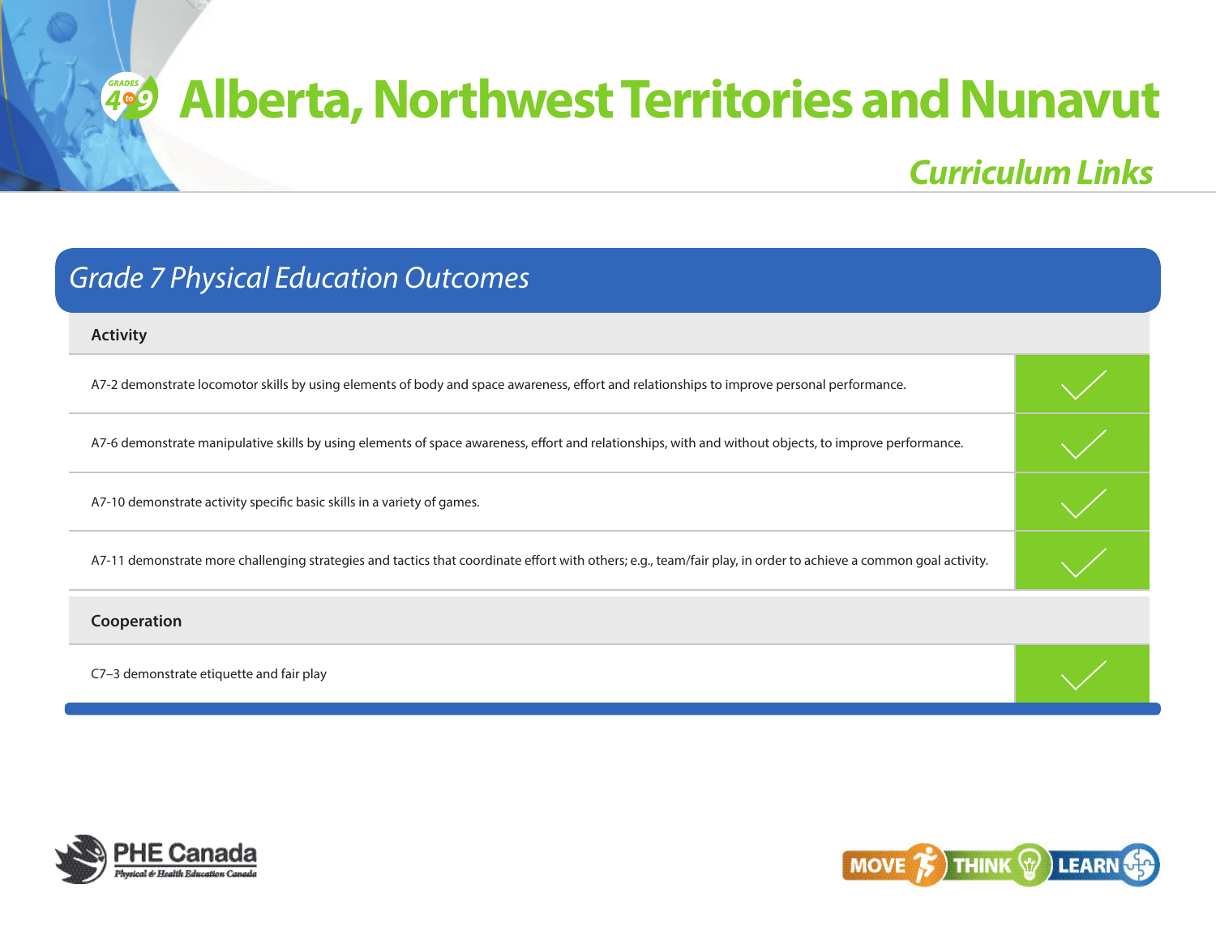# Alberta, Northwest Territories and Nunavut

## *Curriculum Links*

### *Grade 7 Physical Education Outcomes*

| Activity | |
|---|---|
| A7-2 demonstrate locomotor skills by using elements of body and space awareness, effort and relationships to improve personal performance. | ✓ |
| A7-6 demonstrate manipulative skills by using elements of space awareness, effort and relationships, with and without objects, to improve performance. | ✓ |
| A7-10 demonstrate activity specific basic skills in a variety of games. | ✓ |
| A7-11 demonstrate more challenging strategies and tactics that coordinate effort with others; e.g., team/fair play, in order to achieve a common goal activity. | ✓ |
| **Cooperation** | |
| C7–3 demonstrate etiquette and fair play | ✓ |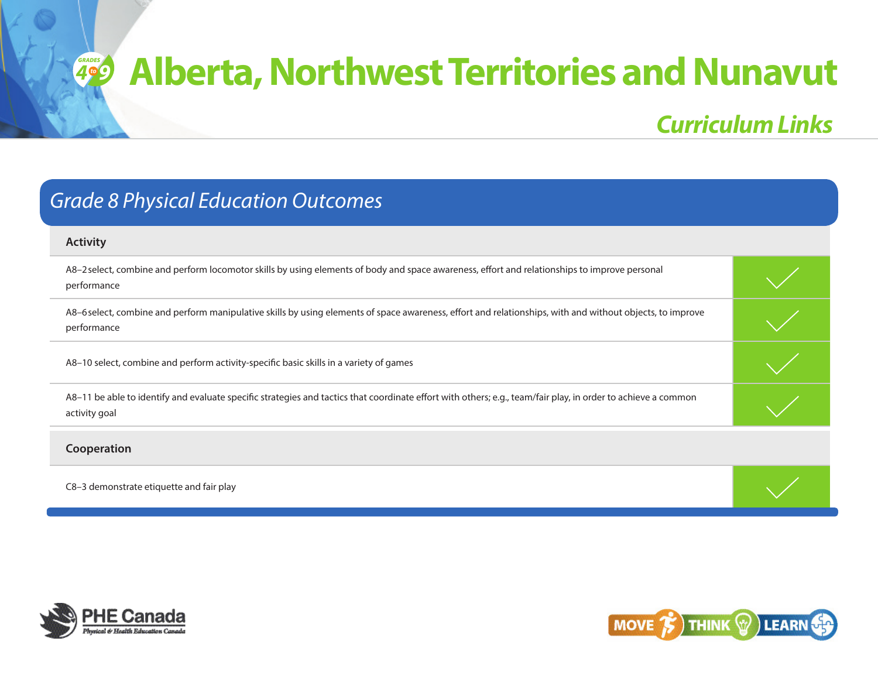# Alberta, Northwest Territories and Nunavut

## *Curriculum Links*

### *Grade 8 Physical Education Outcomes*

| Activity | |
|---|---|
| A8–2 select, combine and perform locomotor skills by using elements of body and space awareness, effort and relationships to improve personal performance | ✓ |
| A8–6 select, combine and perform manipulative skills by using elements of space awareness, effort and relationships, with and without objects, to improve performance | ✓ |
| A8–10 select, combine and perform activity-specific basic skills in a variety of games | ✓ |
| A8–11 be able to identify and evaluate specific strategies and tactics that coordinate effort with others; e.g., team/fair play, in order to achieve a common activity goal | ✓ |
| **Cooperation** | |
| C8–3 demonstrate etiquette and fair play | ✓ |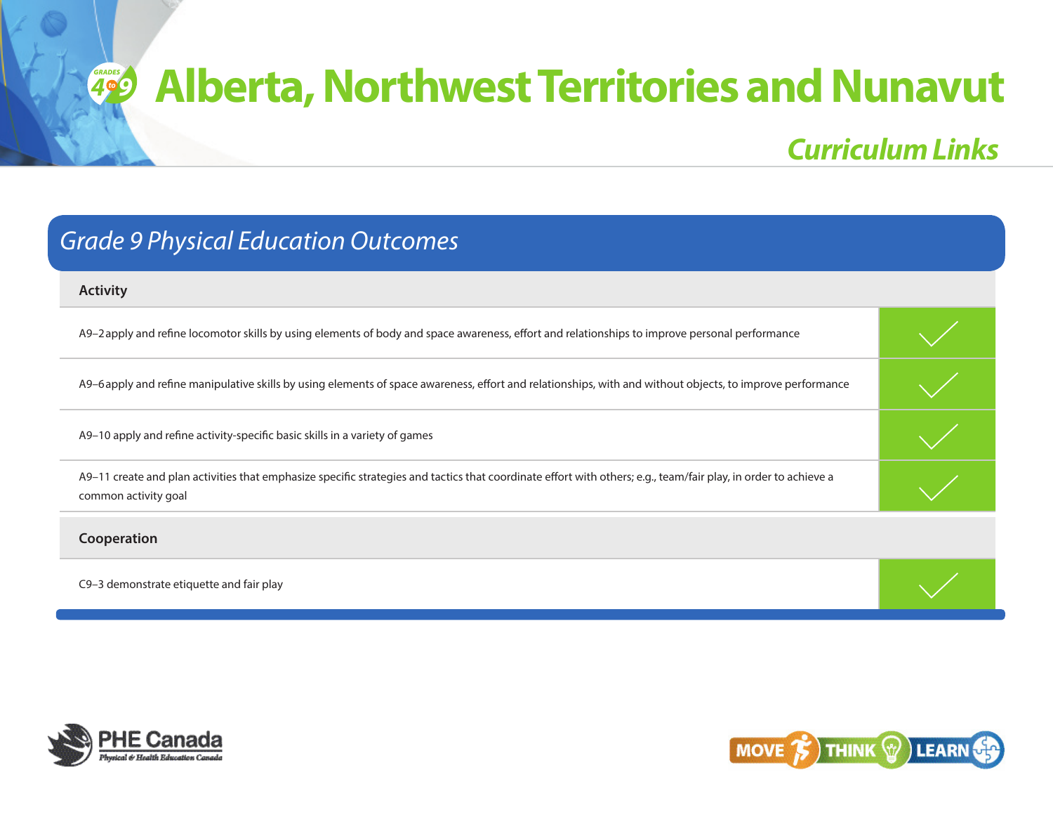# Alberta, Northwest Territories and Nunavut

## *Curriculum Links*

### *Grade 9 Physical Education Outcomes*

| Activity | |
|---|---|
| A9–2 apply and refine locomotor skills by using elements of body and space awareness, effort and relationships to improve personal performance | ✓ |
| A9–6 apply and refine manipulative skills by using elements of space awareness, effort and relationships, with and without objects, to improve performance | ✓ |
| A9–10 apply and refine activity-specific basic skills in a variety of games | ✓ |
| A9–11 create and plan activities that emphasize specific strategies and tactics that coordinate effort with others; e.g., team/fair play, in order to achieve a common activity goal | ✓ |
| **Cooperation** | |
| C9–3 demonstrate etiquette and fair play | ✓ |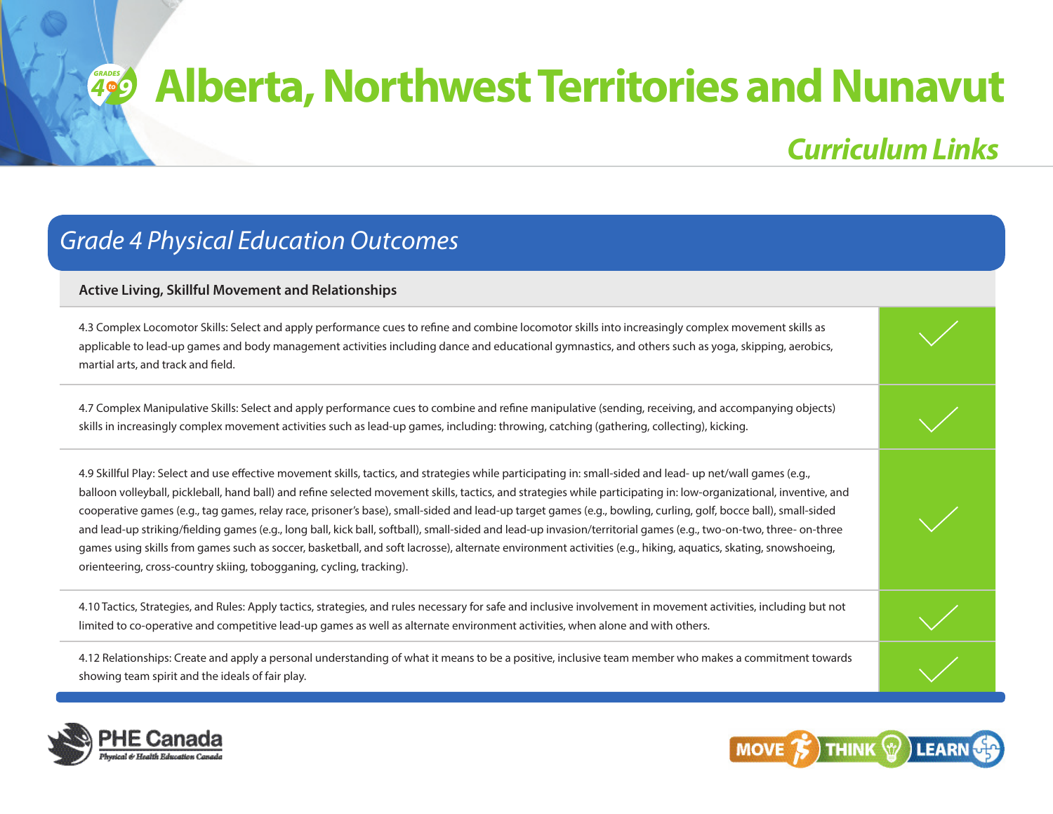# Alberta, Northwest Territories and Nunavut

## *Curriculum Links*

### *Grade 4 Physical Education Outcomes*

| Active Living, Skillful Movement and Relationships | |
|---|---|
| 4.3 Complex Locomotor Skills: Select and apply performance cues to refine and combine locomotor skills into increasingly complex movement skills as applicable to lead-up games and body management activities including dance and educational gymnastics, and others such as yoga, skipping, aerobics, martial arts, and track and field. | ✓ |
| 4.7 Complex Manipulative Skills: Select and apply performance cues to combine and refine manipulative (sending, receiving, and accompanying objects) skills in increasingly complex movement activities such as lead-up games, including: throwing, catching (gathering, collecting), kicking. | ✓ |
| 4.9 Skillful Play: Select and use effective movement skills, tactics, and strategies while participating in: small-sided and lead- up net/wall games (e.g., balloon volleyball, pickleball, hand ball) and refine selected movement skills, tactics, and strategies while participating in: low-organizational, inventive, and cooperative games (e.g., tag games, relay race, prisoner's base), small-sided and lead-up target games (e.g., bowling, curling, golf, bocce ball), small-sided and lead-up striking/fielding games (e.g., long ball, kick ball, softball), small-sided and lead-up invasion/territorial games (e.g., two-on-two, three- on-three games using skills from games such as soccer, basketball, and soft lacrosse), alternate environment activities (e.g., hiking, aquatics, skating, snowshoeing, orienteering, cross-country skiing, tobogganing, cycling, tracking). | ✓ |
| 4.10 Tactics, Strategies, and Rules: Apply tactics, strategies, and rules necessary for safe and inclusive involvement in movement activities, including but not limited to co-operative and competitive lead-up games as well as alternate environment activities, when alone and with others. | ✓ |
| 4.12 Relationships: Create and apply a personal understanding of what it means to be a positive, inclusive team member who makes a commitment towards showing team spirit and the ideals of fair play. | ✓ |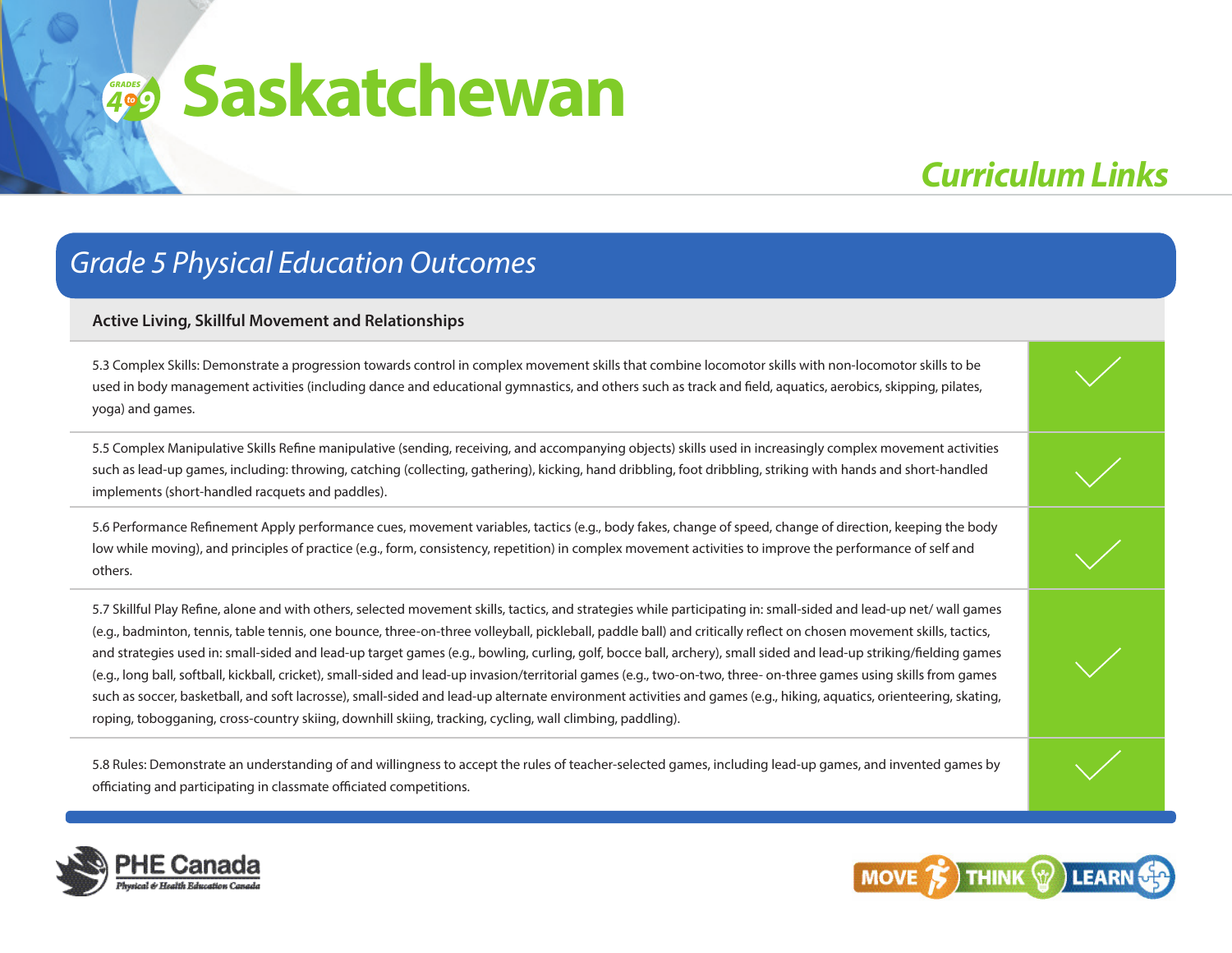# Saskatchewan

## Curriculum Links

### Grade 5 Physical Education Outcomes

| Active Living, Skillful Movement and Relationships | |
|---|---|
| 5.3 Complex Skills: Demonstrate a progression towards control in complex movement skills that combine locomotor skills with non-locomotor skills to be used in body management activities (including dance and educational gymnastics, and others such as track and field, aquatics, aerobics, skipping, pilates, yoga) and games. | ✓ |
| 5.5 Complex Manipulative Skills Refine manipulative (sending, receiving, and accompanying objects) skills used in increasingly complex movement activities such as lead-up games, including: throwing, catching (collecting, gathering), kicking, hand dribbling, foot dribbling, striking with hands and short-handled implements (short-handled racquets and paddles). | ✓ |
| 5.6 Performance Refinement Apply performance cues, movement variables, tactics (e.g., body fakes, change of speed, change of direction, keeping the body low while moving), and principles of practice (e.g., form, consistency, repetition) in complex movement activities to improve the performance of self and others. | ✓ |
| 5.7 Skillful Play Refine, alone and with others, selected movement skills, tactics, and strategies while participating in: small-sided and lead-up net/ wall games (e.g., badminton, tennis, table tennis, one bounce, three-on-three volleyball, pickleball, paddle ball) and critically reflect on chosen movement skills, tactics, and strategies used in: small-sided and lead-up target games (e.g., bowling, curling, golf, bocce ball, archery), small sided and lead-up striking/fielding games (e.g., long ball, softball, kickball, cricket), small-sided and lead-up invasion/territorial games (e.g., two-on-two, three- on-three games using skills from games such as soccer, basketball, and soft lacrosse), small-sided and lead-up alternate environment activities and games (e.g., hiking, aquatics, orienteering, skating, roping, tobogganing, cross-country skiing, downhill skiing, tracking, cycling, wall climbing, paddling). | ✓ |
| 5.8 Rules: Demonstrate an understanding of and willingness to accept the rules of teacher-selected games, including lead-up games, and invented games by officiating and participating in classmate officiated competitions. | ✓ |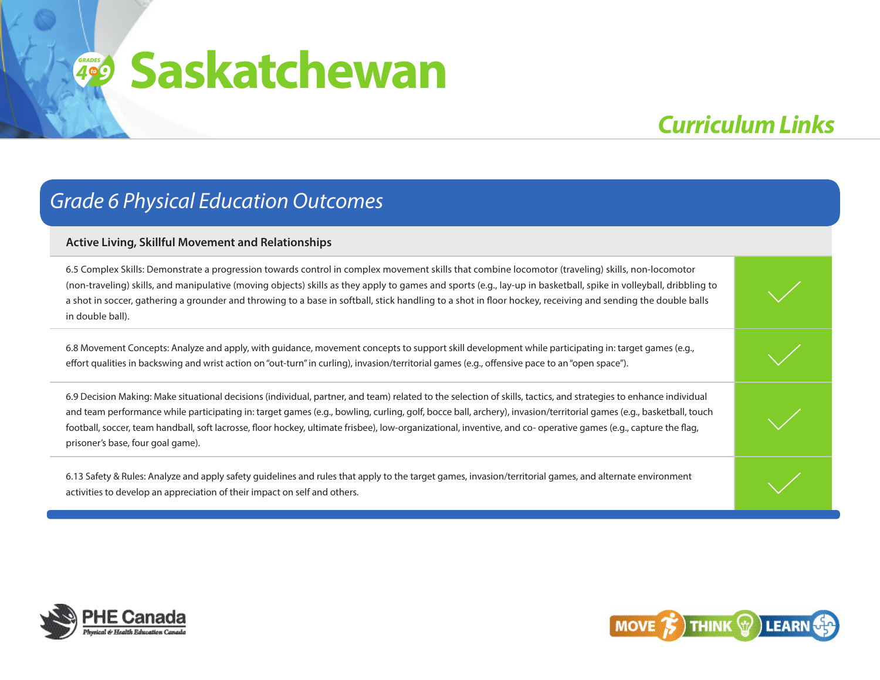# Saskatchewan

## Curriculum Links

### Grade 6 Physical Education Outcomes

| Active Living, Skillful Movement and Relationships | |
|---|---|
| 6.5 Complex Skills: Demonstrate a progression towards control in complex movement skills that combine locomotor (traveling) skills, non-locomotor (non-traveling) skills, and manipulative (moving objects) skills as they apply to games and sports (e.g., lay-up in basketball, spike in volleyball, dribbling to a shot in soccer, gathering a grounder and throwing to a base in softball, stick handling to a shot in floor hockey, receiving and sending the double balls in double ball). | ✓ |
| 6.8 Movement Concepts: Analyze and apply, with guidance, movement concepts to support skill development while participating in: target games (e.g., effort qualities in backswing and wrist action on "out-turn" in curling), invasion/territorial games (e.g., offensive pace to an "open space"). | ✓ |
| 6.9 Decision Making: Make situational decisions (individual, partner, and team) related to the selection of skills, tactics, and strategies to enhance individual and team performance while participating in: target games (e.g., bowling, curling, golf, bocce ball, archery), invasion/territorial games (e.g., basketball, touch football, soccer, team handball, soft lacrosse, floor hockey, ultimate frisbee), low-organizational, inventive, and co- operative games (e.g., capture the flag, prisoner's base, four goal game). | ✓ |
| 6.13 Safety & Rules: Analyze and apply safety guidelines and rules that apply to the target games, invasion/territorial games, and alternate environment activities to develop an appreciation of their impact on self and others. | ✓ |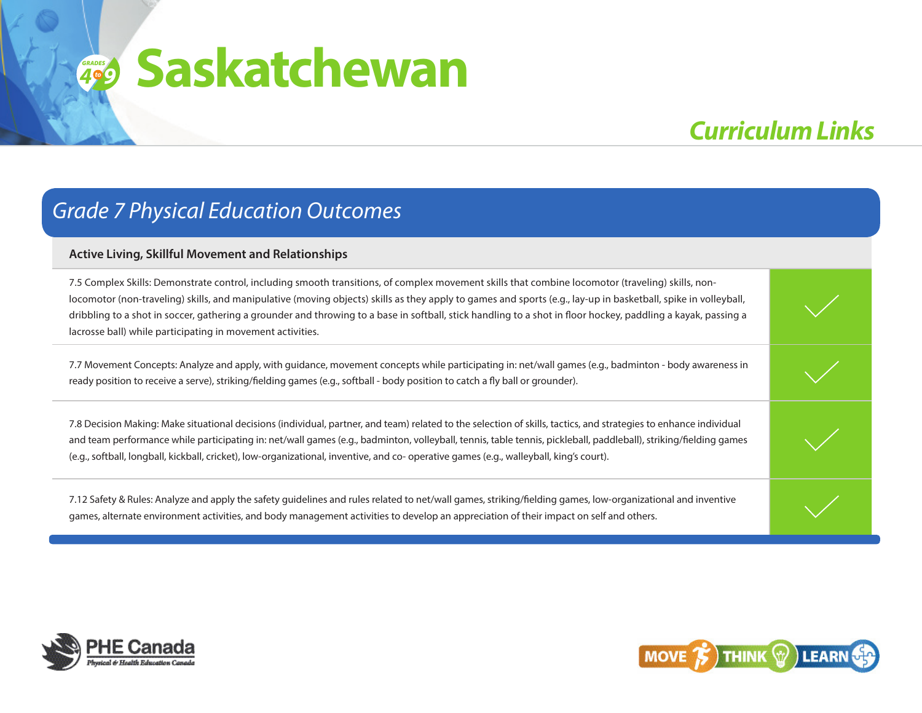# Saskatchewan

## Curriculum Links

## Grade 7 Physical Education Outcomes

| Active Living, Skillful Movement and Relationships | |
|---|---|
| 7.5 Complex Skills: Demonstrate control, including smooth transitions, of complex movement skills that combine locomotor (traveling) skills, non-locomotor (non-traveling) skills, and manipulative (moving objects) skills as they apply to games and sports (e.g., lay-up in basketball, spike in volleyball, dribbling to a shot in soccer, gathering a grounder and throwing to a base in softball, stick handling to a shot in floor hockey, paddling a kayak, passing a lacrosse ball) while participating in movement activities. | ✓ |
| 7.7 Movement Concepts: Analyze and apply, with guidance, movement concepts while participating in: net/wall games (e.g., badminton - body awareness in ready position to receive a serve), striking/fielding games (e.g., softball - body position to catch a fly ball or grounder). | ✓ |
| 7.8 Decision Making: Make situational decisions (individual, partner, and team) related to the selection of skills, tactics, and strategies to enhance individual and team performance while participating in: net/wall games (e.g., badminton, volleyball, tennis, table tennis, pickleball, paddleball), striking/fielding games (e.g., softball, longball, kickball, cricket), low-organizational, inventive, and co- operative games (e.g., walleyball, king's court). | ✓ |
| 7.12 Safety & Rules: Analyze and apply the safety guidelines and rules related to net/wall games, striking/fielding games, low-organizational and inventive games, alternate environment activities, and body management activities to develop an appreciation of their impact on self and others. | ✓ |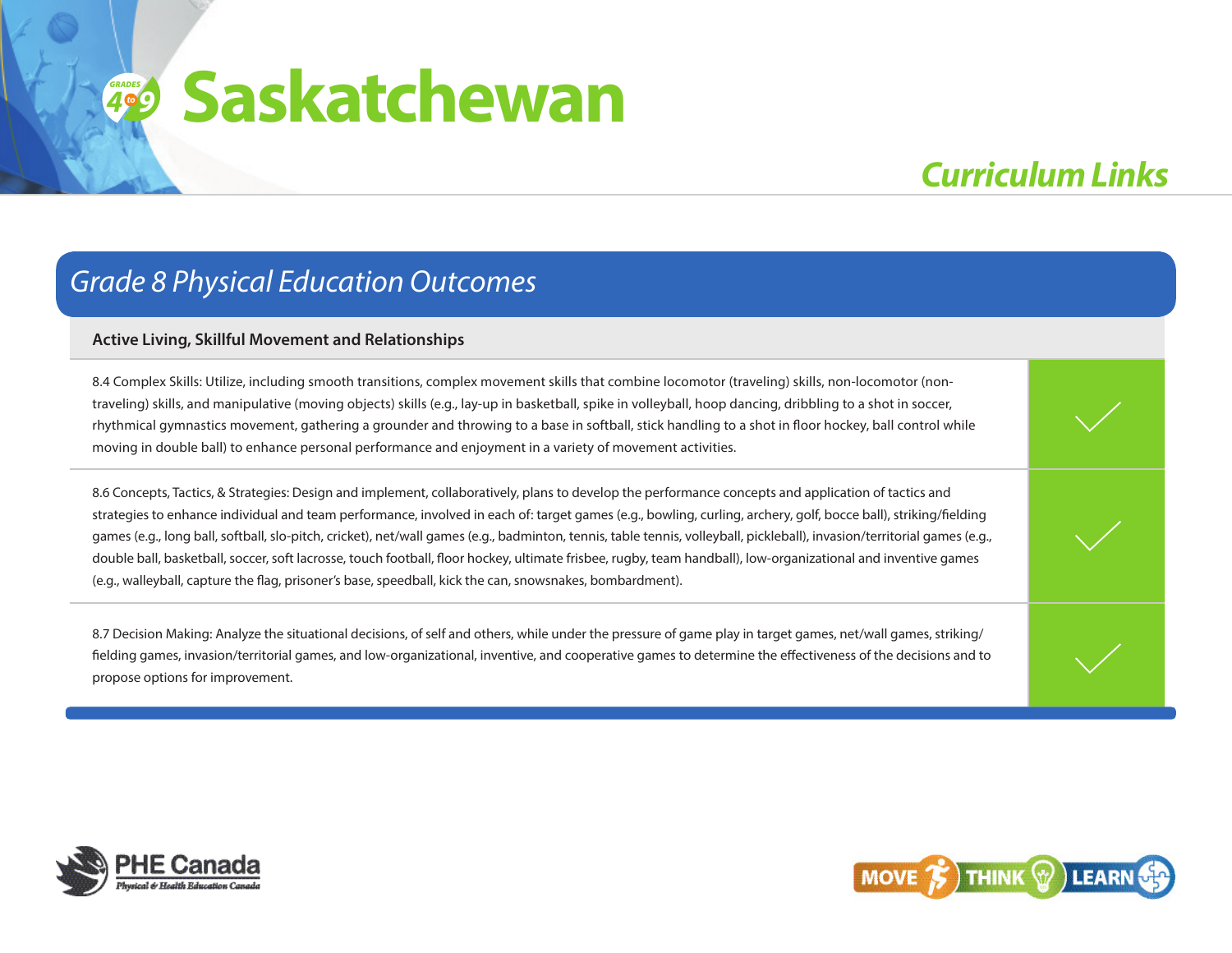# Saskatchewan

## Curriculum Links

## Grade 8 Physical Education Outcomes

| Active Living, Skillful Movement and Relationships | |
|---|---|
| 8.4 Complex Skills: Utilize, including smooth transitions, complex movement skills that combine locomotor (traveling) skills, non-locomotor (non-traveling) skills, and manipulative (moving objects) skills (e.g., lay-up in basketball, spike in volleyball, hoop dancing, dribbling to a shot in soccer, rhythmical gymnastics movement, gathering a grounder and throwing to a base in softball, stick handling to a shot in floor hockey, ball control while moving in double ball) to enhance personal performance and enjoyment in a variety of movement activities. | ✓ |
| 8.6 Concepts, Tactics, & Strategies: Design and implement, collaboratively, plans to develop the performance concepts and application of tactics and strategies to enhance individual and team performance, involved in each of: target games (e.g., bowling, curling, archery, golf, bocce ball), striking/fielding games (e.g., long ball, softball, slo-pitch, cricket), net/wall games (e.g., badminton, tennis, table tennis, volleyball, pickleball), invasion/territorial games (e.g., double ball, basketball, soccer, soft lacrosse, touch football, floor hockey, ultimate frisbee, rugby, team handball), low-organizational and inventive games (e.g., walleyball, capture the flag, prisoner's base, speedball, kick the can, snowsnakes, bombardment). | ✓ |
| 8.7 Decision Making: Analyze the situational decisions, of self and others, while under the pressure of game play in target games, net/wall games, striking/fielding games, invasion/territorial games, and low-organizational, inventive, and cooperative games to determine the effectiveness of the decisions and to propose options for improvement. | ✓ |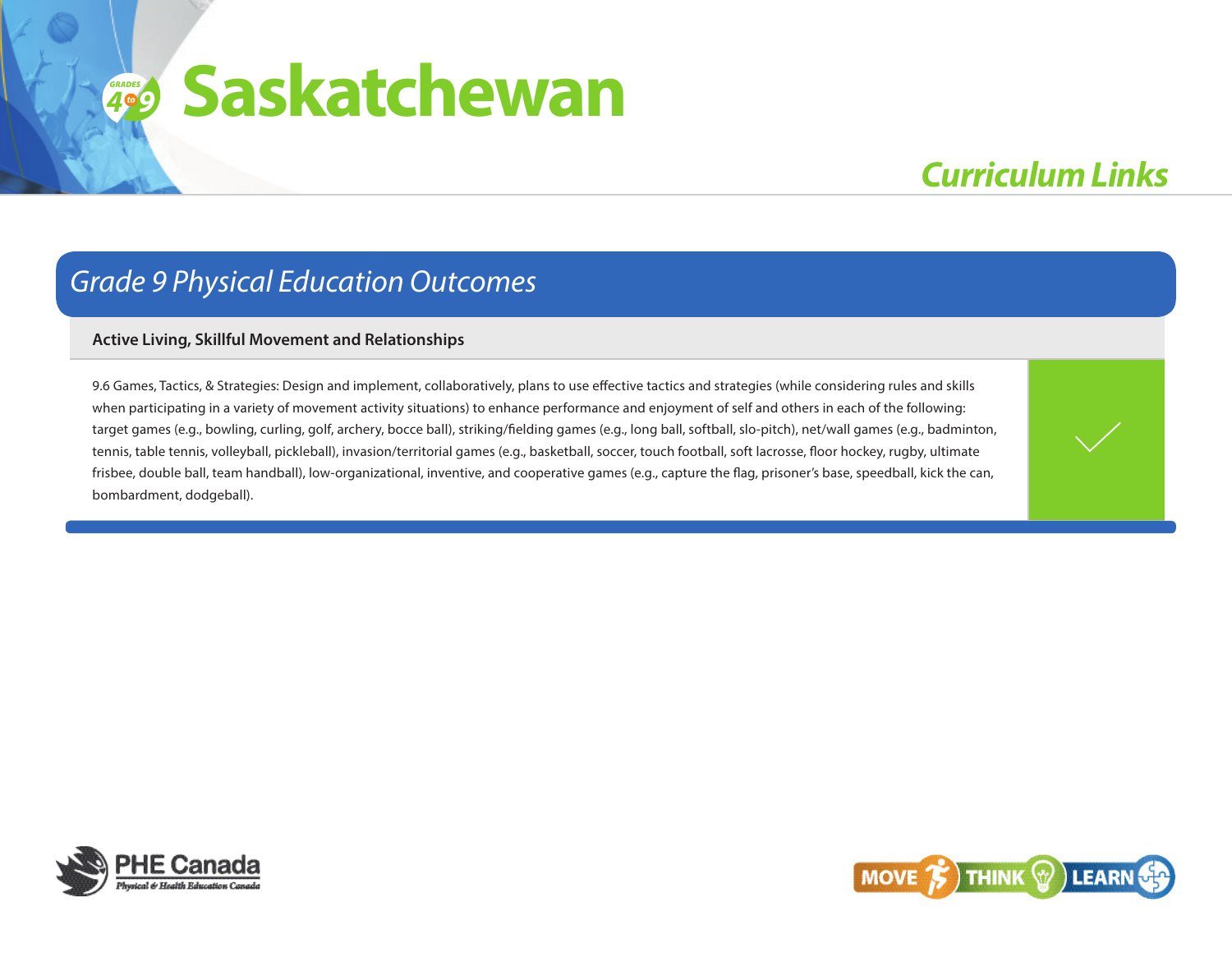# Saskatchewan

## Curriculum Links

### Grade 9 Physical Education Outcomes

| Active Living, Skillful Movement and Relationships | |
| --- | --- |
| 9.6 Games, Tactics, & Strategies: Design and implement, collaboratively, plans to use effective tactics and strategies (while considering rules and skills when participating in a variety of movement activity situations) to enhance performance and enjoyment of self and others in each of the following: target games (e.g., bowling, curling, golf, archery, bocce ball), striking/fielding games (e.g., long ball, softball, slo-pitch), net/wall games (e.g., badminton, tennis, table tennis, volleyball, pickleball), invasion/territorial games (e.g., basketball, soccer, touch football, soft lacrosse, floor hockey, rugby, ultimate frisbee, double ball, team handball), low-organizational, inventive, and cooperative games (e.g., capture the flag, prisoner's base, speedball, kick the can, bombardment, dodgeball). | ✓ |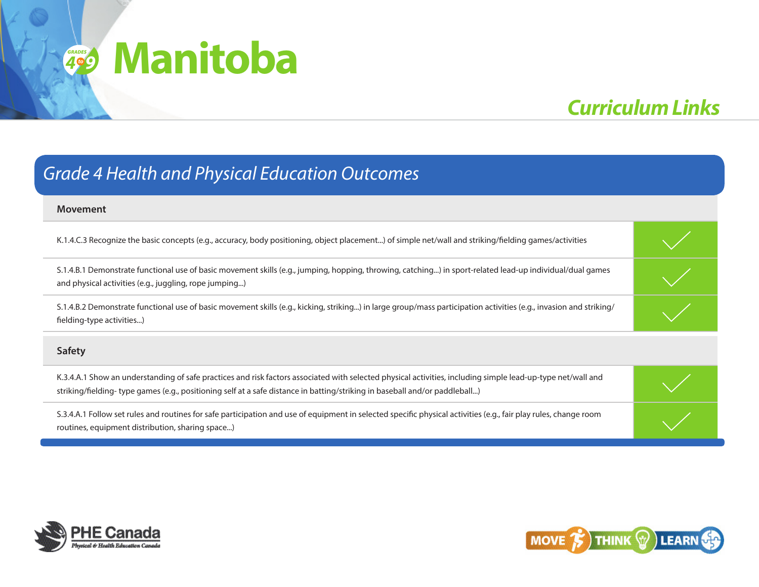# Manitoba

## Curriculum Links

### Grade 4 Health and Physical Education Outcomes

| Movement | |
|---|---|
| K.1.4.C.3 Recognize the basic concepts (e.g., accuracy, body positioning, object placement...) of simple net/wall and striking/fielding games/activities | ✓ |
| S.1.4.B.1 Demonstrate functional use of basic movement skills (e.g., jumping, hopping, throwing, catching...) in sport-related lead-up individual/dual games and physical activities (e.g., juggling, rope jumping...) | ✓ |
| S.1.4.B.2 Demonstrate functional use of basic movement skills (e.g., kicking, striking...) in large group/mass participation activities (e.g., invasion and striking/fielding-type activities...) | ✓ |
| **Safety** | |
| K.3.4.A.1 Show an understanding of safe practices and risk factors associated with selected physical activities, including simple lead-up-type net/wall and striking/fielding- type games (e.g., positioning self at a safe distance in batting/striking in baseball and/or paddleball...) | ✓ |
| S.3.4.A.1 Follow set rules and routines for safe participation and use of equipment in selected specific physical activities (e.g., fair play rules, change room routines, equipment distribution, sharing space...) | ✓ |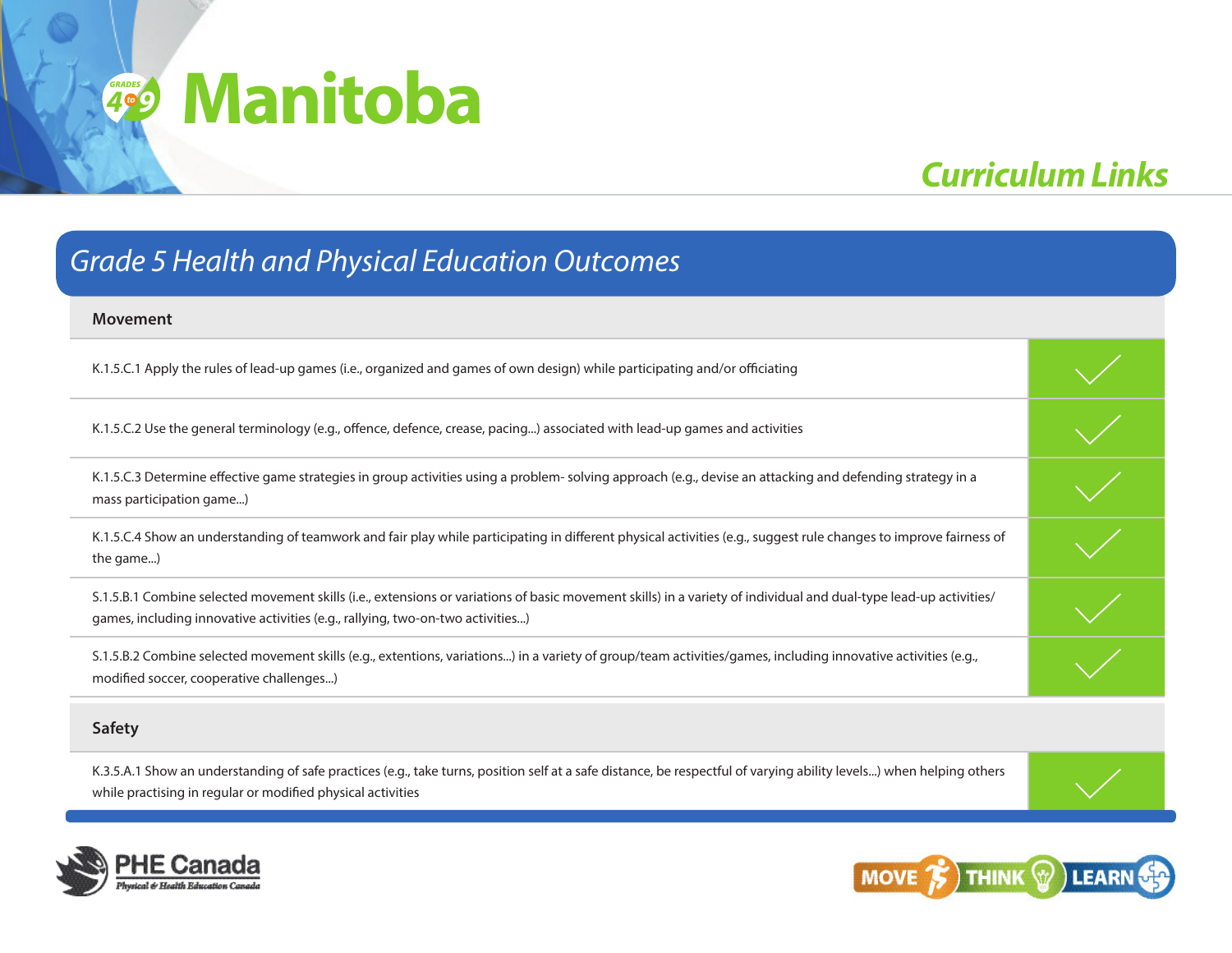# Manitoba

## Curriculum Links

### Grade 5 Health and Physical Education Outcomes

| Movement | |
|---|---|
| K.1.5.C.1 Apply the rules of lead-up games (i.e., organized and games of own design) while participating and/or officiating | ✓ |
| K.1.5.C.2 Use the general terminology (e.g., offence, defence, crease, pacing...) associated with lead-up games and activities | ✓ |
| K.1.5.C.3 Determine effective game strategies in group activities using a problem- solving approach (e.g., devise an attacking and defending strategy in a mass participation game...) | ✓ |
| K.1.5.C.4 Show an understanding of teamwork and fair play while participating in different physical activities (e.g., suggest rule changes to improve fairness of the game...) | ✓ |
| S.1.5.B.1 Combine selected movement skills (i.e., extensions or variations of basic movement skills) in a variety of individual and dual-type lead-up activities/ games, including innovative activities (e.g., rallying, two-on-two activities...) | ✓ |
| S.1.5.B.2 Combine selected movement skills (e.g., extentions, variations...) in a variety of group/team activities/games, including innovative activities (e.g., modified soccer, cooperative challenges...) | ✓ |
| **Safety** | |
| K.3.5.A.1 Show an understanding of safe practices (e.g., take turns, position self at a safe distance, be respectful of varying ability levels...) when helping others while practising in regular or modified physical activities | ✓ |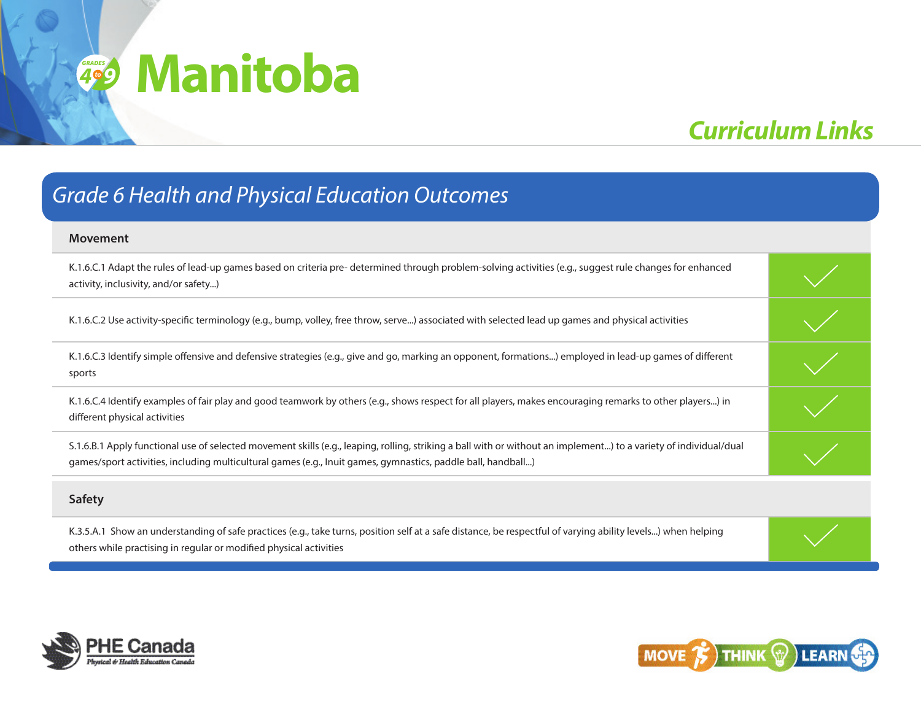# Manitoba

## Curriculum Links

### Grade 6 Health and Physical Education Outcomes

| Movement | |
|---|---|
| K.1.6.C.1 Adapt the rules of lead-up games based on criteria pre- determined through problem-solving activities (e.g., suggest rule changes for enhanced activity, inclusivity, and/or safety...) | ✓ |
| K.1.6.C.2 Use activity-specific terminology (e.g., bump, volley, free throw, serve...) associated with selected lead up games and physical activities | ✓ |
| K.1.6.C.3 Identify simple offensive and defensive strategies (e.g., give and go, marking an opponent, formations...) employed in lead-up games of different sports | ✓ |
| K.1.6.C.4 Identify examples of fair play and good teamwork by others (e.g., shows respect for all players, makes encouraging remarks to other players...) in different physical activities | ✓ |
| S.1.6.B.1 Apply functional use of selected movement skills (e.g., leaping, rolling, striking a ball with or without an implement...) to a variety of individual/dual games/sport activities, including multicultural games (e.g., Inuit games, gymnastics, paddle ball, handball...) | ✓ |
| **Safety** | |
| K.3.5.A.1 Show an understanding of safe practices (e.g., take turns, position self at a safe distance, be respectful of varying ability levels...) when helping others while practising in regular or modified physical activities | ✓ |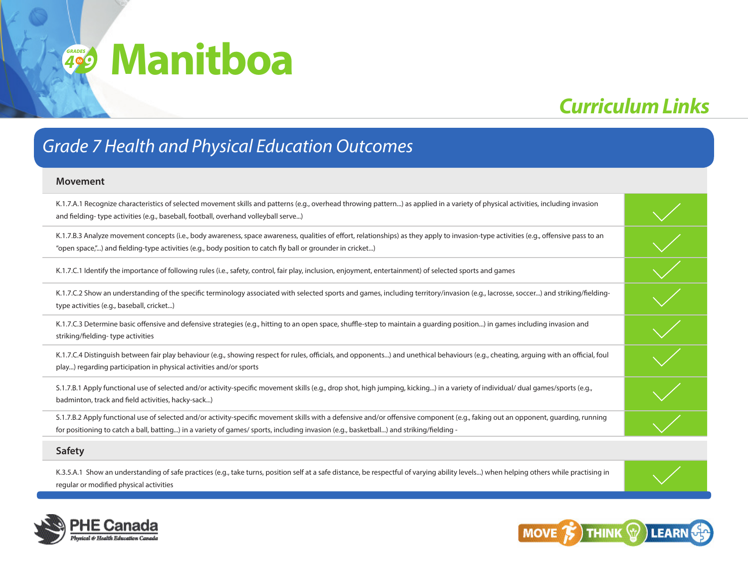# Manitboa

## Curriculum Links

## Grade 7 Health and Physical Education Outcomes

| Movement | |
|---|---|
| K.1.7.A.1 Recognize characteristics of selected movement skills and patterns (e.g., overhead throwing pattern...) as applied in a variety of physical activities, including invasion and fielding- type activities (e.g., baseball, football, overhand volleyball serve...) | ✓ |
| K.1.7.B.3 Analyze movement concepts (i.e., body awareness, space awareness, qualities of effort, relationships) as they apply to invasion-type activities (e.g., offensive pass to an "open space,"...) and fielding-type activities (e.g., body position to catch fly ball or grounder in cricket...) | ✓ |
| K.1.7.C.1 Identify the importance of following rules (i.e., safety, control, fair play, inclusion, enjoyment, entertainment) of selected sports and games | ✓ |
| K.1.7.C.2 Show an understanding of the specific terminology associated with selected sports and games, including territory/invasion (e.g., lacrosse, soccer...) and striking/fielding-type activities (e.g., baseball, cricket...) | ✓ |
| K.1.7.C.3 Determine basic offensive and defensive strategies (e.g., hitting to an open space, shuffle-step to maintain a guarding position...) in games including invasion and striking/fielding- type activities | ✓ |
| K.1.7.C.4 Distinguish between fair play behaviour (e.g., showing respect for rules, officials, and opponents...) and unethical behaviours (e.g., cheating, arguing with an official, foul play...) regarding participation in physical activities and/or sports | ✓ |
| S.1.7.B.1 Apply functional use of selected and/or activity-specific movement skills (e.g., drop shot, high jumping, kicking...) in a variety of individual/ dual games/sports (e.g., badminton, track and field activities, hacky-sack...) | ✓ |
| S.1.7.B.2 Apply functional use of selected and/or activity-specific movement skills with a defensive and/or offensive component (e.g., faking out an opponent, guarding, running for positioning to catch a ball, batting...) in a variety of games/ sports, including invasion (e.g., basketball...) and striking/fielding - | ✓ |

| Safety | |
|---|---|
| K.3.5.A.1 Show an understanding of safe practices (e.g., take turns, position self at a safe distance, be respectful of varying ability levels...) when helping others while practising in regular or modified physical activities | ✓ |

PHE Canada — Physical & Health Education Canada

MOVE THINK LEARN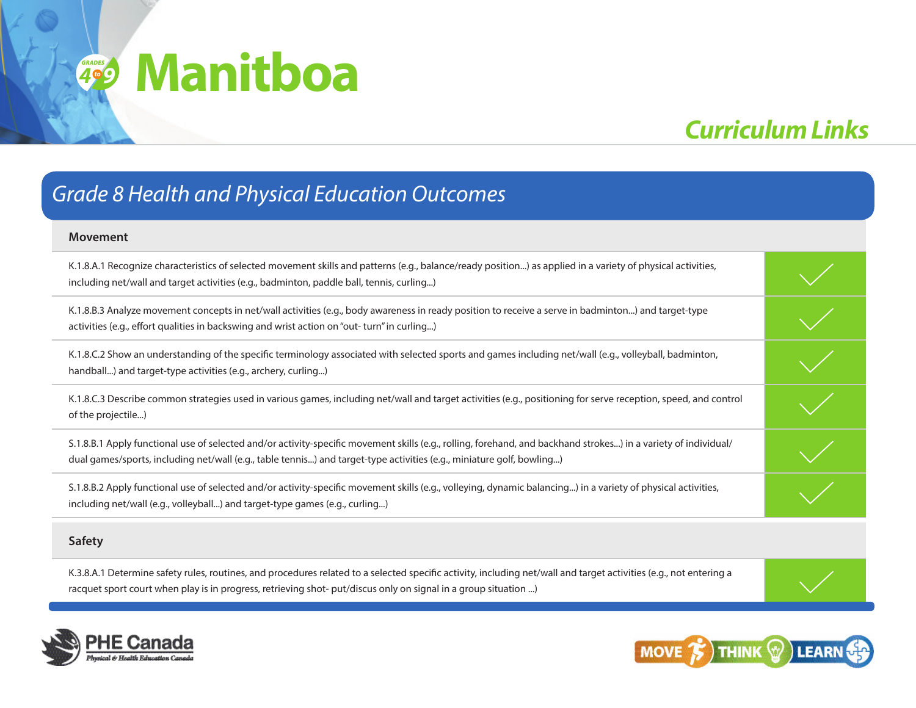# Manitboa

## Curriculum Links

### Grade 8 Health and Physical Education Outcomes

| Movement | |
|---|---|
| K.1.8.A.1 Recognize characteristics of selected movement skills and patterns (e.g., balance/ready position...) as applied in a variety of physical activities, including net/wall and target activities (e.g., badminton, paddle ball, tennis, curling...) | ✓ |
| K.1.8.B.3 Analyze movement concepts in net/wall activities (e.g., body awareness in ready position to receive a serve in badminton...) and target-type activities (e.g., effort qualities in backswing and wrist action on "out- turn" in curling...) | ✓ |
| K.1.8.C.2 Show an understanding of the specific terminology associated with selected sports and games including net/wall (e.g., volleyball, badminton, handball...) and target-type activities (e.g., archery, curling...) | ✓ |
| K.1.8.C.3 Describe common strategies used in various games, including net/wall and target activities (e.g., positioning for serve reception, speed, and control of the projectile...) | ✓ |
| S.1.8.B.1 Apply functional use of selected and/or activity-specific movement skills (e.g., rolling, forehand, and backhand strokes...) in a variety of individual/dual games/sports, including net/wall (e.g., table tennis...) and target-type activities (e.g., miniature golf, bowling...) | ✓ |
| S.1.8.B.2 Apply functional use of selected and/or activity-specific movement skills (e.g., volleying, dynamic balancing...) in a variety of physical activities, including net/wall (e.g., volleyball...) and target-type games (e.g., curling...) | ✓ |

| Safety | |
|---|---|
| K.3.8.A.1 Determine safety rules, routines, and procedures related to a selected specific activity, including net/wall and target activities (e.g., not entering a racquet sport court when play is in progress, retrieving shot- put/discus only on signal in a group situation ...) | ✓ |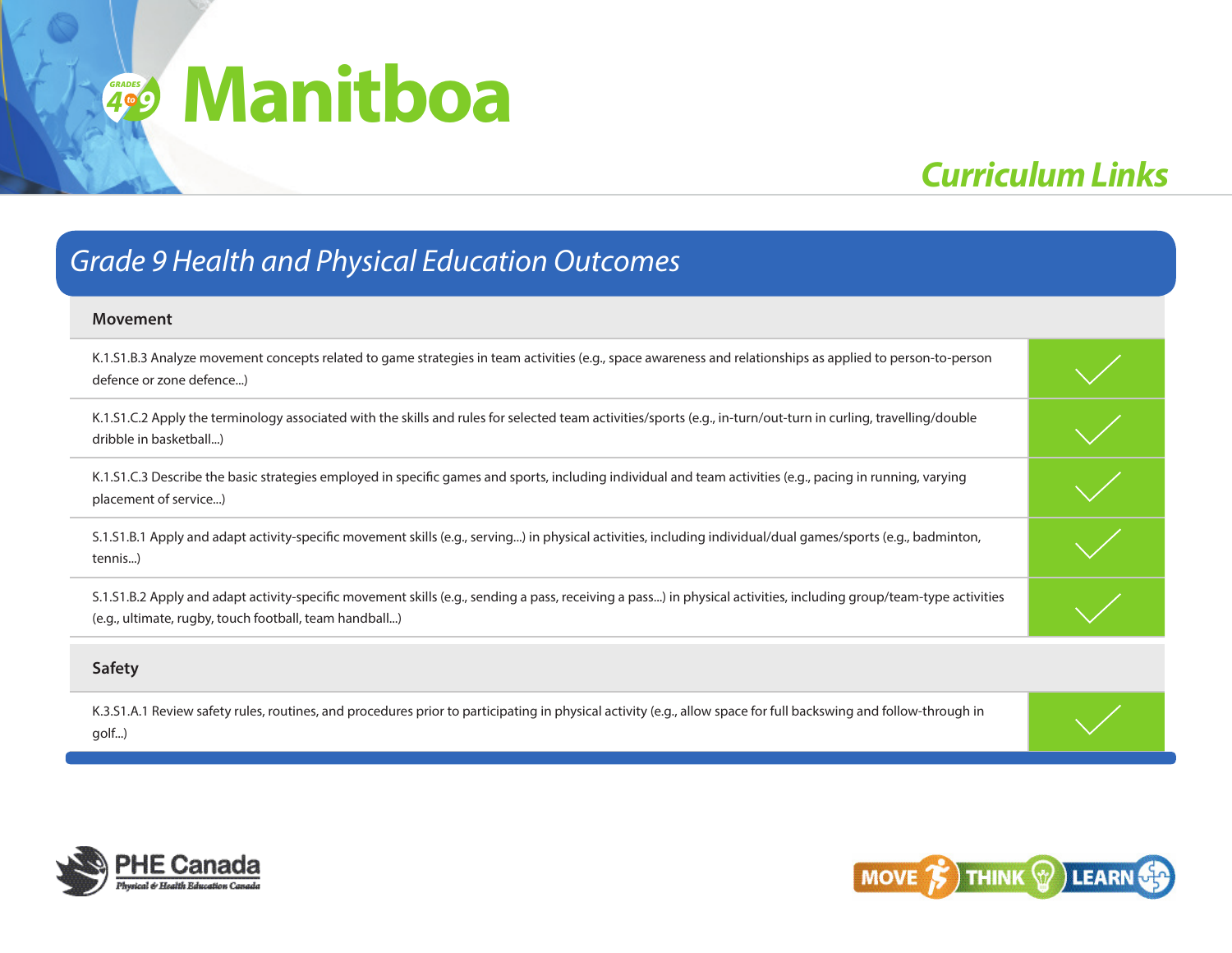# Manitboa

## Curriculum Links

## Grade 9 Health and Physical Education Outcomes

| Movement | |
|---|---|
| K.1.S1.B.3 Analyze movement concepts related to game strategies in team activities (e.g., space awareness and relationships as applied to person-to-person defence or zone defence...) | ✓ |
| K.1.S1.C.2 Apply the terminology associated with the skills and rules for selected team activities/sports (e.g., in-turn/out-turn in curling, travelling/double dribble in basketball...) | ✓ |
| K.1.S1.C.3 Describe the basic strategies employed in specific games and sports, including individual and team activities (e.g., pacing in running, varying placement of service...) | ✓ |
| S.1.S1.B.1 Apply and adapt activity-specific movement skills (e.g., serving...) in physical activities, including individual/dual games/sports (e.g., badminton, tennis...) | ✓ |
| S.1.S1.B.2 Apply and adapt activity-specific movement skills (e.g., sending a pass, receiving a pass...) in physical activities, including group/team-type activities (e.g., ultimate, rugby, touch football, team handball...) | ✓ |
| **Safety** | |
| K.3.S1.A.1 Review safety rules, routines, and procedures prior to participating in physical activity (e.g., allow space for full backswing and follow-through in golf...) | ✓ |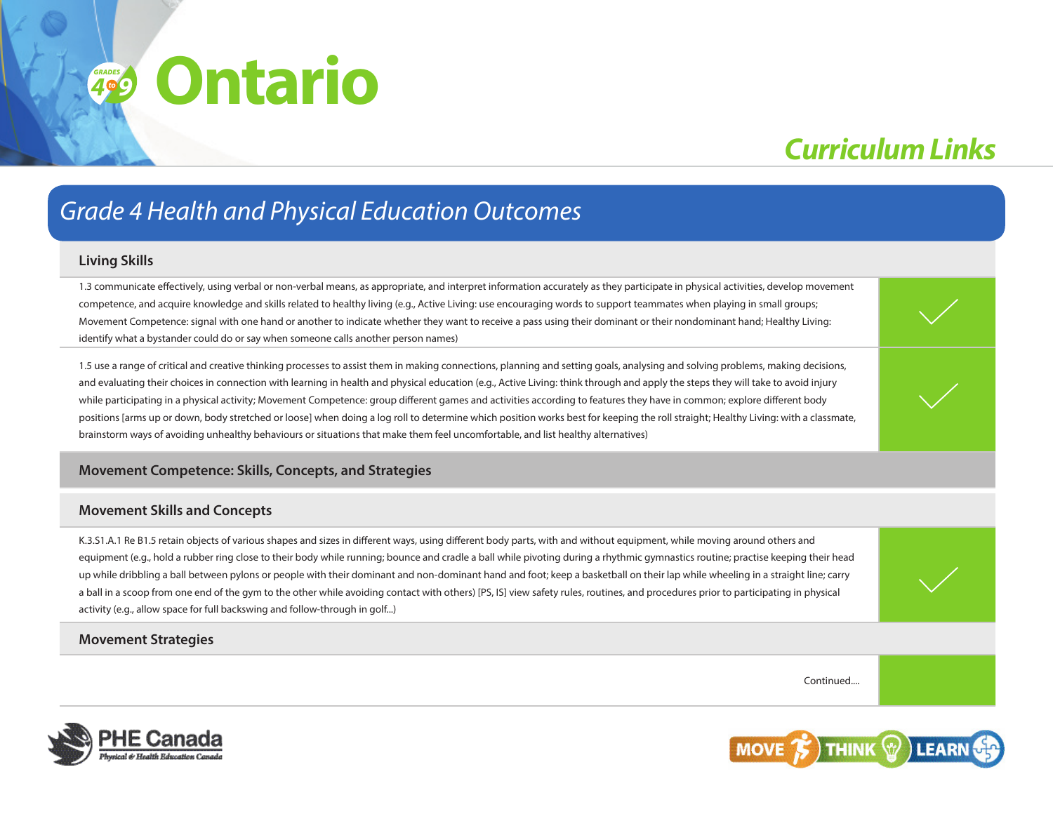# Ontario

## Curriculum Links

## Grade 4 Health and Physical Education Outcomes

| Living Skills | |
|---|---|
| 1.3 communicate effectively, using verbal or non-verbal means, as appropriate, and interpret information accurately as they participate in physical activities, develop movement competence, and acquire knowledge and skills related to healthy living (e.g., Active Living: use encouraging words to support teammates when playing in small groups; Movement Competence: signal with one hand or another to indicate whether they want to receive a pass using their dominant or their nondominant hand; Healthy Living: identify what a bystander could do or say when someone calls another person names) | ✓ |
| 1.5 use a range of critical and creative thinking processes to assist them in making connections, planning and setting goals, analysing and solving problems, making decisions, and evaluating their choices in connection with learning in health and physical education (e.g., Active Living: think through and apply the steps they will take to avoid injury while participating in a physical activity; Movement Competence: group different games and activities according to features they have in common; explore different body positions [arms up or down, body stretched or loose] when doing a log roll to determine which position works best for keeping the roll straight; Healthy Living: with a classmate, brainstorm ways of avoiding unhealthy behaviours or situations that make them feel uncomfortable, and list healthy alternatives) | ✓ |
| **Movement Competence: Skills, Concepts, and Strategies** | |
| **Movement Skills and Concepts** | |
| K.3.S1.A.1 Re B1.5 retain objects of various shapes and sizes in different ways, using different body parts, with and without equipment, while moving around others and equipment (e.g., hold a rubber ring close to their body while running; bounce and cradle a ball while pivoting during a rhythmic gymnastics routine; practise keeping their head up while dribbling a ball between pylons or people with their dominant and non-dominant hand and foot; keep a basketball on their lap while wheeling in a straight line; carry a ball in a scoop from one end of the gym to the other while avoiding contact with others) [PS, IS] view safety rules, routines, and procedures prior to participating in physical activity (e.g., allow space for full backswing and follow-through in golf...) | ✓ |
| **Movement Strategies** | |
| Continued.... | |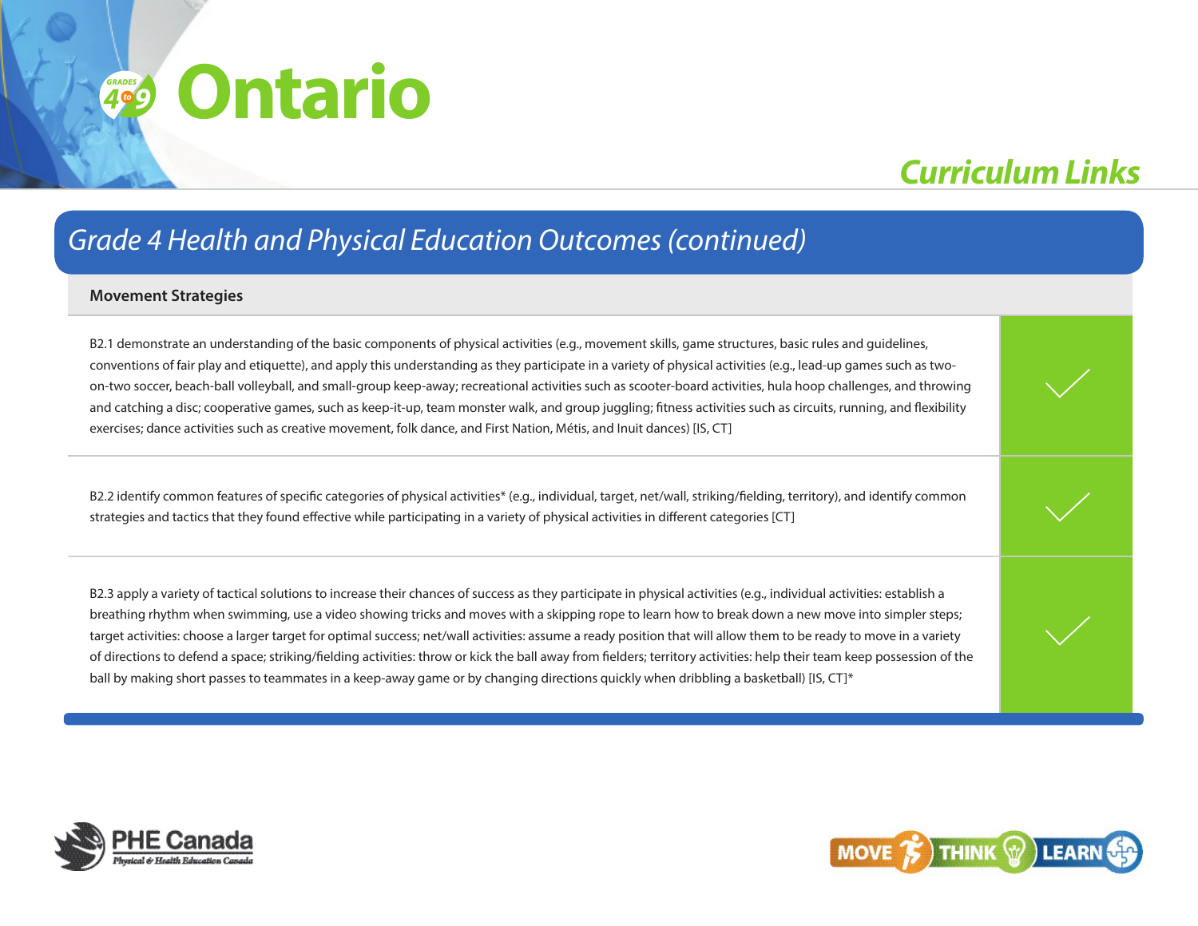# Ontario

## Curriculum Links

### Grade 4 Health and Physical Education Outcomes (continued)

| Movement Strategies | |
|---|---|
| B2.1 demonstrate an understanding of the basic components of physical activities (e.g., movement skills, game structures, basic rules and guidelines, conventions of fair play and etiquette), and apply this understanding as they participate in a variety of physical activities (e.g., lead-up games such as two-on-two soccer, beach-ball volleyball, and small-group keep-away; recreational activities such as scooter-board activities, hula hoop challenges, and throwing and catching a disc; cooperative games, such as keep-it-up, team monster walk, and group juggling; fitness activities such as circuits, running, and flexibility exercises; dance activities such as creative movement, folk dance, and First Nation, Métis, and Inuit dances) [IS, CT] | ✓ |
| B2.2 identify common features of specific categories of physical activities* (e.g., individual, target, net/wall, striking/fielding, territory), and identify common strategies and tactics that they found effective while participating in a variety of physical activities in different categories [CT] | ✓ |
| B2.3 apply a variety of tactical solutions to increase their chances of success as they participate in physical activities (e.g., individual activities: establish a breathing rhythm when swimming, use a video showing tricks and moves with a skipping rope to learn how to break down a new move into simpler steps; target activities: choose a larger target for optimal success; net/wall activities: assume a ready position that will allow them to be ready to move in a variety of directions to defend a space; striking/fielding activities: throw or kick the ball away from fielders; territory activities: help their team keep possession of the ball by making short passes to teammates in a keep-away game or by changing directions quickly when dribbling a basketball) [IS, CT]* | ✓ |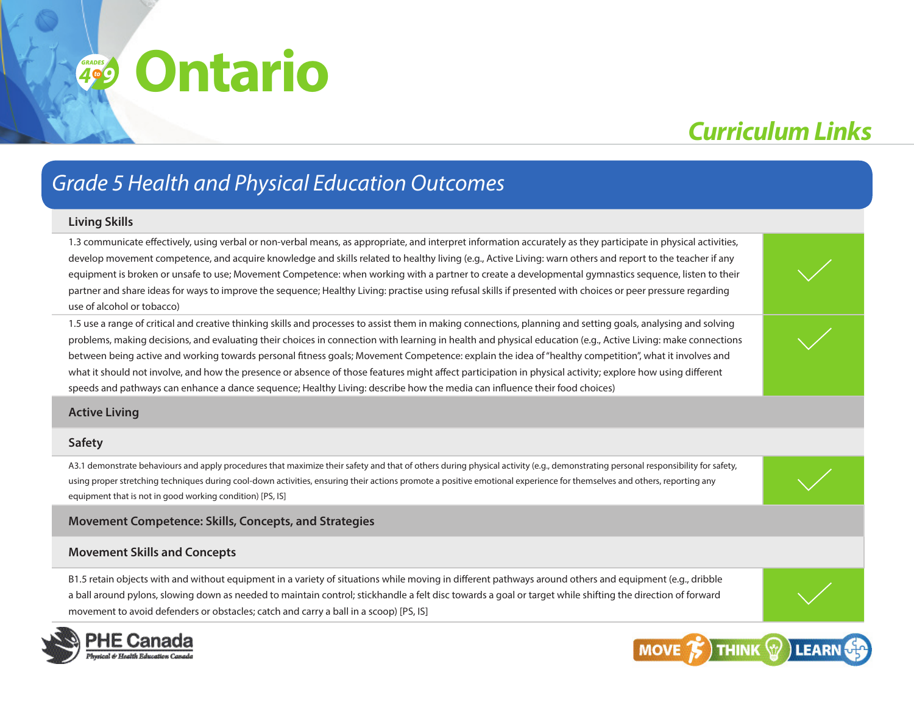# Ontario

## Curriculum Links

## Grade 5 Health and Physical Education Outcomes

| Living Skills | |
|---|---|
| 1.3 communicate effectively, using verbal or non-verbal means, as appropriate, and interpret information accurately as they participate in physical activities, develop movement competence, and acquire knowledge and skills related to healthy living (e.g., Active Living: warn others and report to the teacher if any equipment is broken or unsafe to use; Movement Competence: when working with a partner to create a developmental gymnastics sequence, listen to their partner and share ideas for ways to improve the sequence; Healthy Living: practise using refusal skills if presented with choices or peer pressure regarding use of alcohol or tobacco) | ✓ |
| 1.5 use a range of critical and creative thinking skills and processes to assist them in making connections, planning and setting goals, analysing and solving problems, making decisions, and evaluating their choices in connection with learning in health and physical education (e.g., Active Living: make connections between being active and working towards personal fitness goals; Movement Competence: explain the idea of "healthy competition", what it involves and what it should not involve, and how the presence or absence of those features might affect participation in physical activity; explore how using different speeds and pathways can enhance a dance sequence; Healthy Living: describe how the media can influence their food choices) | ✓ |
| **Active Living** | |
| **Safety** | |
| A3.1 demonstrate behaviours and apply procedures that maximize their safety and that of others during physical activity (e.g., demonstrating personal responsibility for safety, using proper stretching techniques during cool-down activities, ensuring their actions promote a positive emotional experience for themselves and others, reporting any equipment that is not in good working condition) [PS, IS] | ✓ |
| **Movement Competence: Skills, Concepts, and Strategies** | |
| **Movement Skills and Concepts** | |
| B1.5 retain objects with and without equipment in a variety of situations while moving in different pathways around others and equipment (e.g., dribble a ball around pylons, slowing down as needed to maintain control; stickhandle a felt disc towards a goal or target while shifting the direction of forward movement to avoid defenders or obstacles; catch and carry a ball in a scoop) [PS, IS] | ✓ |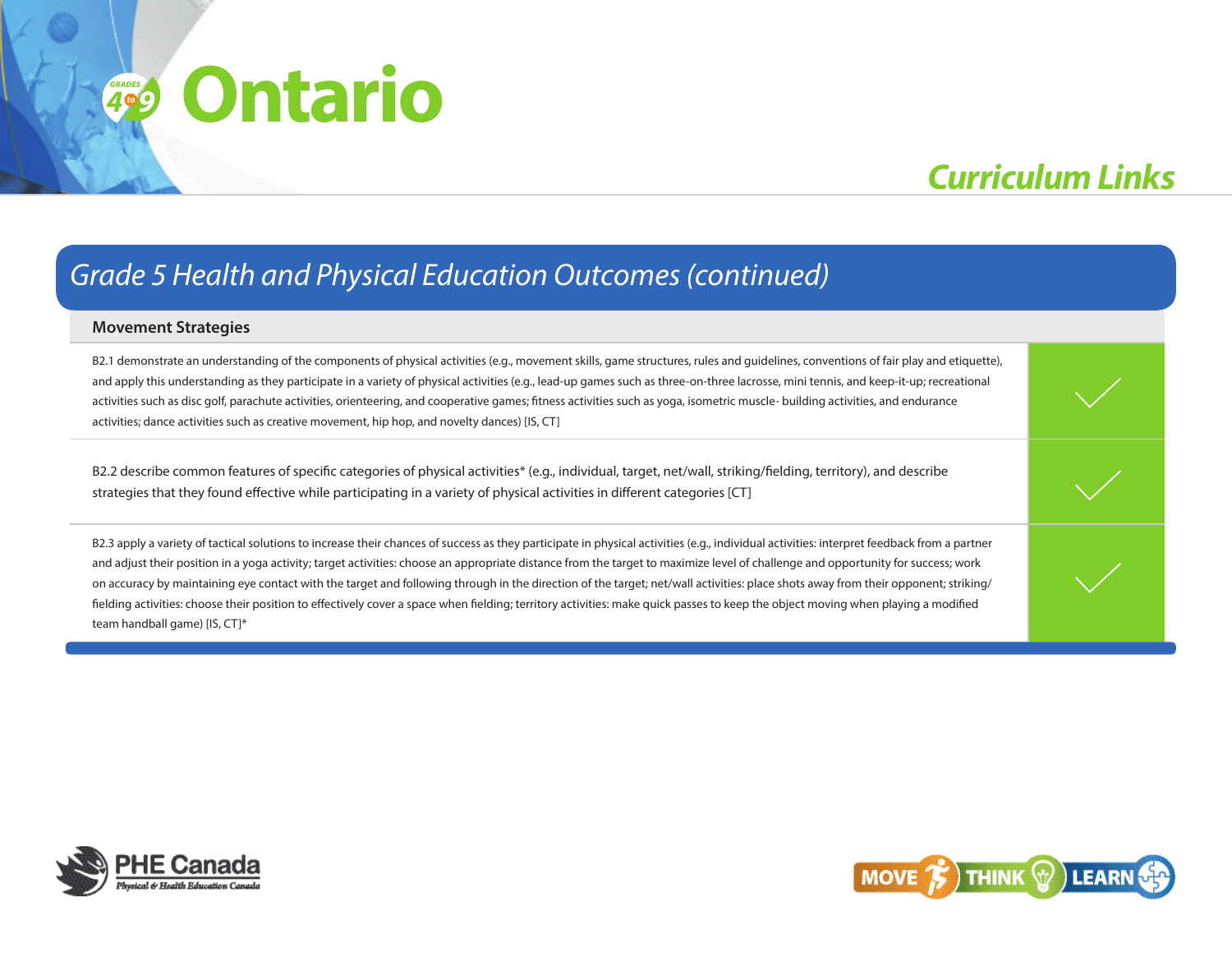## Grade 5 Health and Physical Education Outcomes (continued)

| Movement Strategies | |
|---|---|
| B2.1 demonstrate an understanding of the components of physical activities (e.g., movement skills, game structures, rules and guidelines, conventions of fair play and etiquette), and apply this understanding as they participate in a variety of physical activities (e.g., lead-up games such as three-on-three lacrosse, mini tennis, and keep-it-up; recreational activities such as disc golf, parachute activities, orienteering, and cooperative games; fitness activities such as yoga, isometric muscle- building activities, and endurance activities; dance activities such as creative movement, hip hop, and novelty dances) [IS, CT] | ✓ |
| B2.2 describe common features of specific categories of physical activities* (e.g., individual, target, net/wall, striking/fielding, territory), and describe strategies that they found effective while participating in a variety of physical activities in different categories [CT] | ✓ |
| B2.3 apply a variety of tactical solutions to increase their chances of success as they participate in physical activities (e.g., individual activities: interpret feedback from a partner and adjust their position in a yoga activity; target activities: choose an appropriate distance from the target to maximize level of challenge and opportunity for success; work on accuracy by maintaining eye contact with the target and following through in the direction of the target; net/wall activities: place shots away from their opponent; striking/fielding activities: choose their position to effectively cover a space when fielding; territory activities: make quick passes to keep the object moving when playing a modified team handball game) [IS, CT]* | ✓ |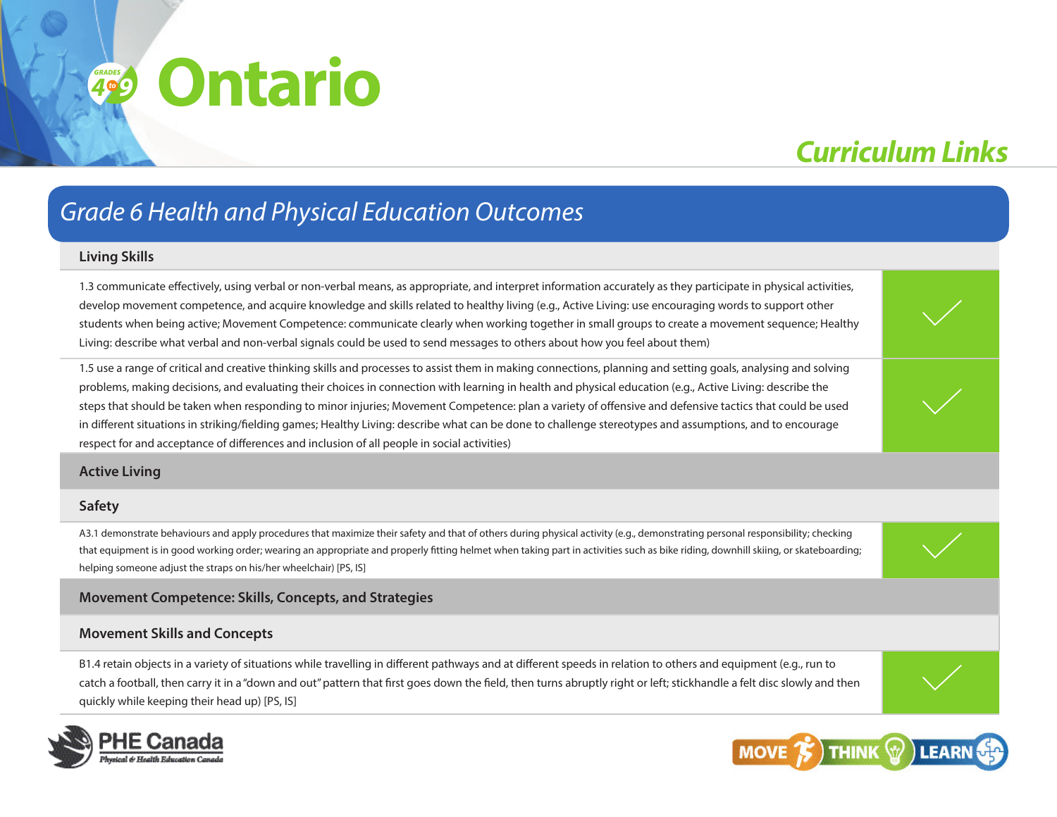# Ontario

## Curriculum Links

## Grade 6 Health and Physical Education Outcomes

| Outcome | |
|---|---|
| **Living Skills** | |
| 1.3 communicate effectively, using verbal or non-verbal means, as appropriate, and interpret information accurately as they participate in physical activities, develop movement competence, and acquire knowledge and skills related to healthy living (e.g., Active Living: use encouraging words to support other students when being active; Movement Competence: communicate clearly when working together in small groups to create a movement sequence; Healthy Living: describe what verbal and non-verbal signals could be used to send messages to others about how you feel about them) | ✓ |
| 1.5 use a range of critical and creative thinking skills and processes to assist them in making connections, planning and setting goals, analysing and solving problems, making decisions, and evaluating their choices in connection with learning in health and physical education (e.g., Active Living: describe the steps that should be taken when responding to minor injuries; Movement Competence: plan a variety of offensive and defensive tactics that could be used in different situations in striking/fielding games; Healthy Living: describe what can be done to challenge stereotypes and assumptions, and to encourage respect for and acceptance of differences and inclusion of all people in social activities) | ✓ |
| **Active Living** | |
| **Safety** | |
| A3.1 demonstrate behaviours and apply procedures that maximize their safety and that of others during physical activity (e.g., demonstrating personal responsibility; checking that equipment is in good working order; wearing an appropriate and properly fitting helmet when taking part in activities such as bike riding, downhill skiing, or skateboarding; helping someone adjust the straps on his/her wheelchair) [PS, IS] | ✓ |
| **Movement Competence: Skills, Concepts, and Strategies** | |
| **Movement Skills and Concepts** | |
| B1.4 retain objects in a variety of situations while travelling in different pathways and at different speeds in relation to others and equipment (e.g., run to catch a football, then carry it in a "down and out" pattern that first goes down the field, then turns abruptly right or left; stickhandle a felt disc slowly and then quickly while keeping their head up) [PS, IS] | ✓ |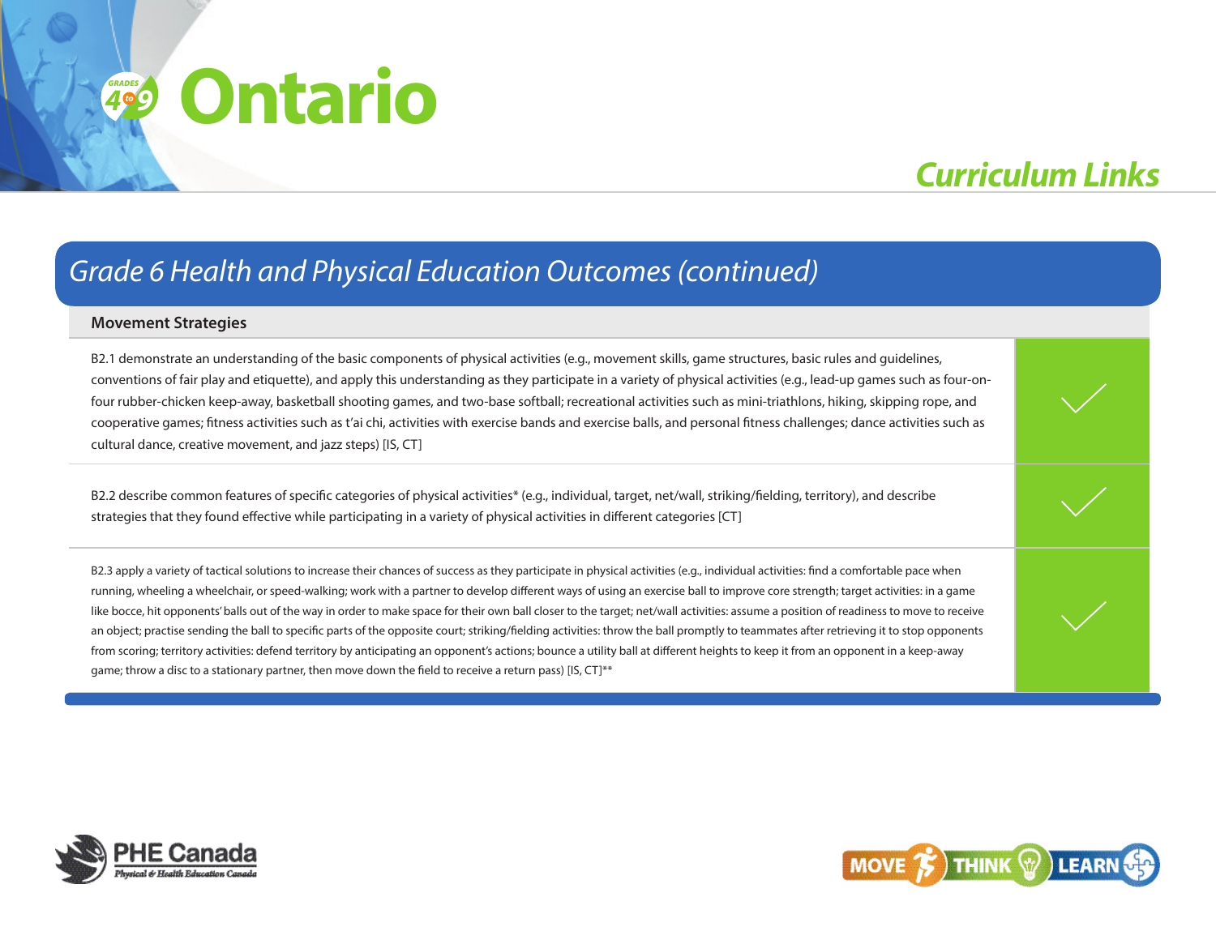# Ontario

## Curriculum Links

## Grade 6 Health and Physical Education Outcomes (continued)

| Movement Strategies | |
|---|---|
| B2.1 demonstrate an understanding of the basic components of physical activities (e.g., movement skills, game structures, basic rules and guidelines, conventions of fair play and etiquette), and apply this understanding as they participate in a variety of physical activities (e.g., lead-up games such as four-on-four rubber-chicken keep-away, basketball shooting games, and two-base softball; recreational activities such as mini-triathlons, hiking, skipping rope, and cooperative games; fitness activities such as t'ai chi, activities with exercise bands and exercise balls, and personal fitness challenges; dance activities such as cultural dance, creative movement, and jazz steps) [IS, CT] | ✓ |
| B2.2 describe common features of specific categories of physical activities* (e.g., individual, target, net/wall, striking/fielding, territory), and describe strategies that they found effective while participating in a variety of physical activities in different categories [CT] | ✓ |
| B2.3 apply a variety of tactical solutions to increase their chances of success as they participate in physical activities (e.g., individual activities: find a comfortable pace when running, wheeling a wheelchair, or speed-walking; work with a partner to develop different ways of using an exercise ball to improve core strength; target activities: in a game like bocce, hit opponents' balls out of the way in order to make space for their own ball closer to the target; net/wall activities: assume a position of readiness to move to receive an object; practise sending the ball to specific parts of the opposite court; striking/fielding activities: throw the ball promptly to teammates after retrieving it to stop opponents from scoring; territory activities: defend territory by anticipating an opponent's actions; bounce a utility ball at different heights to keep it from an opponent in a keep-away game; throw a disc to a stationary partner, then move down the field to receive a return pass) [IS, CT]** | ✓ |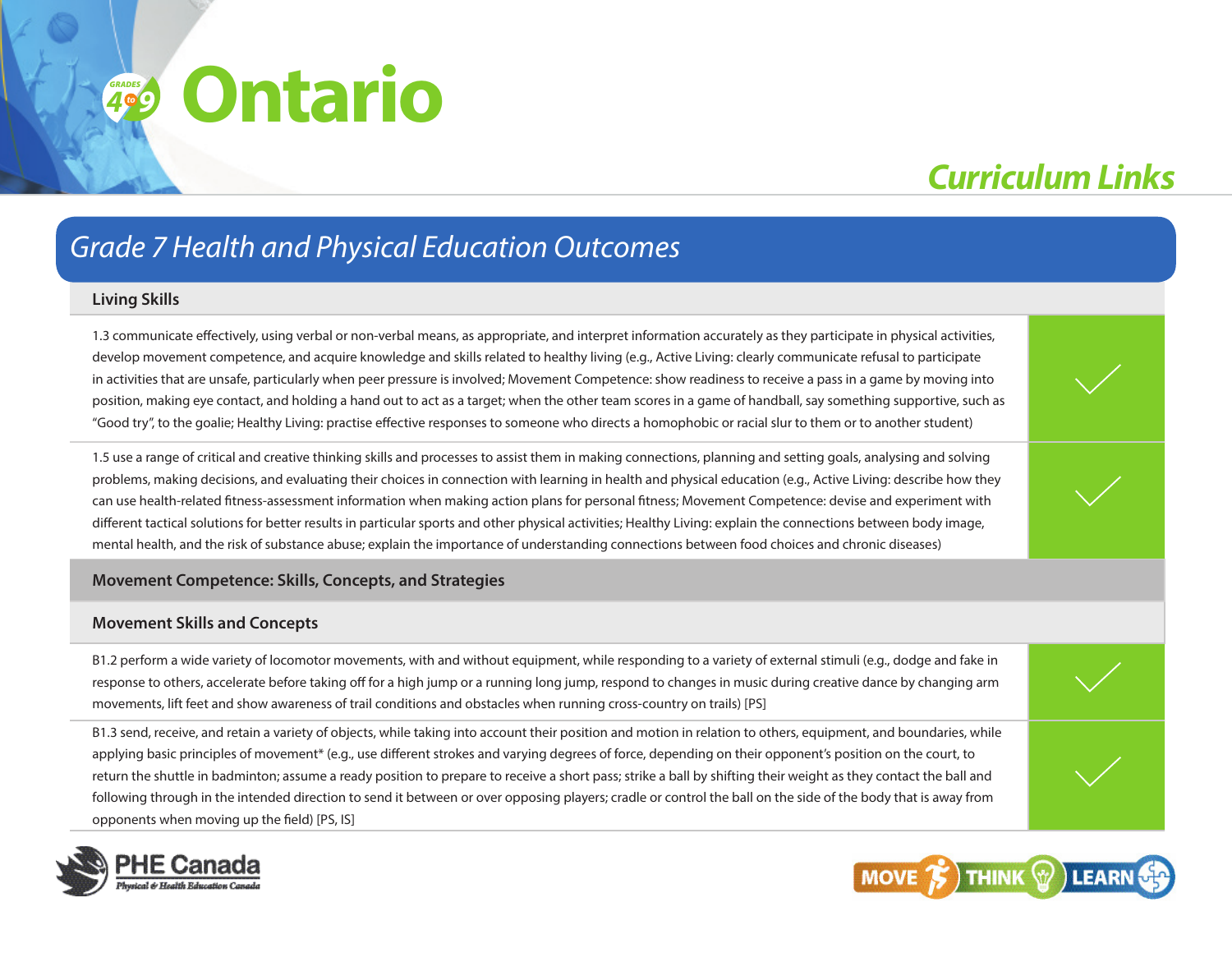# Ontario

## Curriculum Links

### Grade 7 Health and Physical Education Outcomes

| Living Skills | |
|---|---|
| 1.3 communicate effectively, using verbal or non-verbal means, as appropriate, and interpret information accurately as they participate in physical activities, develop movement competence, and acquire knowledge and skills related to healthy living (e.g., Active Living: clearly communicate refusal to participate in activities that are unsafe, particularly when peer pressure is involved; Movement Competence: show readiness to receive a pass in a game by moving into position, making eye contact, and holding a hand out to act as a target; when the other team scores in a game of handball, say something supportive, such as "Good try", to the goalie; Healthy Living: practise effective responses to someone who directs a homophobic or racial slur to them or to another student) | ✓ |
| 1.5 use a range of critical and creative thinking skills and processes to assist them in making connections, planning and setting goals, analysing and solving problems, making decisions, and evaluating their choices in connection with learning in health and physical education (e.g., Active Living: describe how they can use health-related fitness-assessment information when making action plans for personal fitness; Movement Competence: devise and experiment with different tactical solutions for better results in particular sports and other physical activities; Healthy Living: explain the connections between body image, mental health, and the risk of substance abuse; explain the importance of understanding connections between food choices and chronic diseases) | ✓ |
| **Movement Competence: Skills, Concepts, and Strategies** | |
| **Movement Skills and Concepts** | |
| B1.2 perform a wide variety of locomotor movements, with and without equipment, while responding to a variety of external stimuli (e.g., dodge and fake in response to others, accelerate before taking off for a high jump or a running long jump, respond to changes in music during creative dance by changing arm movements, lift feet and show awareness of trail conditions and obstacles when running cross-country on trails) [PS] | ✓ |
| B1.3 send, receive, and retain a variety of objects, while taking into account their position and motion in relation to others, equipment, and boundaries, while applying basic principles of movement* (e.g., use different strokes and varying degrees of force, depending on their opponent's position on the court, to return the shuttle in badminton; assume a ready position to prepare to receive a short pass; strike a ball by shifting their weight as they contact the ball and following through in the intended direction to send it between or over opposing players; cradle or control the ball on the side of the body that is away from opponents when moving up the field) [PS, IS] | ✓ |

PHE Canada — Physical & Health Education Canada

MOVE THINK LEARN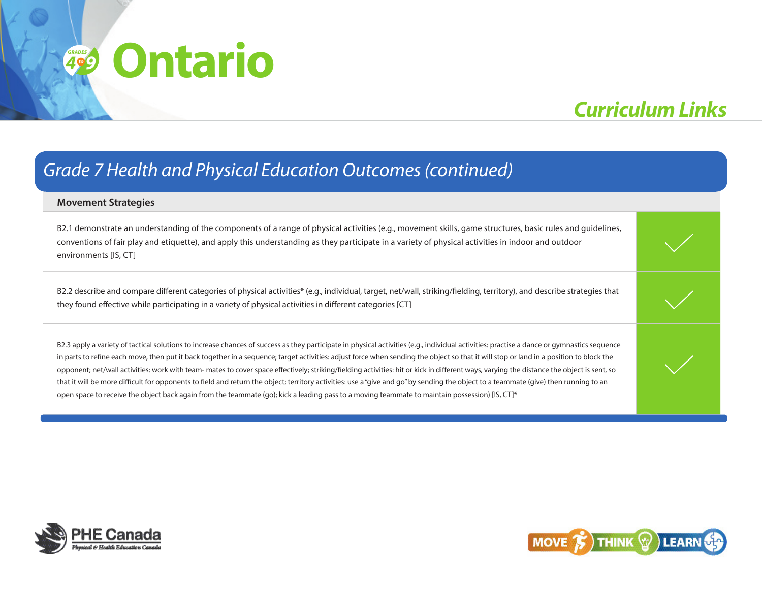## Grade 7 Health and Physical Education Outcomes (continued)

| Movement Strategies | |
| --- | --- |
| B2.1 demonstrate an understanding of the components of a range of physical activities (e.g., movement skills, game structures, basic rules and guidelines, conventions of fair play and etiquette), and apply this understanding as they participate in a variety of physical activities in indoor and outdoor environments [IS, CT] | ✓ |
| B2.2 describe and compare different categories of physical activities* (e.g., individual, target, net/wall, striking/fielding, territory), and describe strategies that they found effective while participating in a variety of physical activities in different categories [CT] | ✓ |
| B2.3 apply a variety of tactical solutions to increase chances of success as they participate in physical activities (e.g., individual activities: practise a dance or gymnastics sequence in parts to refine each move, then put it back together in a sequence; target activities: adjust force when sending the object so that it will stop or land in a position to block the opponent; net/wall activities: work with team- mates to cover space effectively; striking/fielding activities: hit or kick in different ways, varying the distance the object is sent, so that it will be more difficult for opponents to field and return the object; territory activities: use a "give and go" by sending the object to a teammate (give) then running to an open space to receive the object back again from the teammate (go); kick a leading pass to a moving teammate to maintain possession) [IS, CT]* | ✓ |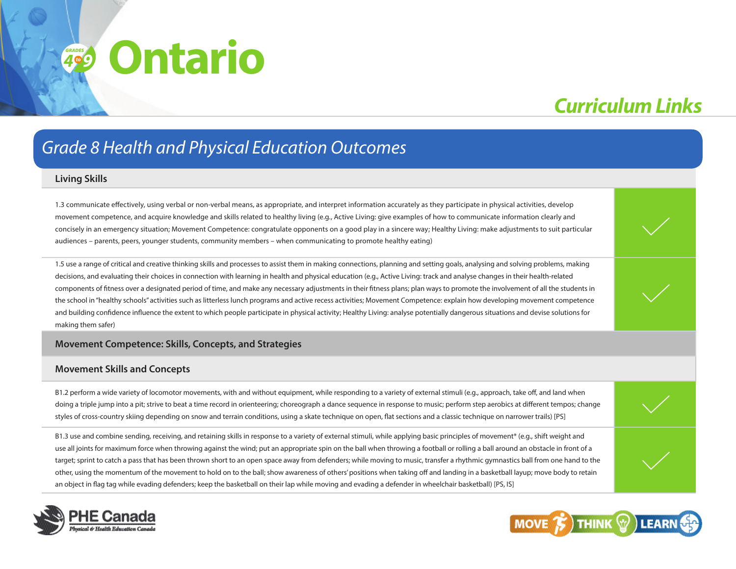# Ontario

## Curriculum Links

## Grade 8 Health and Physical Education Outcomes

| Living Skills | |
|---|---|
| 1.3 communicate effectively, using verbal or non-verbal means, as appropriate, and interpret information accurately as they participate in physical activities, develop movement competence, and acquire knowledge and skills related to healthy living (e.g., Active Living: give examples of how to communicate information clearly and concisely in an emergency situation; Movement Competence: congratulate opponents on a good play in a sincere way; Healthy Living: make adjustments to suit particular audiences – parents, peers, younger students, community members – when communicating to promote healthy eating) | ✓ |
| 1.5 use a range of critical and creative thinking skills and processes to assist them in making connections, planning and setting goals, analysing and solving problems, making decisions, and evaluating their choices in connection with learning in health and physical education (e.g., Active Living: track and analyse changes in their health-related components of fitness over a designated period of time, and make any necessary adjustments in their fitness plans; plan ways to promote the involvement of all the students in the school in "healthy schools" activities such as litterless lunch programs and active recess activities; Movement Competence: explain how developing movement competence and building confidence influence the extent to which people participate in physical activity; Healthy Living: analyse potentially dangerous situations and devise solutions for making them safer) | ✓ |
| **Movement Competence: Skills, Concepts, and Strategies** | |
| **Movement Skills and Concepts** | |
| B1.2 perform a wide variety of locomotor movements, with and without equipment, while responding to a variety of external stimuli (e.g., approach, take off, and land when doing a triple jump into a pit; strive to beat a time record in orienteering; choreograph a dance sequence in response to music; perform step aerobics at different tempos; change styles of cross-country skiing depending on snow and terrain conditions, using a skate technique on open, flat sections and a classic technique on narrower trails) [PS] | ✓ |
| B1.3 use and combine sending, receiving, and retaining skills in response to a variety of external stimuli, while applying basic principles of movement* (e.g., shift weight and use all joints for maximum force when throwing against the wind; put an appropriate spin on the ball when throwing a football or rolling a ball around an obstacle in front of a target; sprint to catch a pass that has been thrown short to an open space away from defenders; while moving to music, transfer a rhythmic gymnastics ball from one hand to the other, using the momentum of the movement to hold on to the ball; show awareness of others' positions when taking off and landing in a basketball layup; move body to retain an object in flag tag while evading defenders; keep the basketball on their lap while moving and evading a defender in wheelchair basketball) [PS, IS] | ✓ |

PHE Canada — Physical & Health Education Canada

MOVE THINK LEARN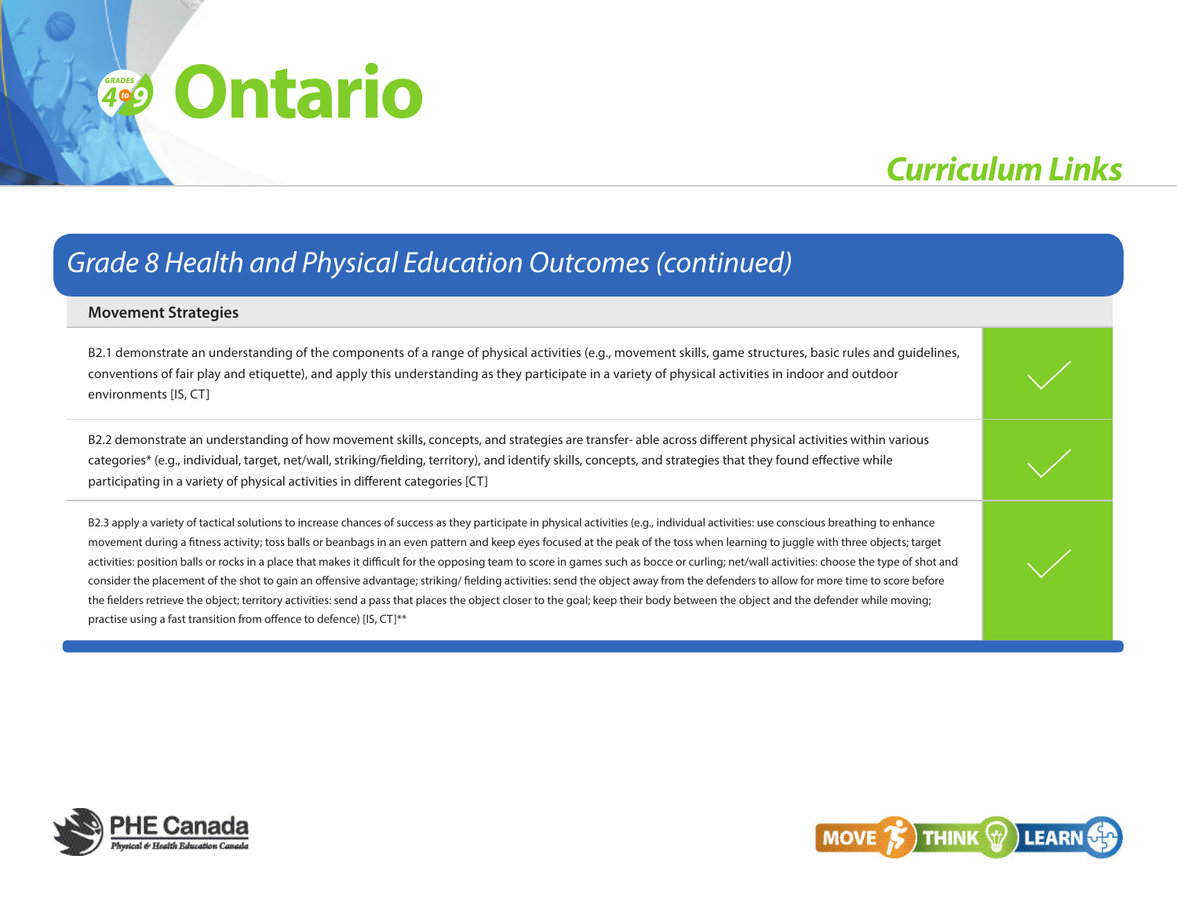## Grade 8 Health and Physical Education Outcomes (continued)

| Movement Strategies | |
|---|---|
| B2.1 demonstrate an understanding of the components of a range of physical activities (e.g., movement skills, game structures, basic rules and guidelines, conventions of fair play and etiquette), and apply this understanding as they participate in a variety of physical activities in indoor and outdoor environments [IS, CT] | ✓ |
| B2.2 demonstrate an understanding of how movement skills, concepts, and strategies are transfer- able across different physical activities within various categories* (e.g., individual, target, net/wall, striking/fielding, territory), and identify skills, concepts, and strategies that they found effective while participating in a variety of physical activities in different categories [CT] | ✓ |
| B2.3 apply a variety of tactical solutions to increase chances of success as they participate in physical activities (e.g., individual activities: use conscious breathing to enhance movement during a fitness activity; toss balls or beanbags in an even pattern and keep eyes focused at the peak of the toss when learning to juggle with three objects; target activities: position balls or rocks in a place that makes it difficult for the opposing team to score in games such as bocce or curling; net/wall activities: choose the type of shot and consider the placement of the shot to gain an offensive advantage; striking/ fielding activities: send the object away from the defenders to allow for more time to score before the fielders retrieve the object; territory activities: send a pass that places the object closer to the goal; keep their body between the object and the defender while moving; practise using a fast transition from offence to defence) [IS, CT]** | ✓ |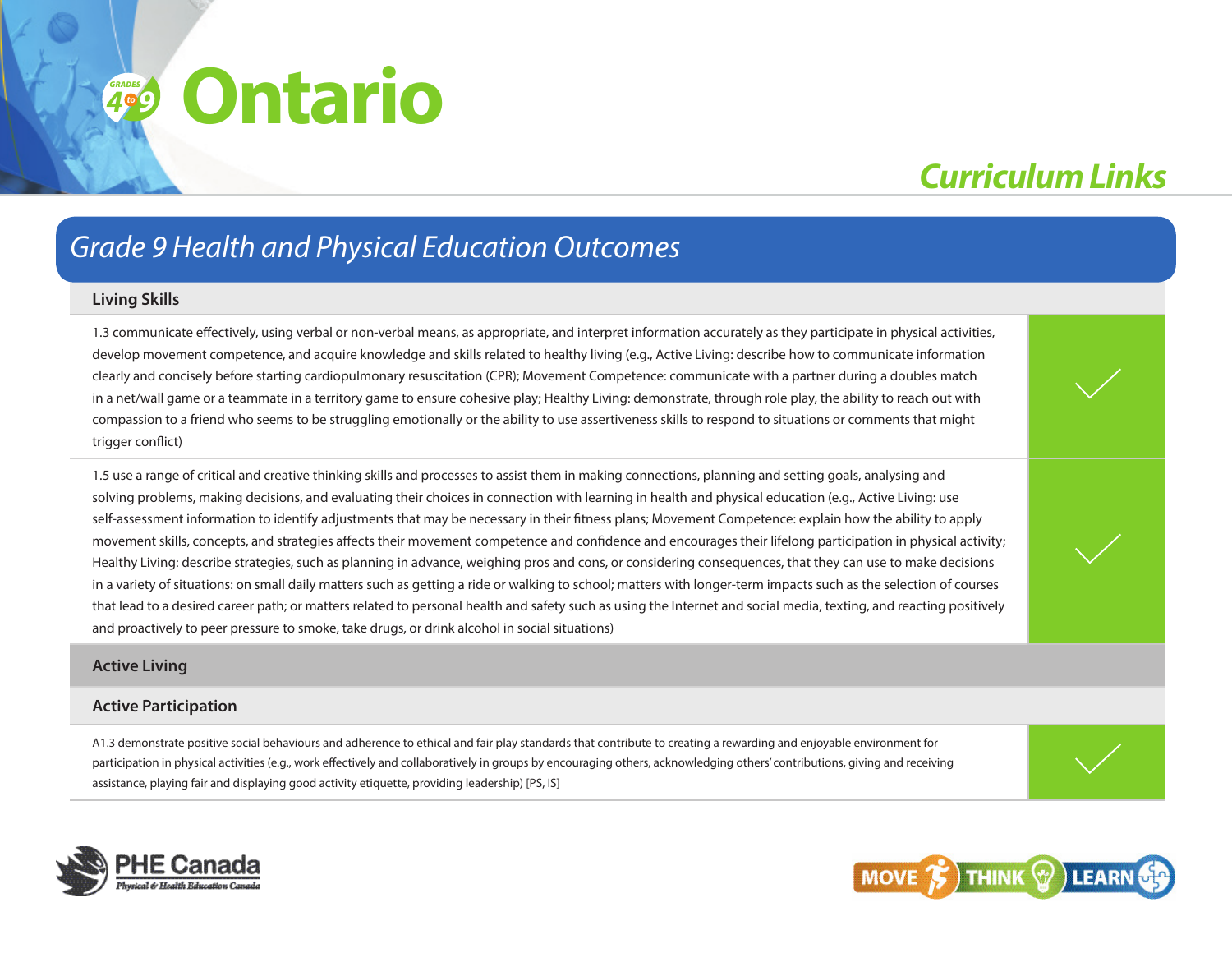# Ontario

## Curriculum Links

## Grade 9 Health and Physical Education Outcomes

| Living Skills | |
|---|---|
| 1.3 communicate effectively, using verbal or non-verbal means, as appropriate, and interpret information accurately as they participate in physical activities, develop movement competence, and acquire knowledge and skills related to healthy living (e.g., Active Living: describe how to communicate information clearly and concisely before starting cardiopulmonary resuscitation (CPR); Movement Competence: communicate with a partner during a doubles match in a net/wall game or a teammate in a territory game to ensure cohesive play; Healthy Living: demonstrate, through role play, the ability to reach out with compassion to a friend who seems to be struggling emotionally or the ability to use assertiveness skills to respond to situations or comments that might trigger conflict) | ✓ |
| 1.5 use a range of critical and creative thinking skills and processes to assist them in making connections, planning and setting goals, analysing and solving problems, making decisions, and evaluating their choices in connection with learning in health and physical education (e.g., Active Living: use self-assessment information to identify adjustments that may be necessary in their fitness plans; Movement Competence: explain how the ability to apply movement skills, concepts, and strategies affects their movement competence and confidence and encourages their lifelong participation in physical activity; Healthy Living: describe strategies, such as planning in advance, weighing pros and cons, or considering consequences, that they can use to make decisions in a variety of situations: on small daily matters such as getting a ride or walking to school; matters with longer-term impacts such as the selection of courses that lead to a desired career path; or matters related to personal health and safety such as using the Internet and social media, texting, and reacting positively and proactively to peer pressure to smoke, take drugs, or drink alcohol in social situations) | ✓ |
| **Active Living** | |
| **Active Participation** | |
| A1.3 demonstrate positive social behaviours and adherence to ethical and fair play standards that contribute to creating a rewarding and enjoyable environment for participation in physical activities (e.g., work effectively and collaboratively in groups by encouraging others, acknowledging others' contributions, giving and receiving assistance, playing fair and displaying good activity etiquette, providing leadership) [PS, IS] | ✓ |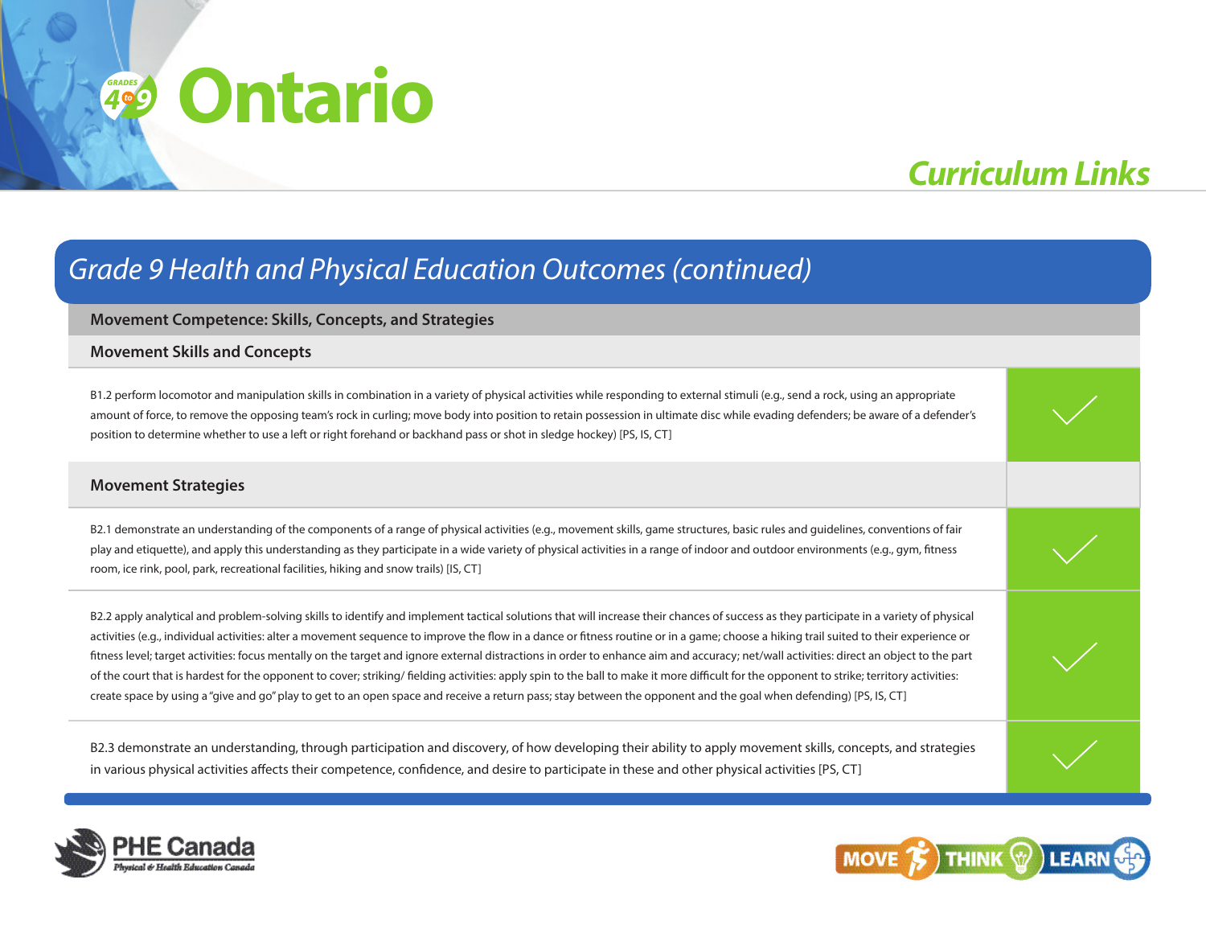# Ontario

## Curriculum Links

## Grade 9 Health and Physical Education Outcomes (continued)

| Movement Competence: Skills, Concepts, and Strategies | |
|---|---|
| **Movement Skills and Concepts** | |
| B1.2 perform locomotor and manipulation skills in combination in a variety of physical activities while responding to external stimuli (e.g., send a rock, using an appropriate amount of force, to remove the opposing team's rock in curling; move body into position to retain possession in ultimate disc while evading defenders; be aware of a defender's position to determine whether to use a left or right forehand or backhand pass or shot in sledge hockey) [PS, IS, CT] | ✓ |
| **Movement Strategies** | |
| B2.1 demonstrate an understanding of the components of a range of physical activities (e.g., movement skills, game structures, basic rules and guidelines, conventions of fair play and etiquette), and apply this understanding as they participate in a wide variety of physical activities in a range of indoor and outdoor environments (e.g., gym, fitness room, ice rink, pool, park, recreational facilities, hiking and snow trails) [IS, CT] | ✓ |
| B2.2 apply analytical and problem-solving skills to identify and implement tactical solutions that will increase their chances of success as they participate in a variety of physical activities (e.g., individual activities: alter a movement sequence to improve the flow in a dance or fitness routine or in a game; choose a hiking trail suited to their experience or fitness level; target activities: focus mentally on the target and ignore external distractions in order to enhance aim and accuracy; net/wall activities: direct an object to the part of the court that is hardest for the opponent to cover; striking/ fielding activities: apply spin to the ball to make it more difficult for the opponent to strike; territory activities: create space by using a "give and go" play to get to an open space and receive a return pass; stay between the opponent and the goal when defending) [PS, IS, CT] | ✓ |
| B2.3 demonstrate an understanding, through participation and discovery, of how developing their ability to apply movement skills, concepts, and strategies in various physical activities affects their competence, confidence, and desire to participate in these and other physical activities [PS, CT] | ✓ |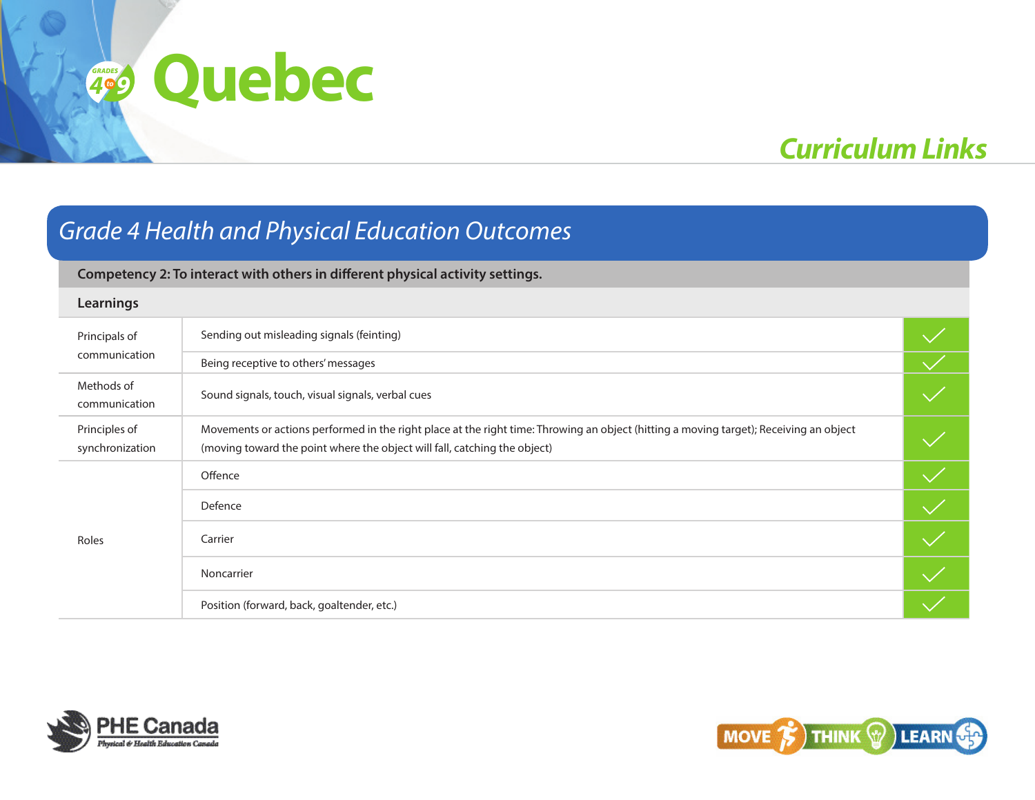# Quebec

## Curriculum Links

### Grade 4 Health and Physical Education Outcomes

| Competency 2: To interact with others in different physical activity settings. | | |
|---|---|---|
| **Learnings** | | |
| Principals of communication | Sending out misleading signals (feinting) | ✓ |
| | Being receptive to others' messages | ✓ |
| Methods of communication | Sound signals, touch, visual signals, verbal cues | ✓ |
| Principles of synchronization | Movements or actions performed in the right place at the right time: Throwing an object (hitting a moving target); Receiving an object (moving toward the point where the object will fall, catching the object) | ✓ |
| Roles | Offence | ✓ |
| | Defence | ✓ |
| | Carrier | ✓ |
| | Noncarrier | ✓ |
| | Position (forward, back, goaltender, etc.) | ✓ |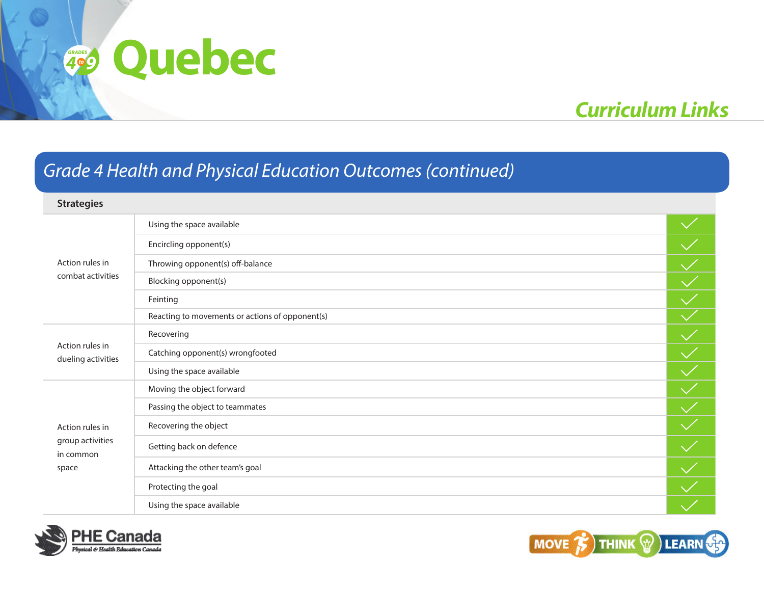# Quebec

## Curriculum Links

### Grade 4 Health and Physical Education Outcomes (continued)

| Strategies | | |
|---|---|---|
| Action rules in combat activities | Using the space available | ✓ |
| | Encircling opponent(s) | ✓ |
| | Throwing opponent(s) off-balance | ✓ |
| | Blocking opponent(s) | ✓ |
| | Feinting | ✓ |
| | Reacting to movements or actions of opponent(s) | ✓ |
| Action rules in dueling activities | Recovering | ✓ |
| | Catching opponent(s) wrongfooted | ✓ |
| | Using the space available | ✓ |
| Action rules in group activities in common space | Moving the object forward | ✓ |
| | Passing the object to teammates | ✓ |
| | Recovering the object | ✓ |
| | Getting back on defence | ✓ |
| | Attacking the other team's goal | ✓ |
| | Protecting the goal | ✓ |
| | Using the space available | ✓ |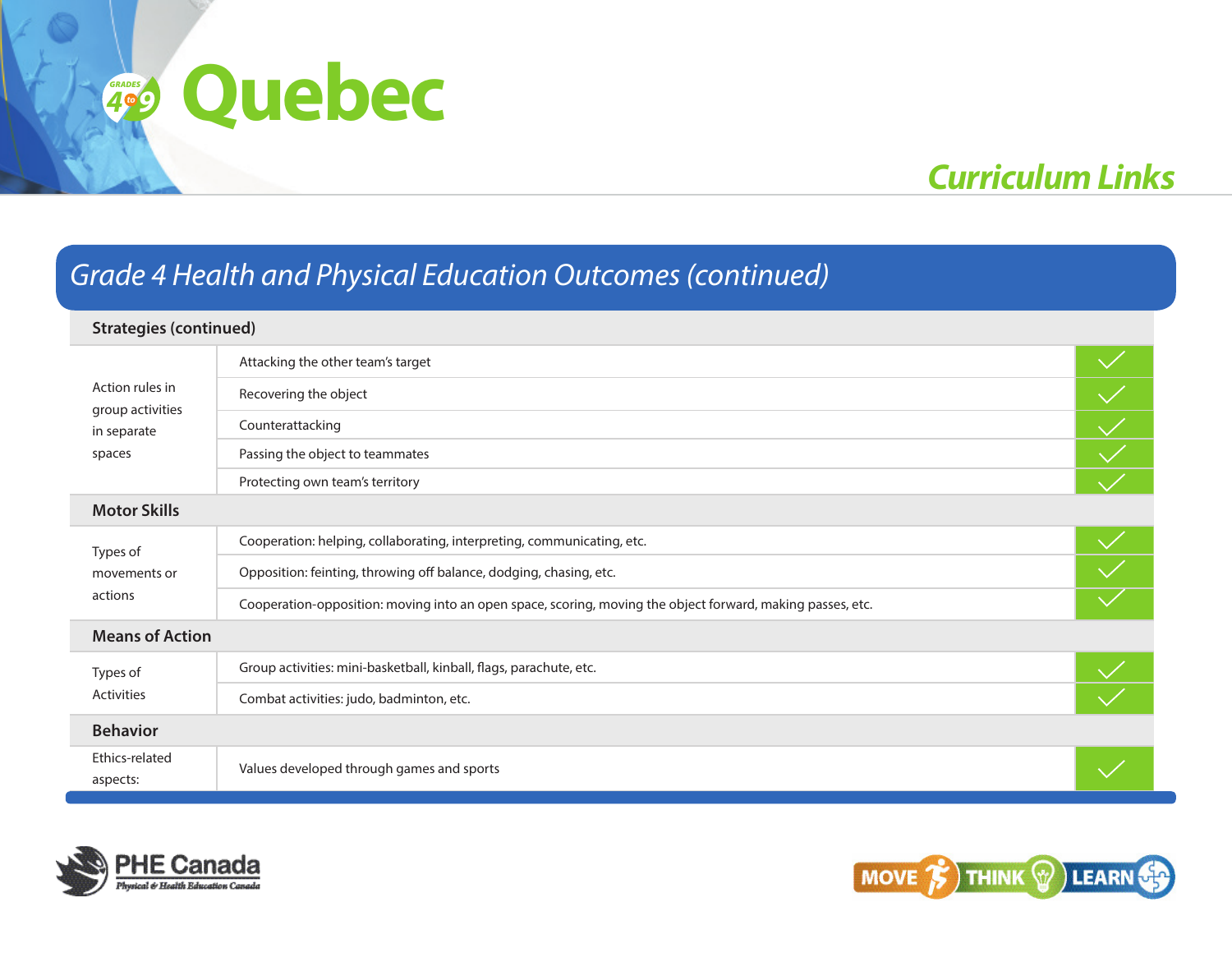# Quebec

## Curriculum Links

## Grade 4 Health and Physical Education Outcomes (continued)

| Strategies (continued) | | |
|---|---|---|
| Action rules in group activities in separate spaces | Attacking the other team's target | ✓ |
| | Recovering the object | ✓ |
| | Counterattacking | ✓ |
| | Passing the object to teammates | ✓ |
| | Protecting own team's territory | ✓ |
| **Motor Skills** | | |
| Types of movements or actions | Cooperation: helping, collaborating, interpreting, communicating, etc. | ✓ |
| | Opposition: feinting, throwing off balance, dodging, chasing, etc. | ✓ |
| | Cooperation-opposition: moving into an open space, scoring, moving the object forward, making passes, etc. | ✓ |
| **Means of Action** | | |
| Types of Activities | Group activities: mini-basketball, kinball, flags, parachute, etc. | ✓ |
| | Combat activities: judo, badminton, etc. | ✓ |
| **Behavior** | | |
| Ethics-related aspects: | Values developed through games and sports | ✓ |

PHE Canada — Physical & Health Education Canada

MOVE THINK LEARN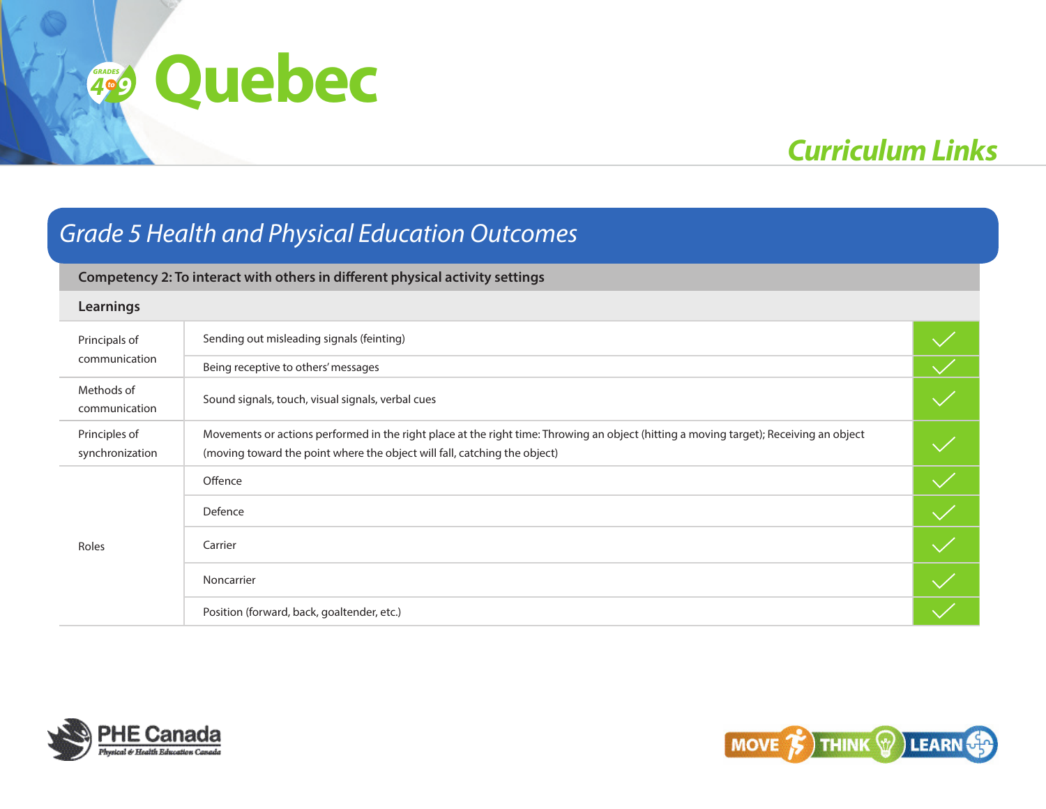# Quebec

## Curriculum Links

## Grade 5 Health and Physical Education Outcomes

| Competency 2: To interact with others in different physical activity settings | | |
|---|---|---|
| **Learnings** | | |
| Principals of communication | Sending out misleading signals (feinting) | ✓ |
| | Being receptive to others' messages | ✓ |
| Methods of communication | Sound signals, touch, visual signals, verbal cues | ✓ |
| Principles of synchronization | Movements or actions performed in the right place at the right time: Throwing an object (hitting a moving target); Receiving an object (moving toward the point where the object will fall, catching the object) | ✓ |
| Roles | Offence | ✓ |
| | Defence | ✓ |
| | Carrier | ✓ |
| | Noncarrier | ✓ |
| | Position (forward, back, goaltender, etc.) | ✓ |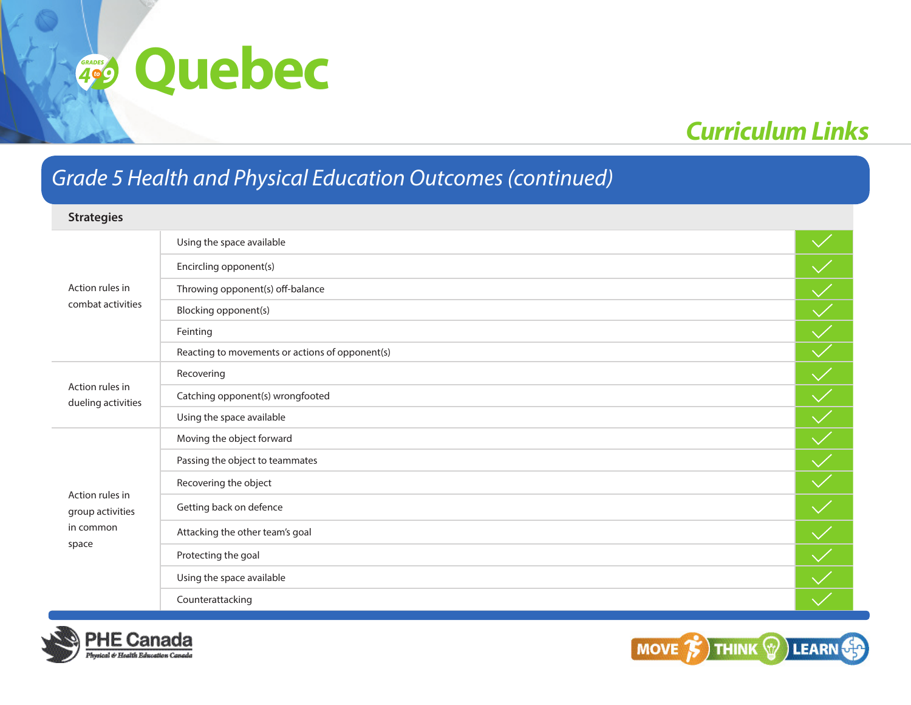# Quebec

## Curriculum Links

### Grade 5 Health and Physical Education Outcomes (continued)

| Strategies | | |
|---|---|---|
| Action rules in combat activities | Using the space available | ✓ |
| | Encircling opponent(s) | ✓ |
| | Throwing opponent(s) off-balance | ✓ |
| | Blocking opponent(s) | ✓ |
| | Feinting | ✓ |
| | Reacting to movements or actions of opponent(s) | ✓ |
| Action rules in dueling activities | Recovering | ✓ |
| | Catching opponent(s) wrongfooted | ✓ |
| | Using the space available | ✓ |
| Action rules in group activities in common space | Moving the object forward | ✓ |
| | Passing the object to teammates | ✓ |
| | Recovering the object | ✓ |
| | Getting back on defence | ✓ |
| | Attacking the other team's goal | ✓ |
| | Protecting the goal | ✓ |
| | Using the space available | ✓ |
| | Counterattacking | ✓ |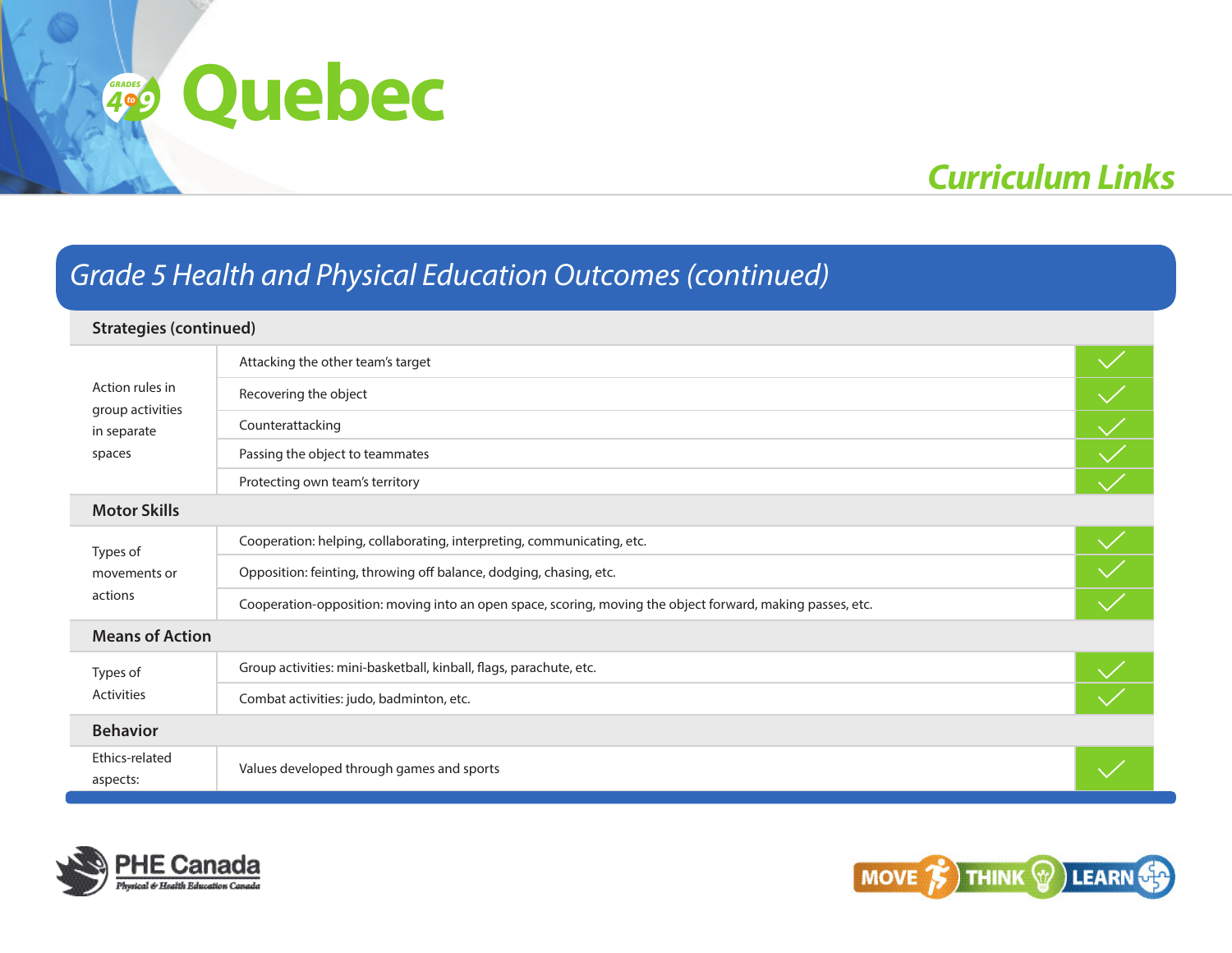# Quebec

## Curriculum Links

## Grade 5 Health and Physical Education Outcomes (continued)

| | | |
|---|---|---|
| **Strategies (continued)** | | |
| Action rules in group activities in separate spaces | Attacking the other team's target | ✓ |
| | Recovering the object | ✓ |
| | Counterattacking | ✓ |
| | Passing the object to teammates | ✓ |
| | Protecting own team's territory | ✓ |
| **Motor Skills** | | |
| Types of movements or actions | Cooperation: helping, collaborating, interpreting, communicating, etc. | ✓ |
| | Opposition: feinting, throwing off balance, dodging, chasing, etc. | ✓ |
| | Cooperation-opposition: moving into an open space, scoring, moving the object forward, making passes, etc. | ✓ |
| **Means of Action** | | |
| Types of Activities | Group activities: mini-basketball, kinball, flags, parachute, etc. | ✓ |
| | Combat activities: judo, badminton, etc. | ✓ |
| **Behavior** | | |
| Ethics-related aspects: | Values developed through games and sports | ✓ |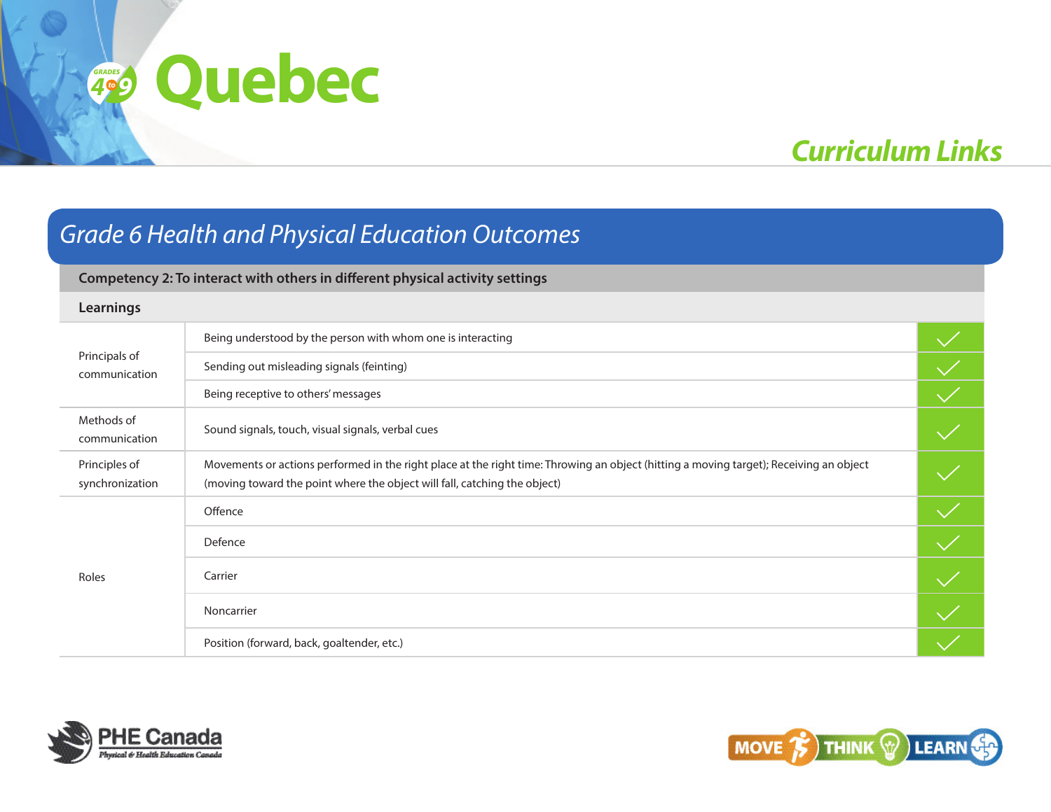# Quebec

## Curriculum Links

### Grade 6 Health and Physical Education Outcomes

| Competency 2: To interact with others in different physical activity settings | | |
|---|---|---|
| **Learnings** | | |
| Principals of communication | Being understood by the person with whom one is interacting | ✓ |
| | Sending out misleading signals (feinting) | ✓ |
| | Being receptive to others' messages | ✓ |
| Methods of communication | Sound signals, touch, visual signals, verbal cues | ✓ |
| Principles of synchronization | Movements or actions performed in the right place at the right time: Throwing an object (hitting a moving target); Receiving an object (moving toward the point where the object will fall, catching the object) | ✓ |
| Roles | Offence | ✓ |
| | Defence | ✓ |
| | Carrier | ✓ |
| | Noncarrier | ✓ |
| | Position (forward, back, goaltender, etc.) | ✓ |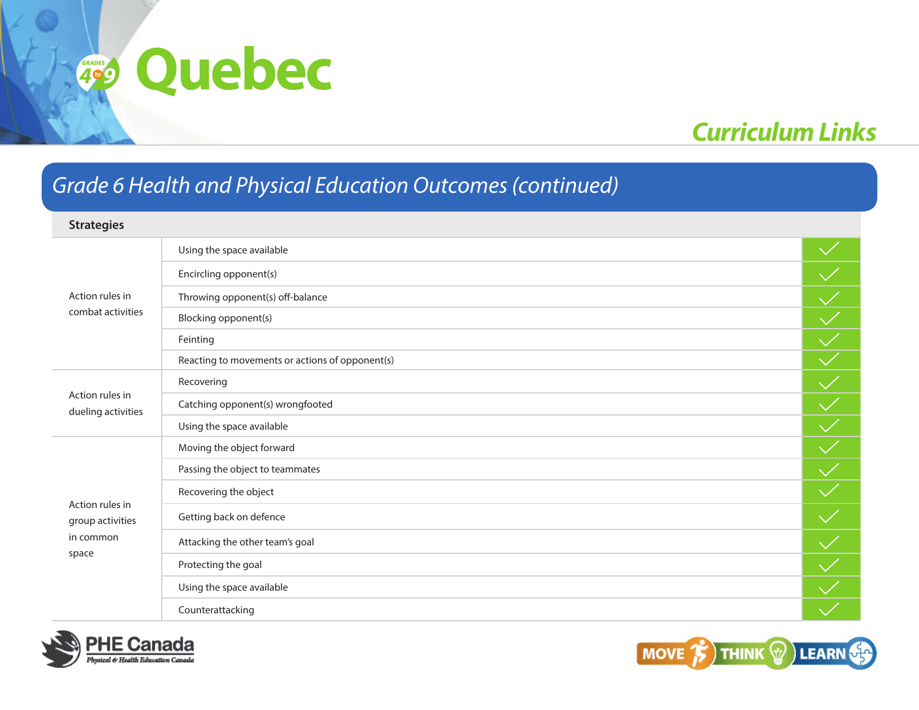# Quebec

## Curriculum Links

## Grade 6 Health and Physical Education Outcomes (continued)

| Strategies | | |
|---|---|---|
| Action rules in combat activities | Using the space available | ✓ |
| | Encircling opponent(s) | ✓ |
| | Throwing opponent(s) off-balance | ✓ |
| | Blocking opponent(s) | ✓ |
| | Feinting | ✓ |
| | Reacting to movements or actions of opponent(s) | ✓ |
| Action rules in dueling activities | Recovering | ✓ |
| | Catching opponent(s) wrongfooted | ✓ |
| | Using the space available | ✓ |
| Action rules in group activities in common space | Moving the object forward | ✓ |
| | Passing the object to teammates | ✓ |
| | Recovering the object | ✓ |
| | Getting back on defence | ✓ |
| | Attacking the other team's goal | ✓ |
| | Protecting the goal | ✓ |
| | Using the space available | ✓ |
| | Counterattacking | ✓ |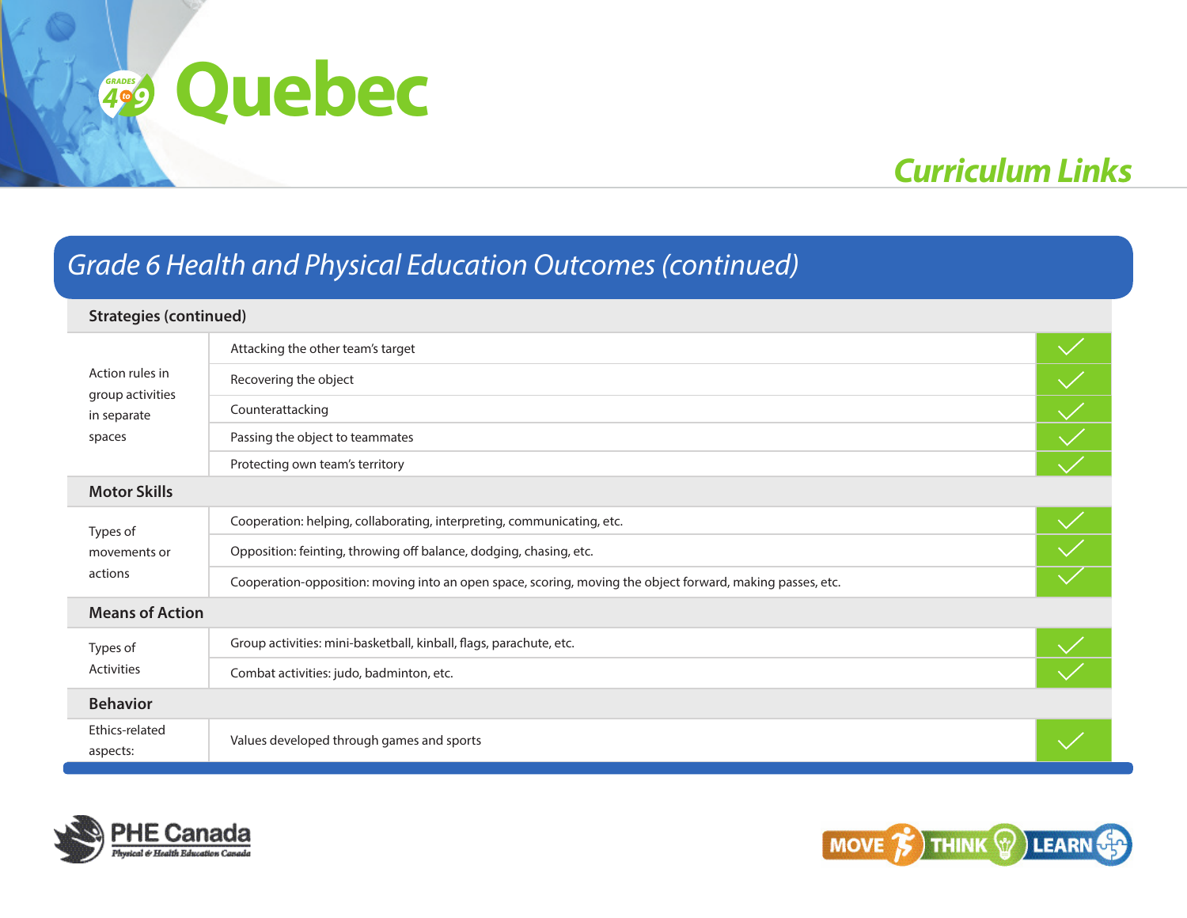# Quebec

## Curriculum Links

### Grade 6 Health and Physical Education Outcomes (continued)

| | | |
|---|---|---|
| **Strategies (continued)** | | |
| Action rules in group activities in separate spaces | Attacking the other team's target | ✓ |
| | Recovering the object | ✓ |
| | Counterattacking | ✓ |
| | Passing the object to teammates | ✓ |
| | Protecting own team's territory | ✓ |
| **Motor Skills** | | |
| Types of movements or actions | Cooperation: helping, collaborating, interpreting, communicating, etc. | ✓ |
| | Opposition: feinting, throwing off balance, dodging, chasing, etc. | ✓ |
| | Cooperation-opposition: moving into an open space, scoring, moving the object forward, making passes, etc. | ✓ |
| **Means of Action** | | |
| Types of Activities | Group activities: mini-basketball, kinball, flags, parachute, etc. | ✓ |
| | Combat activities: judo, badminton, etc. | ✓ |
| **Behavior** | | |
| Ethics-related aspects: | Values developed through games and sports | ✓ |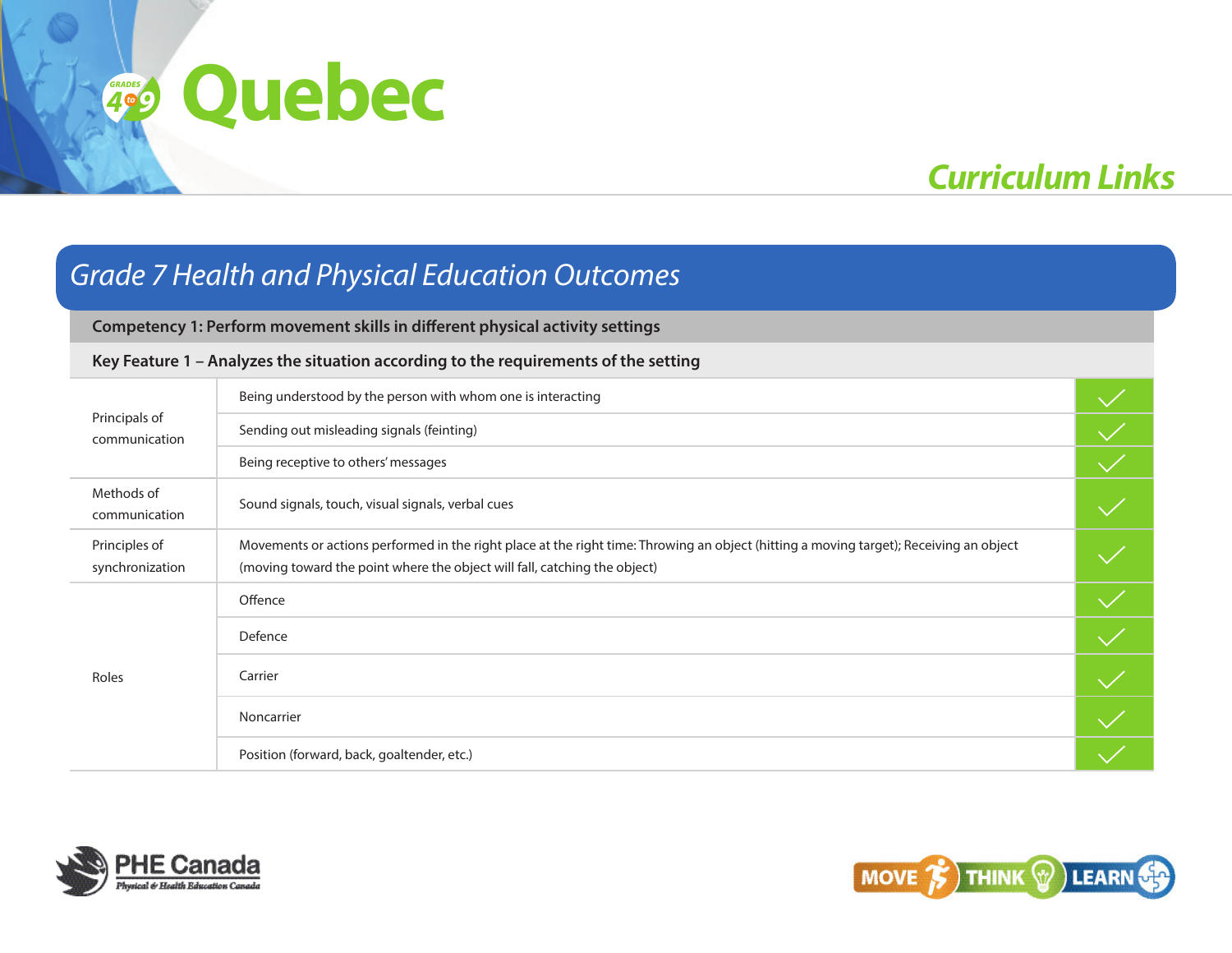# Quebec

## Curriculum Links

### Grade 7 Health and Physical Education Outcomes

| Competency 1: Perform movement skills in different physical activity settings | | |
|---|---|---|
| **Key Feature 1 – Analyzes the situation according to the requirements of the setting** | | |
| Principals of communication | Being understood by the person with whom one is interacting | ✓ |
| | Sending out misleading signals (feinting) | ✓ |
| | Being receptive to others' messages | ✓ |
| Methods of communication | Sound signals, touch, visual signals, verbal cues | ✓ |
| Principles of synchronization | Movements or actions performed in the right place at the right time: Throwing an object (hitting a moving target); Receiving an object (moving toward the point where the object will fall, catching the object) | ✓ |
| Roles | Offence | ✓ |
| | Defence | ✓ |
| | Carrier | ✓ |
| | Noncarrier | ✓ |
| | Position (forward, back, goaltender, etc.) | ✓ |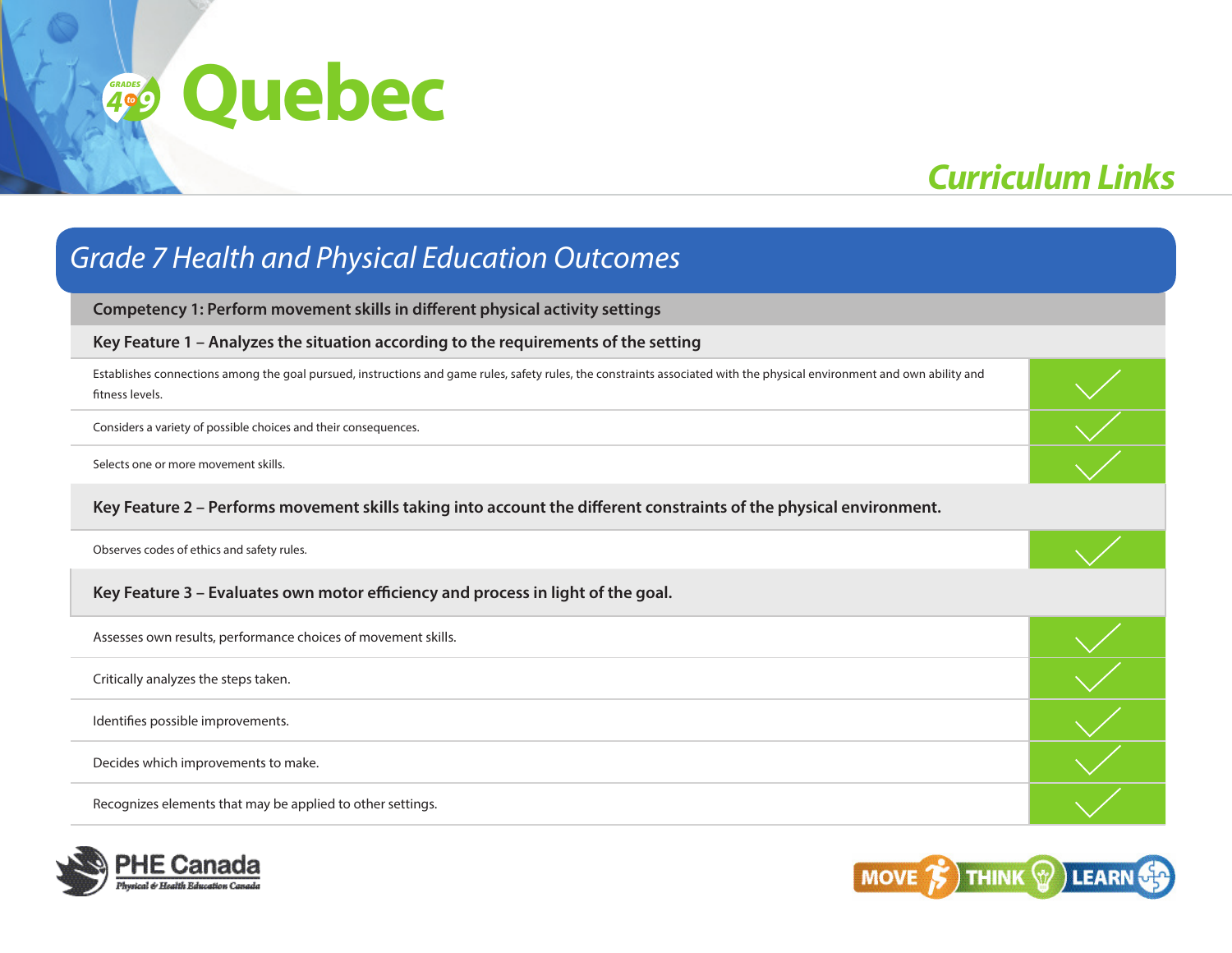# Quebec

## Curriculum Links

### Grade 7 Health and Physical Education Outcomes

| Competency 1: Perform movement skills in different physical activity settings | |
|---|---|
| **Key Feature 1 – Analyzes the situation according to the requirements of the setting** | |
| Establishes connections among the goal pursued, instructions and game rules, safety rules, the constraints associated with the physical environment and own ability and fitness levels. | ✓ |
| Considers a variety of possible choices and their consequences. | ✓ |
| Selects one or more movement skills. | ✓ |
| **Key Feature 2 – Performs movement skills taking into account the different constraints of the physical environment.** | |
| Observes codes of ethics and safety rules. | ✓ |
| **Key Feature 3 – Evaluates own motor efficiency and process in light of the goal.** | |
| Assesses own results, performance choices of movement skills. | ✓ |
| Critically analyzes the steps taken. | ✓ |
| Identifies possible improvements. | ✓ |
| Decides which improvements to make. | ✓ |
| Recognizes elements that may be applied to other settings. | ✓ |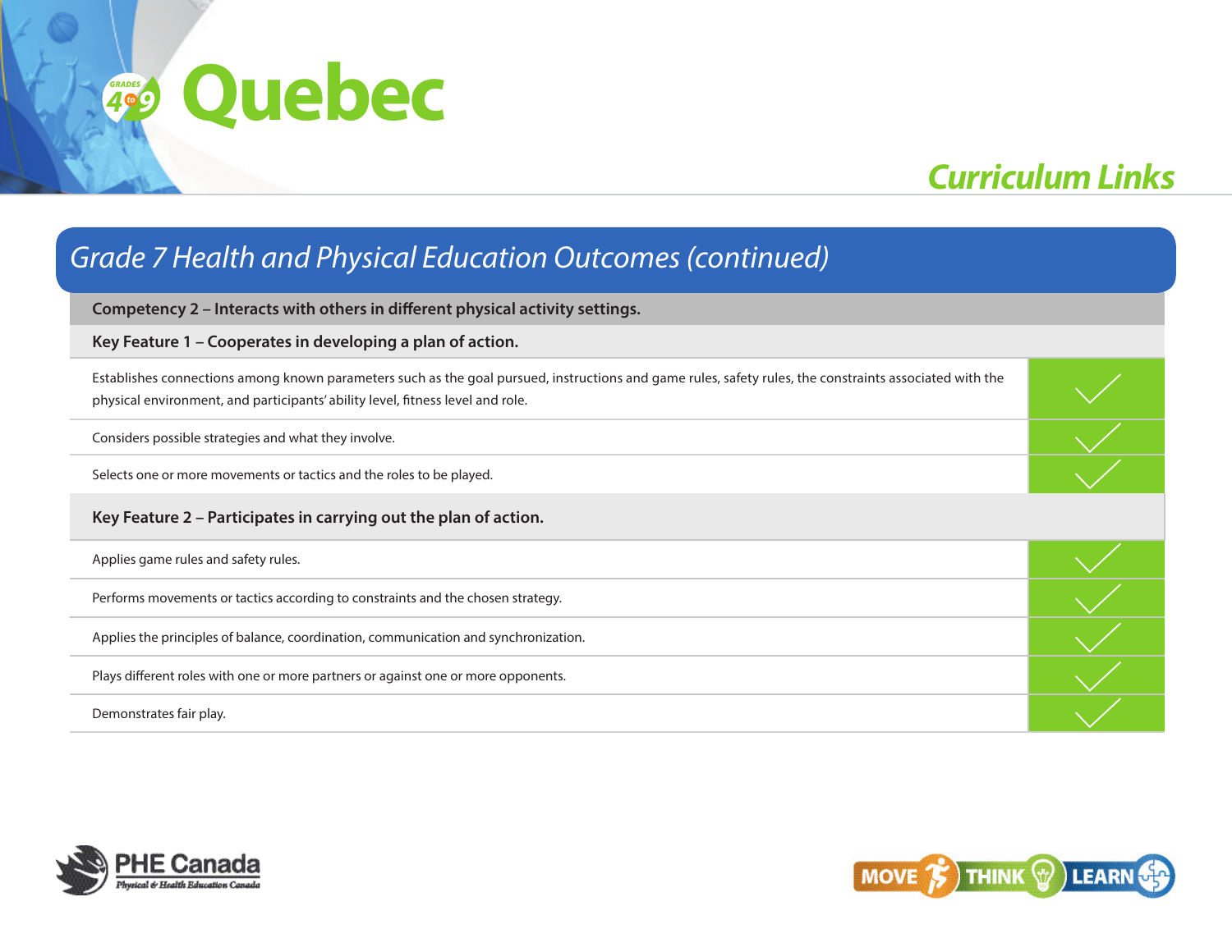# Quebec

## Curriculum Links

### Grade 7 Health and Physical Education Outcomes (continued)

| Competency 2 – Interacts with others in different physical activity settings. | |
|---|---|
| **Key Feature 1 – Cooperates in developing a plan of action.** | |
| Establishes connections among known parameters such as the goal pursued, instructions and game rules, safety rules, the constraints associated with the physical environment, and participants' ability level, fitness level and role. | ✓ |
| Considers possible strategies and what they involve. | ✓ |
| Selects one or more movements or tactics and the roles to be played. | ✓ |
| **Key Feature 2 – Participates in carrying out the plan of action.** | |
| Applies game rules and safety rules. | ✓ |
| Performs movements or tactics according to constraints and the chosen strategy. | ✓ |
| Applies the principles of balance, coordination, communication and synchronization. | ✓ |
| Plays different roles with one or more partners or against one or more opponents. | ✓ |
| Demonstrates fair play. | ✓ |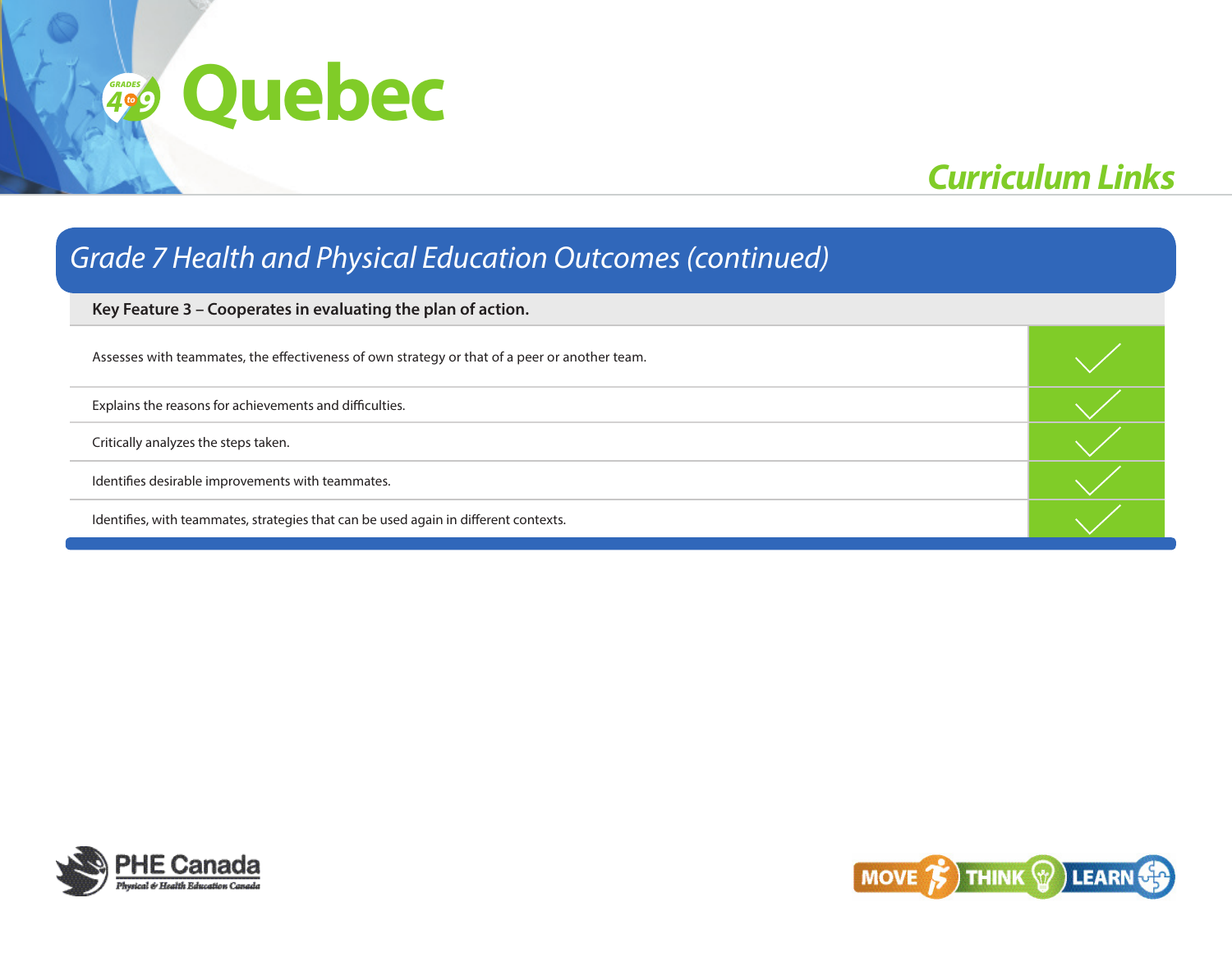# Quebec

## Curriculum Links

### Grade 7 Health and Physical Education Outcomes (continued)

| Key Feature 3 – Cooperates in evaluating the plan of action. | |
|---|---|
| Assesses with teammates, the effectiveness of own strategy or that of a peer or another team. | ✓ |
| Explains the reasons for achievements and difficulties. | ✓ |
| Critically analyzes the steps taken. | ✓ |
| Identifies desirable improvements with teammates. | ✓ |
| Identifies, with teammates, strategies that can be used again in different contexts. | ✓ |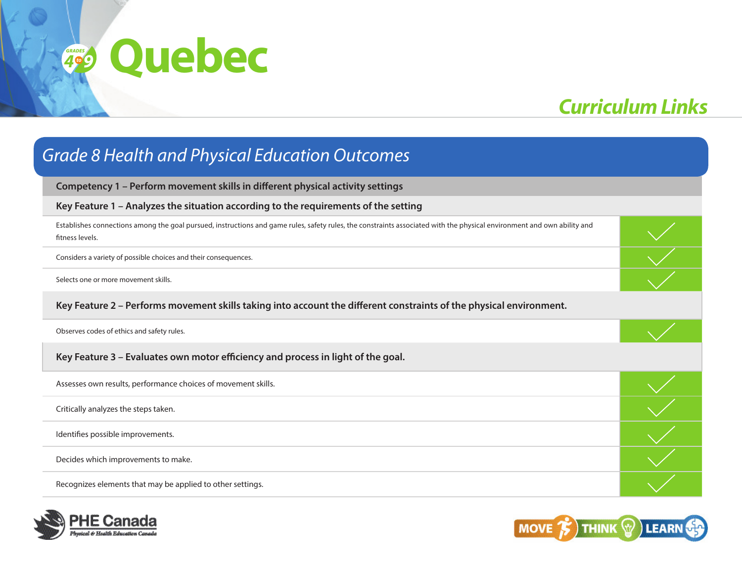# Quebec

## Curriculum Links

### Grade 8 Health and Physical Education Outcomes

| Competency 1 – Perform movement skills in different physical activity settings | |
|---|---|
| **Key Feature 1 – Analyzes the situation according to the requirements of the setting** | |
| Establishes connections among the goal pursued, instructions and game rules, safety rules, the constraints associated with the physical environment and own ability and fitness levels. | ✓ |
| Considers a variety of possible choices and their consequences. | ✓ |
| Selects one or more movement skills. | ✓ |
| **Key Feature 2 – Performs movement skills taking into account the different constraints of the physical environment.** | |
| Observes codes of ethics and safety rules. | ✓ |
| **Key Feature 3 – Evaluates own motor efficiency and process in light of the goal.** | |
| Assesses own results, performance choices of movement skills. | ✓ |
| Critically analyzes the steps taken. | ✓ |
| Identifies possible improvements. | ✓ |
| Decides which improvements to make. | ✓ |
| Recognizes elements that may be applied to other settings. | ✓ |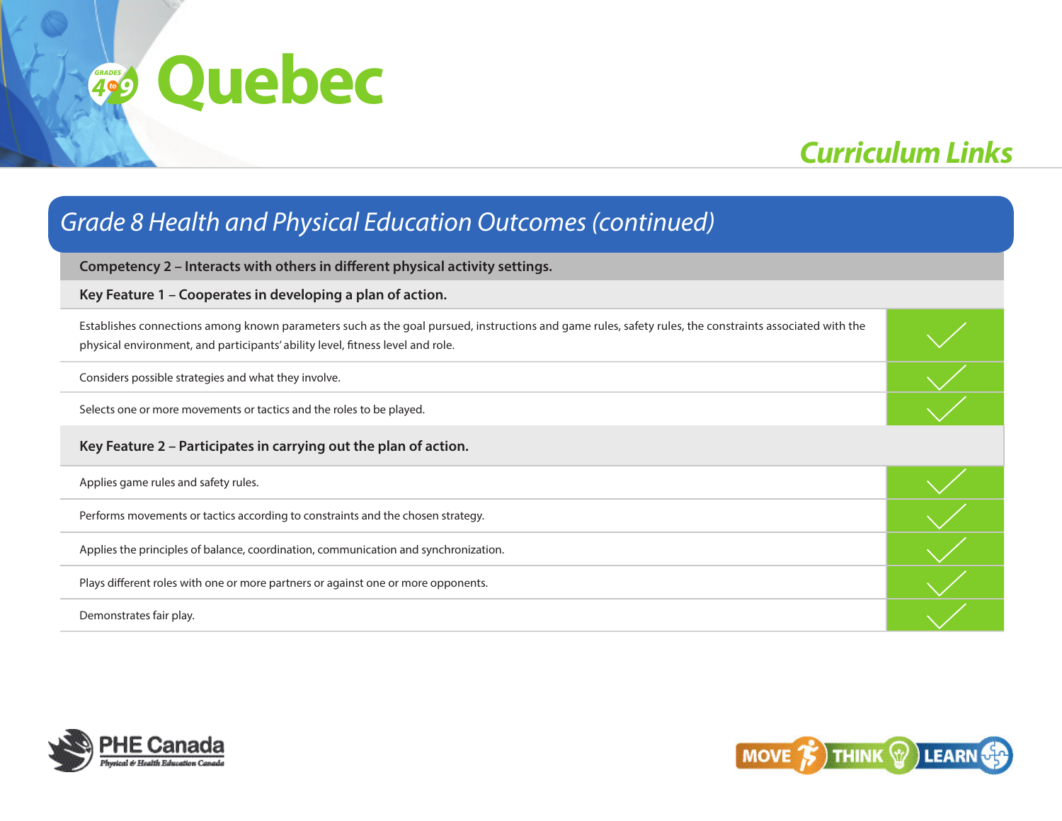# Quebec

## Curriculum Links

## Grade 8 Health and Physical Education Outcomes (continued)

| Competency 2 – Interacts with others in different physical activity settings. | |
|---|---|
| **Key Feature 1 – Cooperates in developing a plan of action.** | |
| Establishes connections among known parameters such as the goal pursued, instructions and game rules, safety rules, the constraints associated with the physical environment, and participants' ability level, fitness level and role. | ✓ |
| Considers possible strategies and what they involve. | ✓ |
| Selects one or more movements or tactics and the roles to be played. | ✓ |
| **Key Feature 2 – Participates in carrying out the plan of action.** | |
| Applies game rules and safety rules. | ✓ |
| Performs movements or tactics according to constraints and the chosen strategy. | ✓ |
| Applies the principles of balance, coordination, communication and synchronization. | ✓ |
| Plays different roles with one or more partners or against one or more opponents. | ✓ |
| Demonstrates fair play. | ✓ |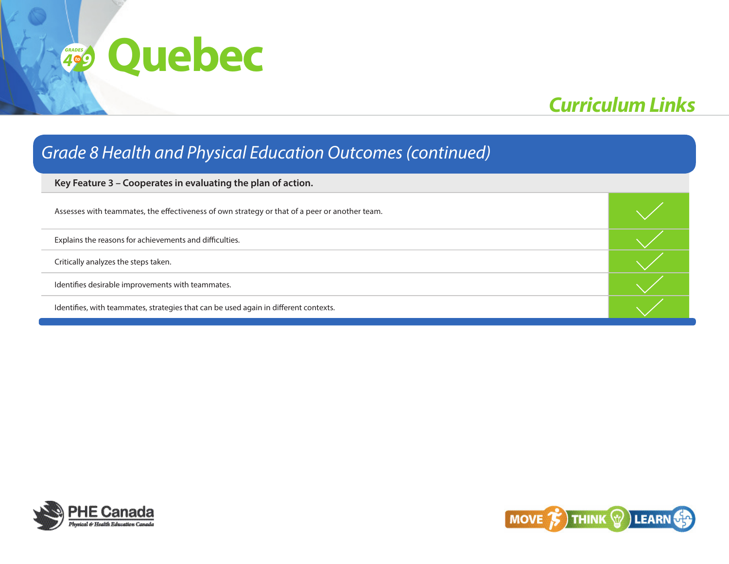# Quebec

## Curriculum Links

### Grade 8 Health and Physical Education Outcomes (continued)

| Key Feature 3 – Cooperates in evaluating the plan of action. | |
|---|---|
| Assesses with teammates, the effectiveness of own strategy or that of a peer or another team. | ✓ |
| Explains the reasons for achievements and difficulties. | ✓ |
| Critically analyzes the steps taken. | ✓ |
| Identifies desirable improvements with teammates. | ✓ |
| Identifies, with teammates, strategies that can be used again in different contexts. | ✓ |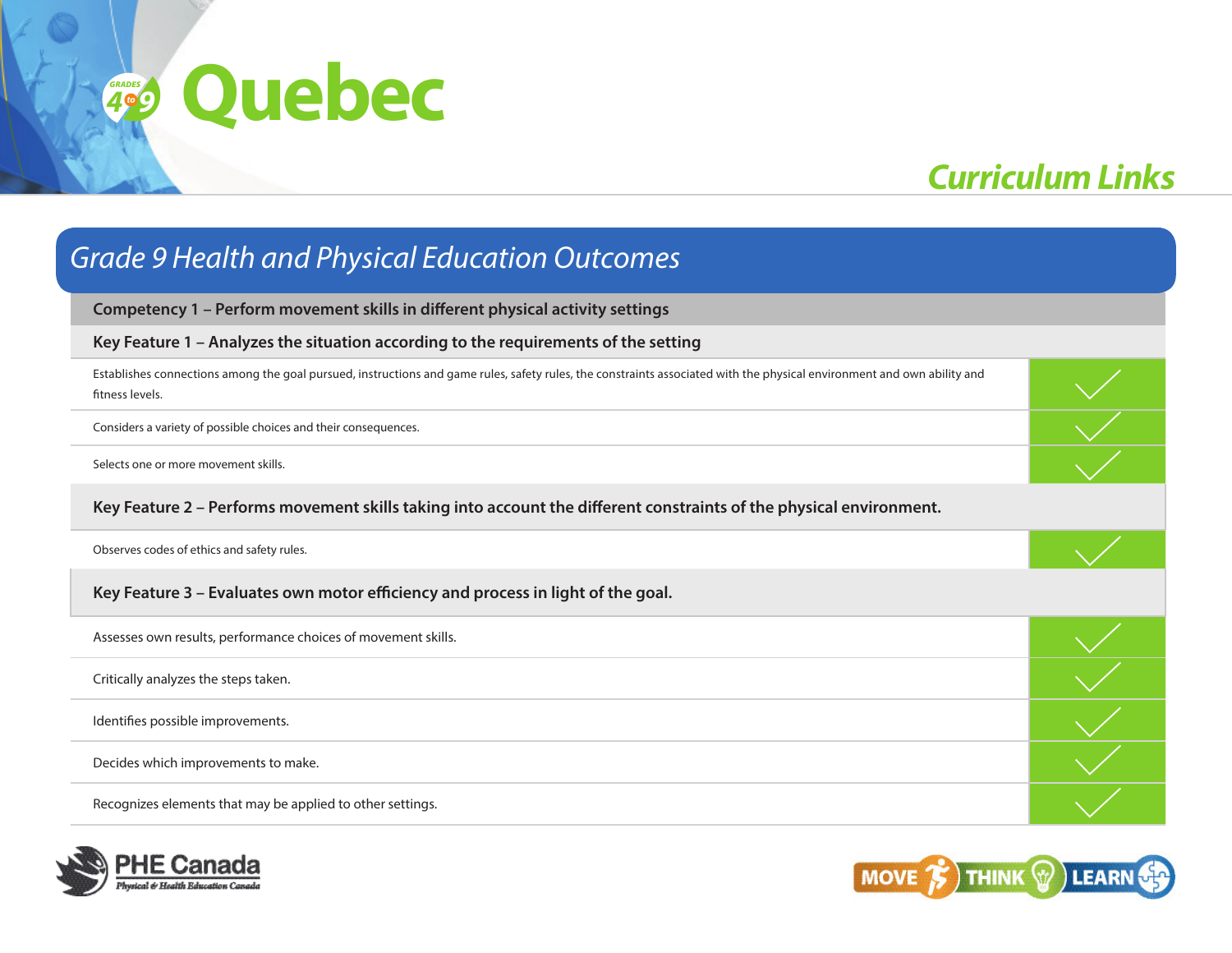# Quebec

## Curriculum Links

### Grade 9 Health and Physical Education Outcomes

| Competency 1 – Perform movement skills in different physical activity settings | |
|---|---|
| **Key Feature 1 – Analyzes the situation according to the requirements of the setting** | |
| Establishes connections among the goal pursued, instructions and game rules, safety rules, the constraints associated with the physical environment and own ability and fitness levels. | ✓ |
| Considers a variety of possible choices and their consequences. | ✓ |
| Selects one or more movement skills. | ✓ |
| **Key Feature 2 – Performs movement skills taking into account the different constraints of the physical environment.** | |
| Observes codes of ethics and safety rules. | ✓ |
| **Key Feature 3 – Evaluates own motor efficiency and process in light of the goal.** | |
| Assesses own results, performance choices of movement skills. | ✓ |
| Critically analyzes the steps taken. | ✓ |
| Identifies possible improvements. | ✓ |
| Decides which improvements to make. | ✓ |
| Recognizes elements that may be applied to other settings. | ✓ |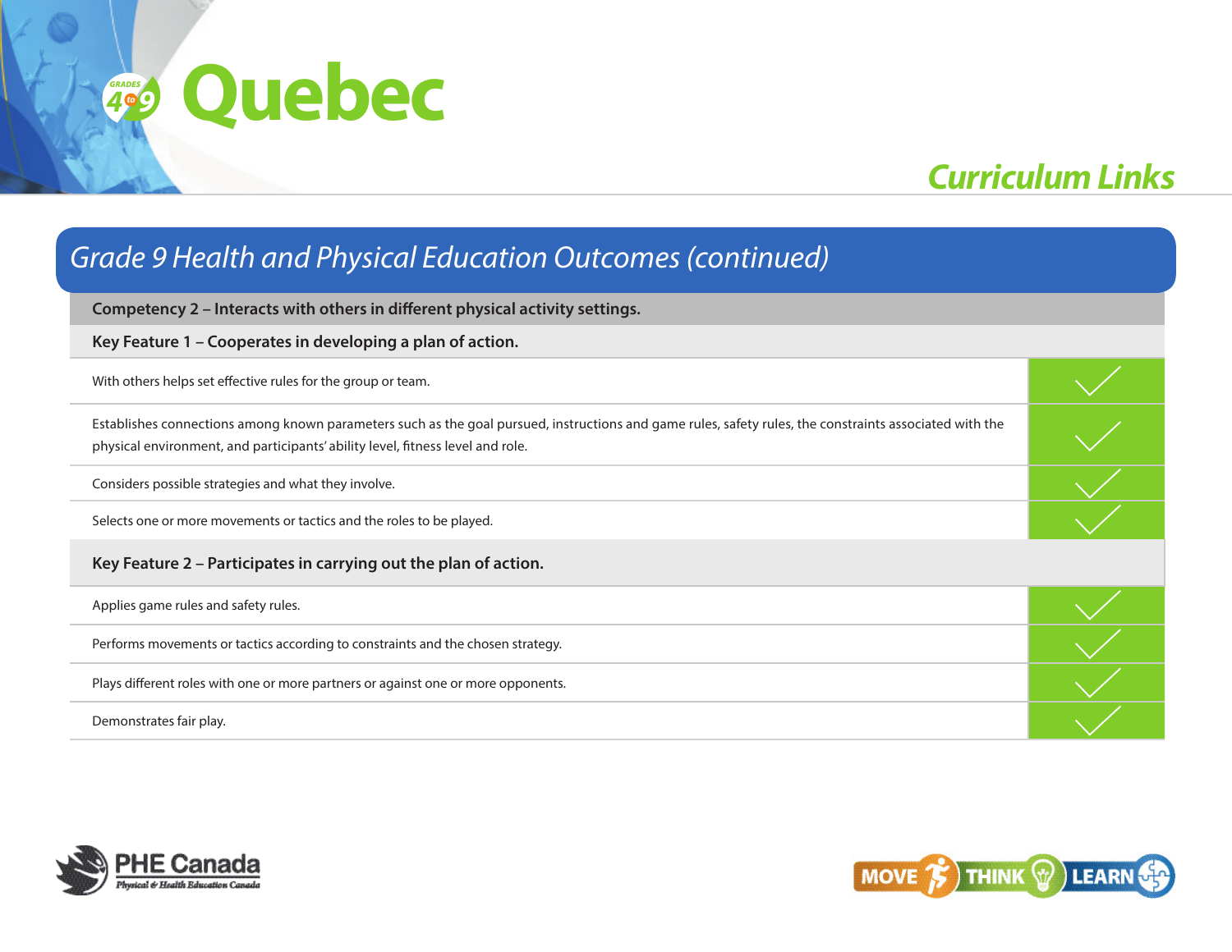# Quebec

## Curriculum Links

### Grade 9 Health and Physical Education Outcomes (continued)

| Competency 2 – Interacts with others in different physical activity settings. | |
|---|---|
| **Key Feature 1 – Cooperates in developing a plan of action.** | |
| With others helps set effective rules for the group or team. | ✓ |
| Establishes connections among known parameters such as the goal pursued, instructions and game rules, safety rules, the constraints associated with the physical environment, and participants' ability level, fitness level and role. | ✓ |
| Considers possible strategies and what they involve. | ✓ |
| Selects one or more movements or tactics and the roles to be played. | ✓ |
| **Key Feature 2 – Participates in carrying out the plan of action.** | |
| Applies game rules and safety rules. | ✓ |
| Performs movements or tactics according to constraints and the chosen strategy. | ✓ |
| Plays different roles with one or more partners or against one or more opponents. | ✓ |
| Demonstrates fair play. | ✓ |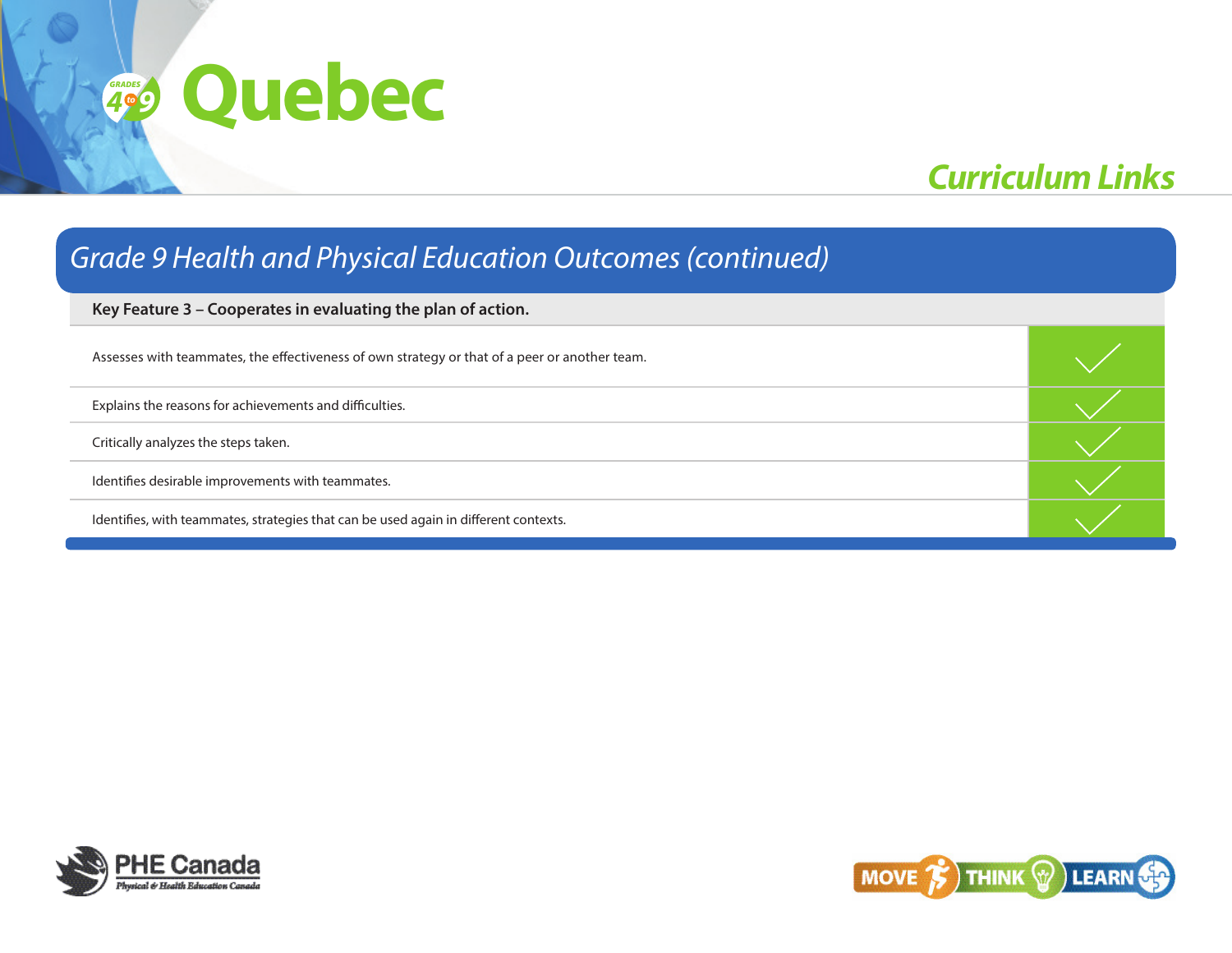# Quebec

## Curriculum Links

## *Grade 9 Health and Physical Education Outcomes (continued)*

| Key Feature 3 – Cooperates in evaluating the plan of action. | |
|---|---|
| Assesses with teammates, the effectiveness of own strategy or that of a peer or another team. | ✓ |
| Explains the reasons for achievements and difficulties. | ✓ |
| Critically analyzes the steps taken. | ✓ |
| Identifies desirable improvements with teammates. | ✓ |
| Identifies, with teammates, strategies that can be used again in different contexts. | ✓ |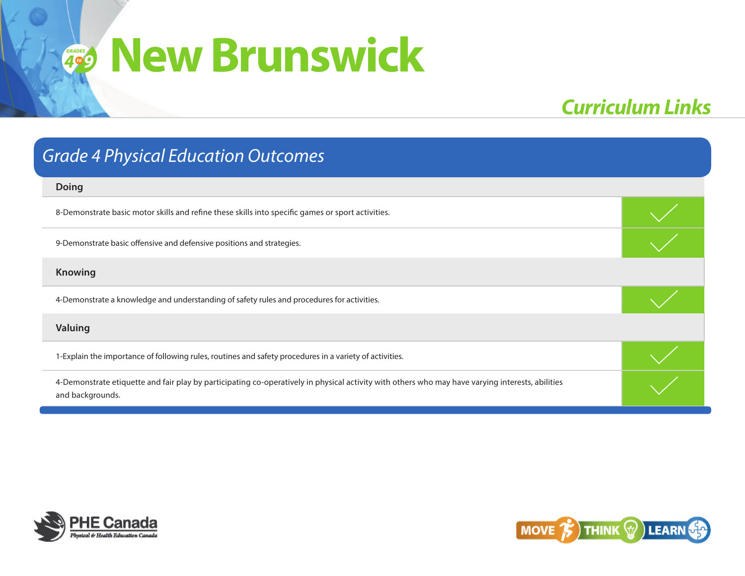# New Brunswick

## Curriculum Links

### *Grade 4 Physical Education Outcomes*

| Outcome | |
|---|---|
| **Doing** | |
| 8-Demonstrate basic motor skills and refine these skills into specific games or sport activities. | ✓ |
| 9-Demonstrate basic offensive and defensive positions and strategies. | ✓ |
| **Knowing** | |
| 4-Demonstrate a knowledge and understanding of safety rules and procedures for activities. | ✓ |
| **Valuing** | |
| 1-Explain the importance of following rules, routines and safety procedures in a variety of activities. | ✓ |
| 4-Demonstrate etiquette and fair play by participating co-operatively in physical activity with others who may have varying interests, abilities and backgrounds. | ✓ |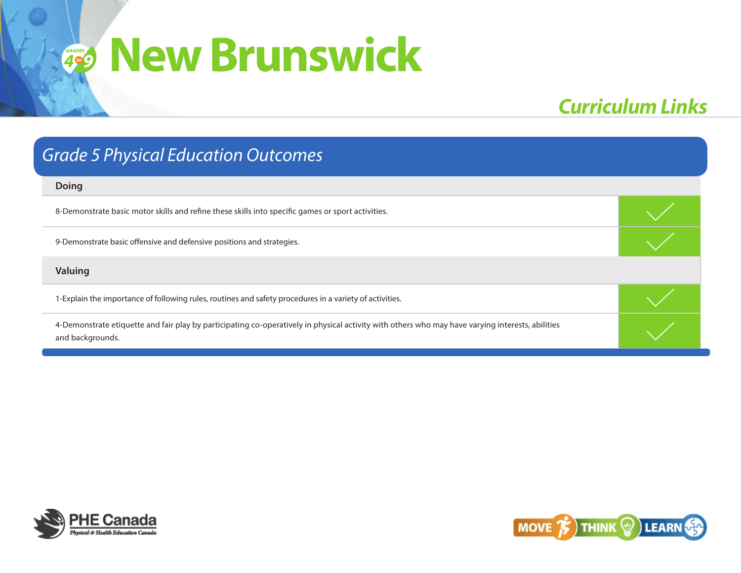# New Brunswick

## Curriculum Links

### Grade 5 Physical Education Outcomes

| Doing | |
|---|---|
| 8-Demonstrate basic motor skills and refine these skills into specific games or sport activities. | ✓ |
| 9-Demonstrate basic offensive and defensive positions and strategies. | ✓ |
| **Valuing** | |
| 1-Explain the importance of following rules, routines and safety procedures in a variety of activities. | ✓ |
| 4-Demonstrate etiquette and fair play by participating co-operatively in physical activity with others who may have varying interests, abilities and backgrounds. | ✓ |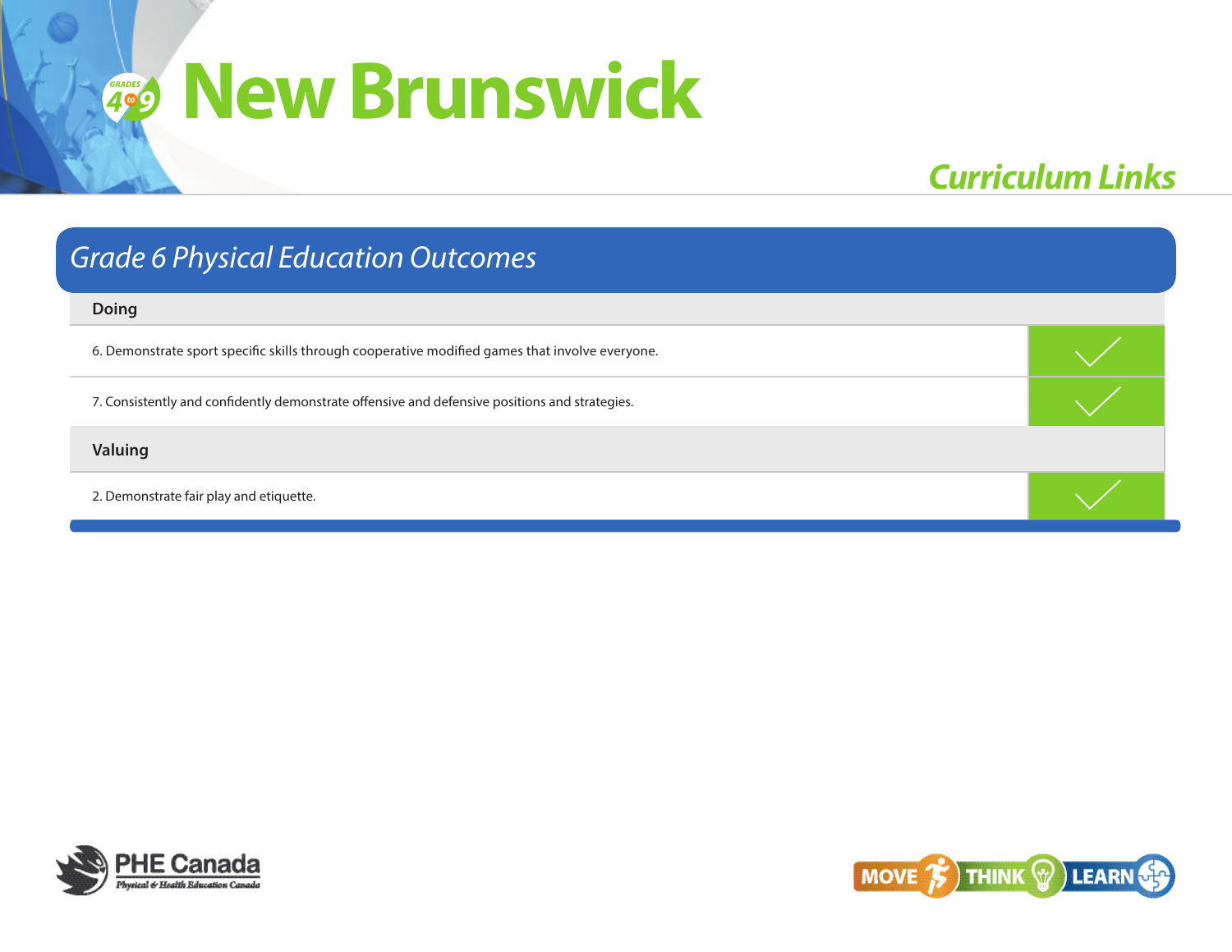# New Brunswick

## Curriculum Links

### Grade 6 Physical Education Outcomes

| Doing | |
|---|---|
| 6. Demonstrate sport specific skills through cooperative modified games that involve everyone. | ✓ |
| 7. Consistently and confidently demonstrate offensive and defensive positions and strategies. | ✓ |
| **Valuing** | |
| 2. Demonstrate fair play and etiquette. | ✓ |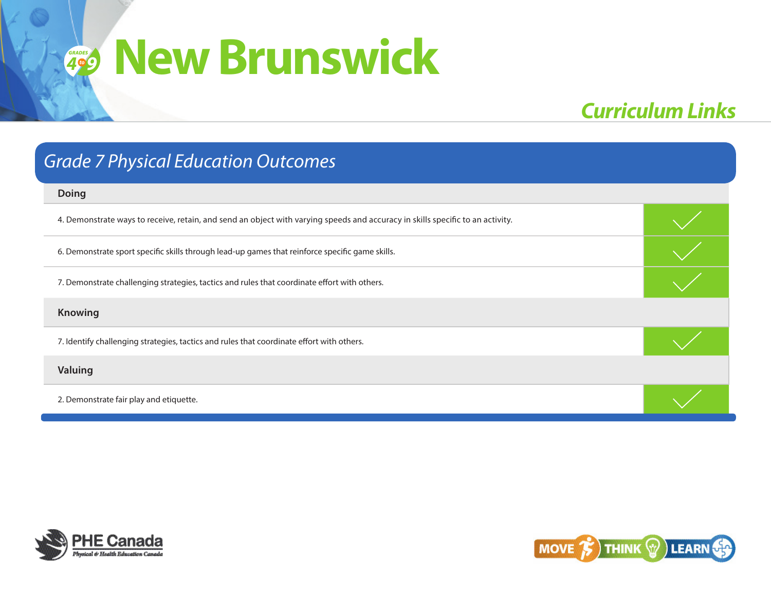# New Brunswick

## Curriculum Links

### Grade 7 Physical Education Outcomes

| Doing | |
|---|---|
| 4. Demonstrate ways to receive, retain, and send an object with varying speeds and accuracy in skills specific to an activity. | ✓ |
| 6. Demonstrate sport specific skills through lead-up games that reinforce specific game skills. | ✓ |
| 7. Demonstrate challenging strategies, tactics and rules that coordinate effort with others. | ✓ |
| **Knowing** | |
| 7. Identify challenging strategies, tactics and rules that coordinate effort with others. | ✓ |
| **Valuing** | |
| 2. Demonstrate fair play and etiquette. | ✓ |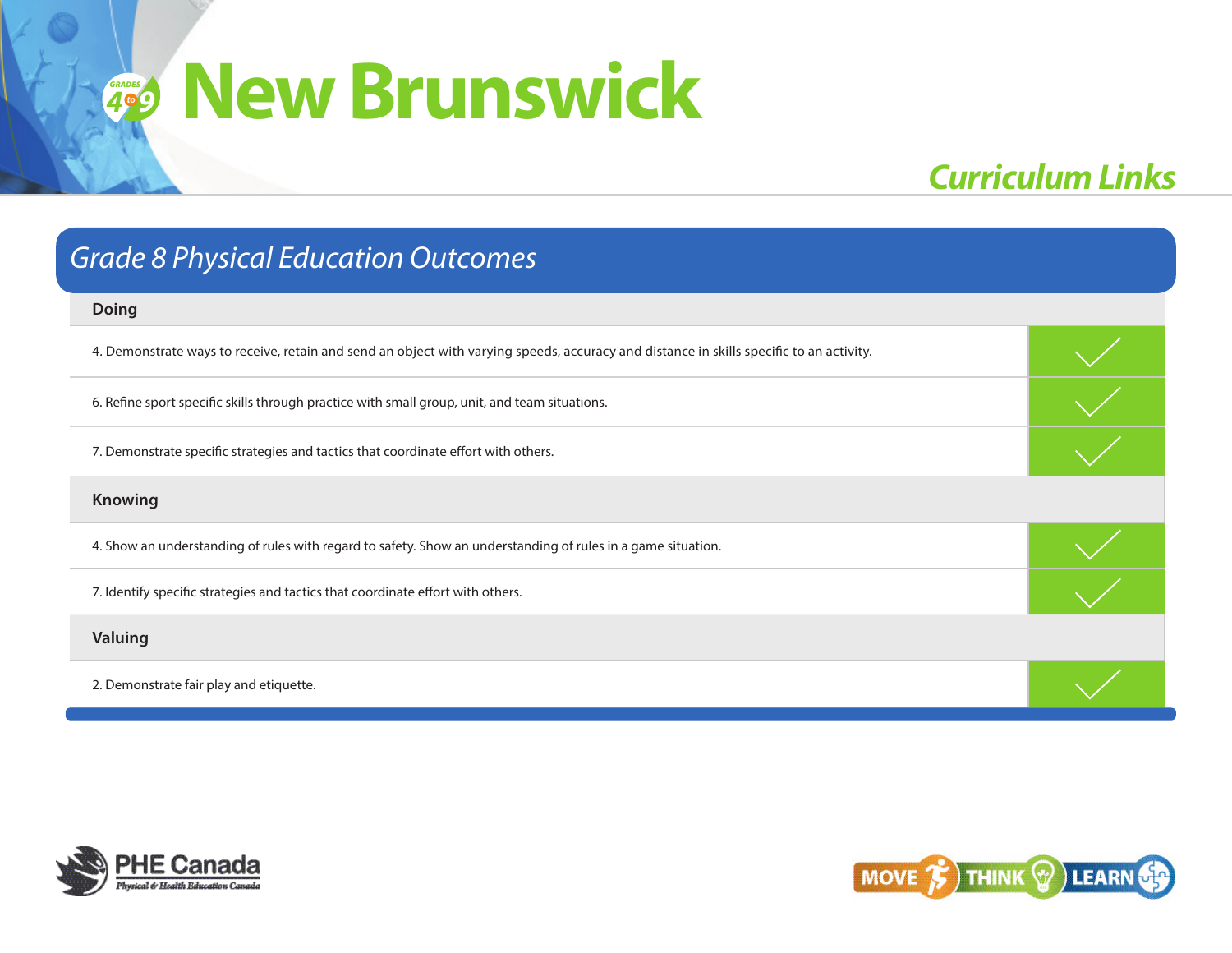# New Brunswick

## Curriculum Links

### Grade 8 Physical Education Outcomes

| Doing | |
|---|---|
| 4. Demonstrate ways to receive, retain and send an object with varying speeds, accuracy and distance in skills specific to an activity. | ✓ |
| 6. Refine sport specific skills through practice with small group, unit, and team situations. | ✓ |
| 7. Demonstrate specific strategies and tactics that coordinate effort with others. | ✓ |
| **Knowing** | |
| 4. Show an understanding of rules with regard to safety. Show an understanding of rules in a game situation. | ✓ |
| 7. Identify specific strategies and tactics that coordinate effort with others. | ✓ |
| **Valuing** | |
| 2. Demonstrate fair play and etiquette. | ✓ |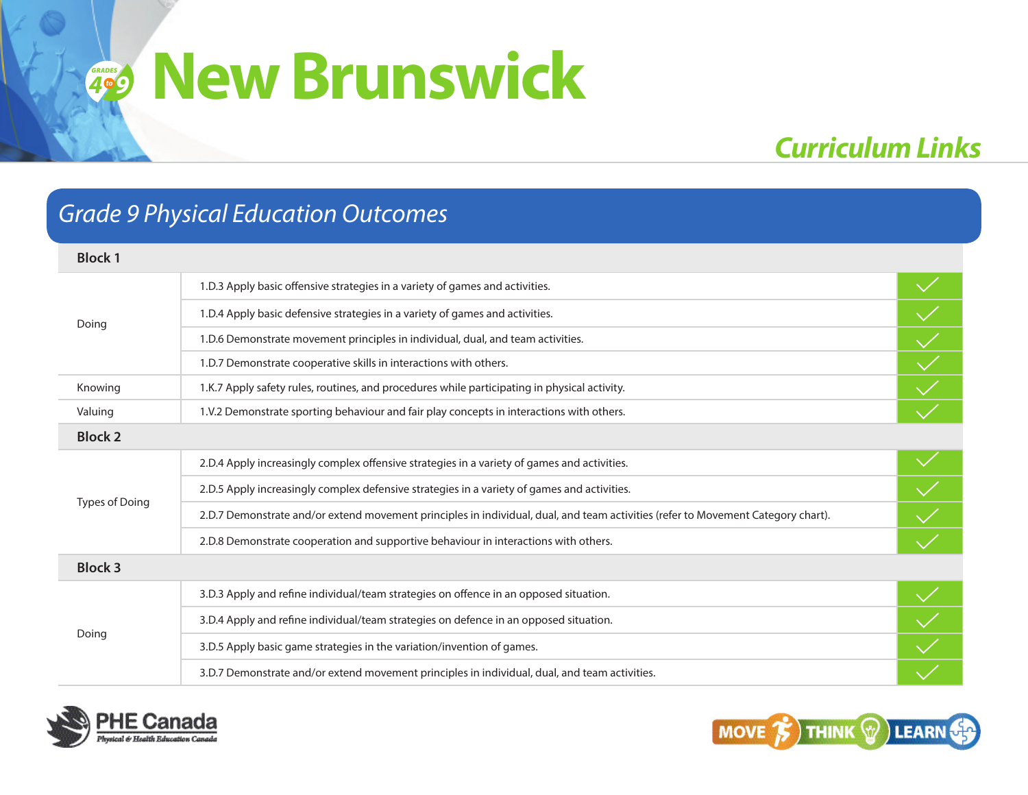# New Brunswick

## Curriculum Links

### Grade 9 Physical Education Outcomes

| Block 1 | | |
|---|---|---|
| Doing | 1.D.3 Apply basic offensive strategies in a variety of games and activities. | ✓ |
| | 1.D.4 Apply basic defensive strategies in a variety of games and activities. | ✓ |
| | 1.D.6 Demonstrate movement principles in individual, dual, and team activities. | ✓ |
| | 1.D.7 Demonstrate cooperative skills in interactions with others. | ✓ |
| Knowing | 1.K.7 Apply safety rules, routines, and procedures while participating in physical activity. | ✓ |
| Valuing | 1.V.2 Demonstrate sporting behaviour and fair play concepts in interactions with others. | ✓ |
| **Block 2** | | |
| Types of Doing | 2.D.4 Apply increasingly complex offensive strategies in a variety of games and activities. | ✓ |
| | 2.D.5 Apply increasingly complex defensive strategies in a variety of games and activities. | ✓ |
| | 2.D.7 Demonstrate and/or extend movement principles in individual, dual, and team activities (refer to Movement Category chart). | ✓ |
| | 2.D.8 Demonstrate cooperation and supportive behaviour in interactions with others. | ✓ |
| **Block 3** | | |
| Doing | 3.D.3 Apply and refine individual/team strategies on offence in an opposed situation. | ✓ |
| | 3.D.4 Apply and refine individual/team strategies on defence in an opposed situation. | ✓ |
| | 3.D.5 Apply basic game strategies in the variation/invention of games. | ✓ |
| | 3.D.7 Demonstrate and/or extend movement principles in individual, dual, and team activities. | ✓ |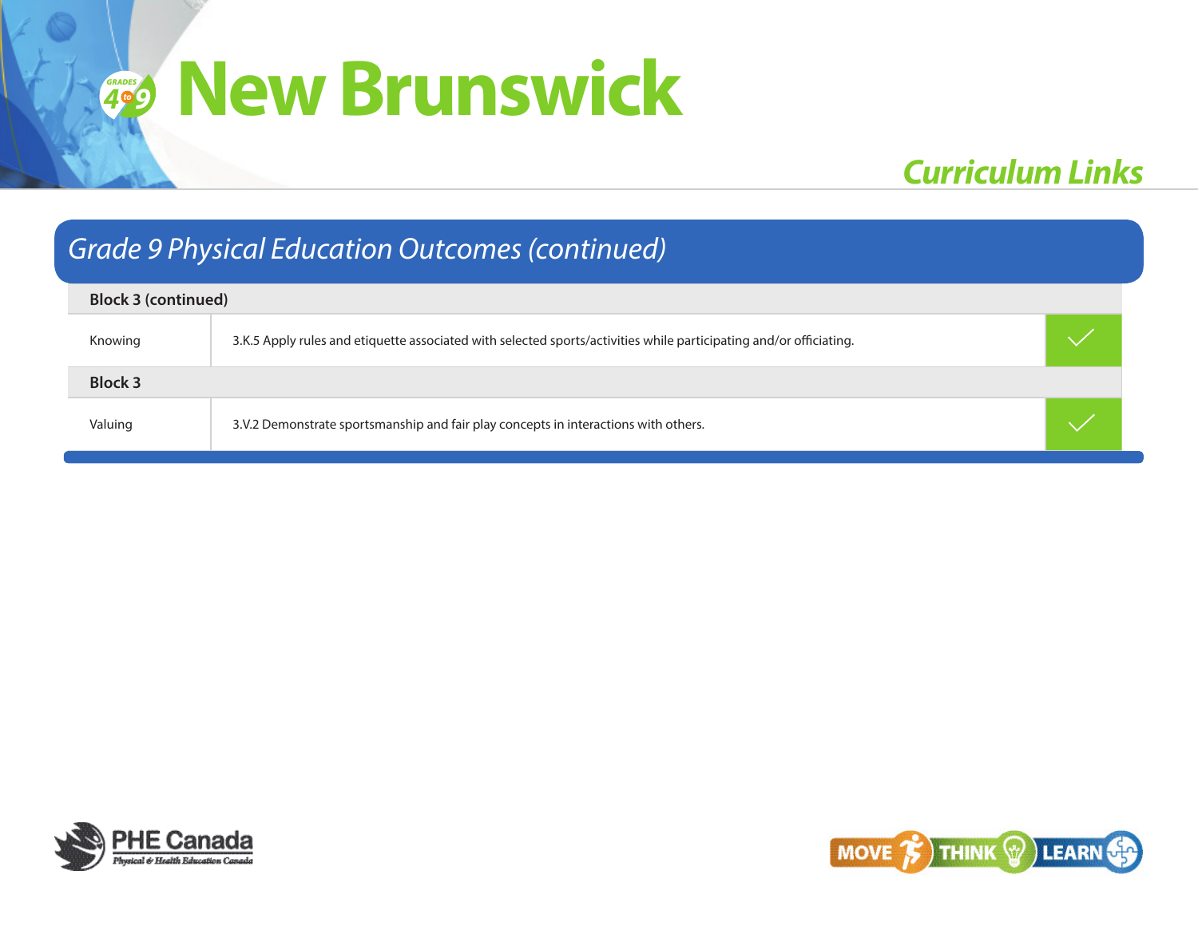# New Brunswick

## Curriculum Links

### *Grade 9 Physical Education Outcomes (continued)*

| Block 3 (continued) | | |
|---|---|---|
| Knowing | 3.K.5 Apply rules and etiquette associated with selected sports/activities while participating and/or officiating. | ✓ |
| **Block 3** | | |
| Valuing | 3.V.2 Demonstrate sportsmanship and fair play concepts in interactions with others. | ✓ |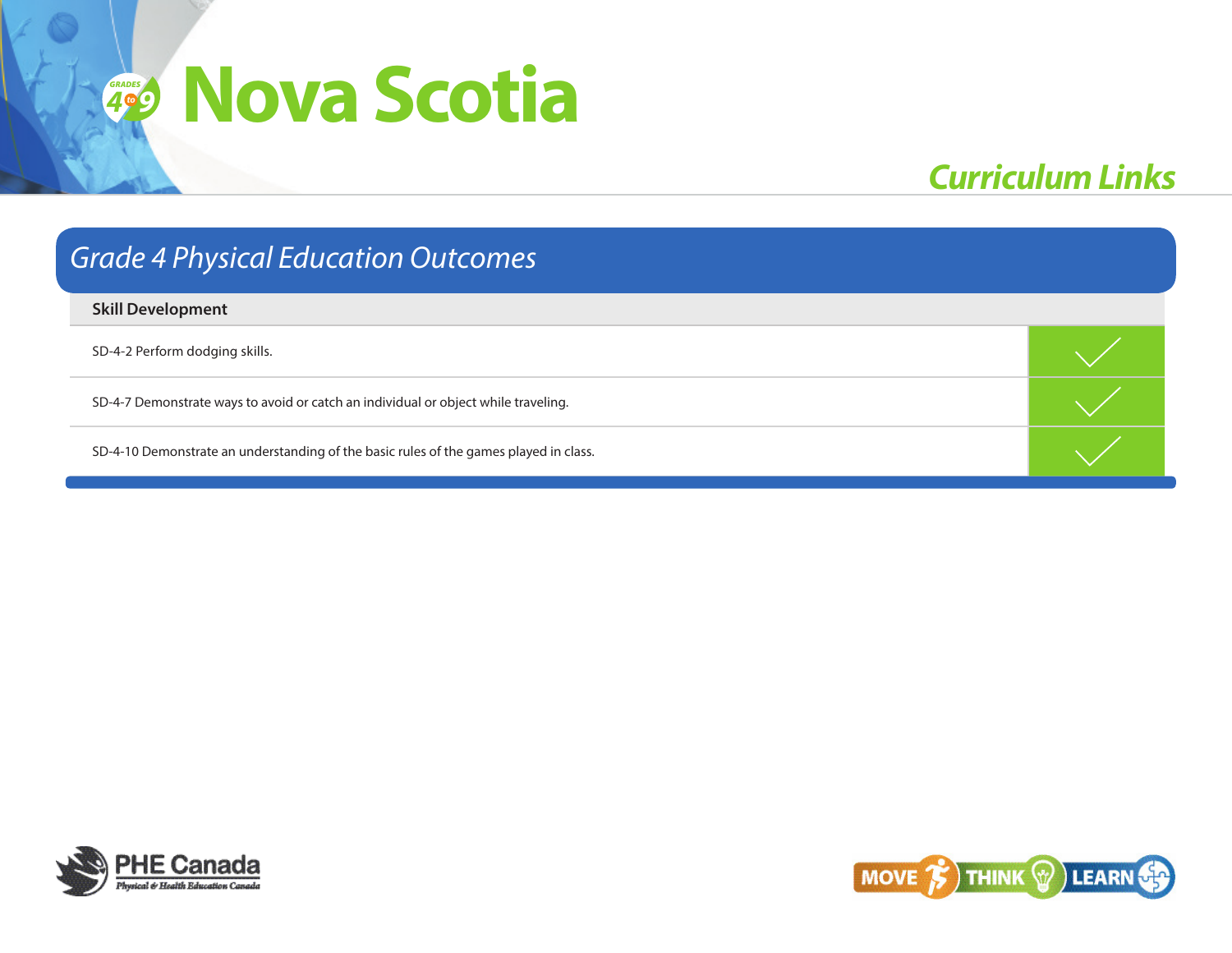# Nova Scotia

## Curriculum Links

### *Grade 4 Physical Education Outcomes*

| Skill Development | |
|---|---|
| SD-4-2 Perform dodging skills. | ✓ |
| SD-4-7 Demonstrate ways to avoid or catch an individual or object while traveling. | ✓ |
| SD-4-10 Demonstrate an understanding of the basic rules of the games played in class. | ✓ |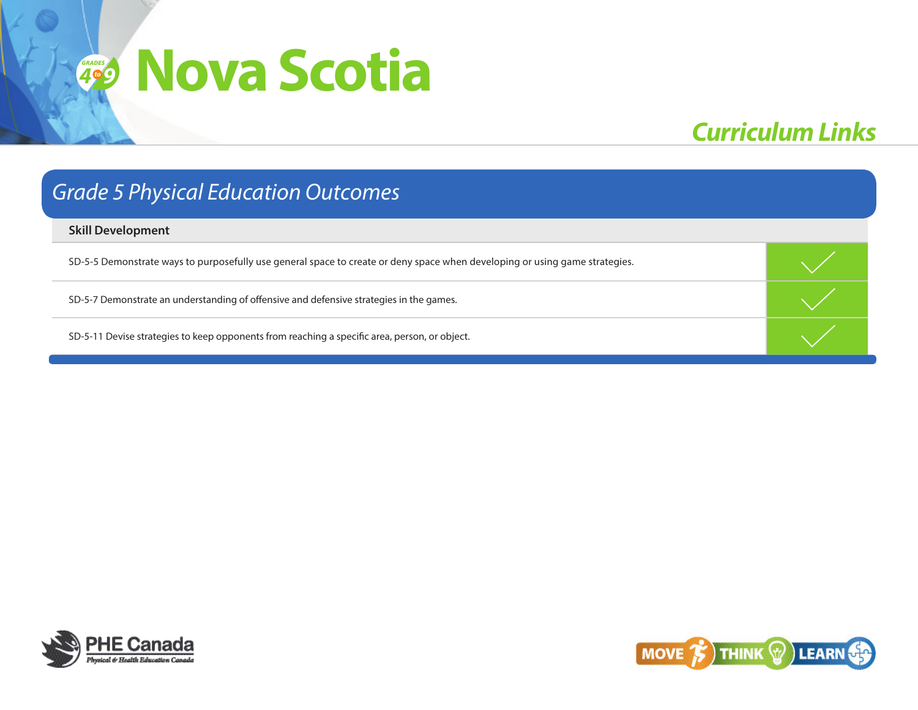# Nova Scotia

## Curriculum Links

### Grade 5 Physical Education Outcomes

| Skill Development | |
|---|---|
| SD-5-5 Demonstrate ways to purposefully use general space to create or deny space when developing or using game strategies. | ✓ |
| SD-5-7 Demonstrate an understanding of offensive and defensive strategies in the games. | ✓ |
| SD-5-11 Devise strategies to keep opponents from reaching a specific area, person, or object. | ✓ |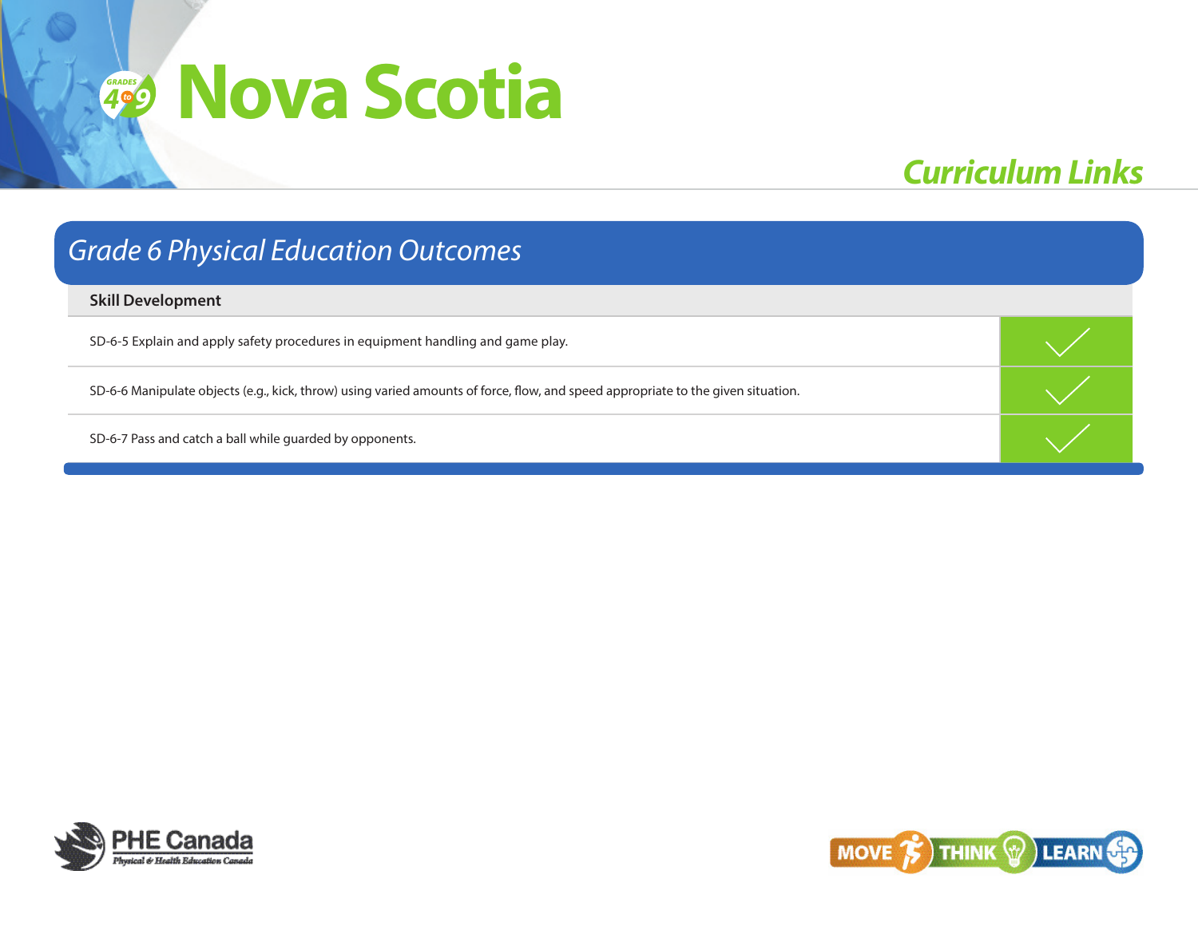# Nova Scotia

## Curriculum Links

### Grade 6 Physical Education Outcomes

| Skill Development | |
|---|---|
| SD-6-5 Explain and apply safety procedures in equipment handling and game play. | ✓ |
| SD-6-6 Manipulate objects (e.g., kick, throw) using varied amounts of force, flow, and speed appropriate to the given situation. | ✓ |
| SD-6-7 Pass and catch a ball while guarded by opponents. | ✓ |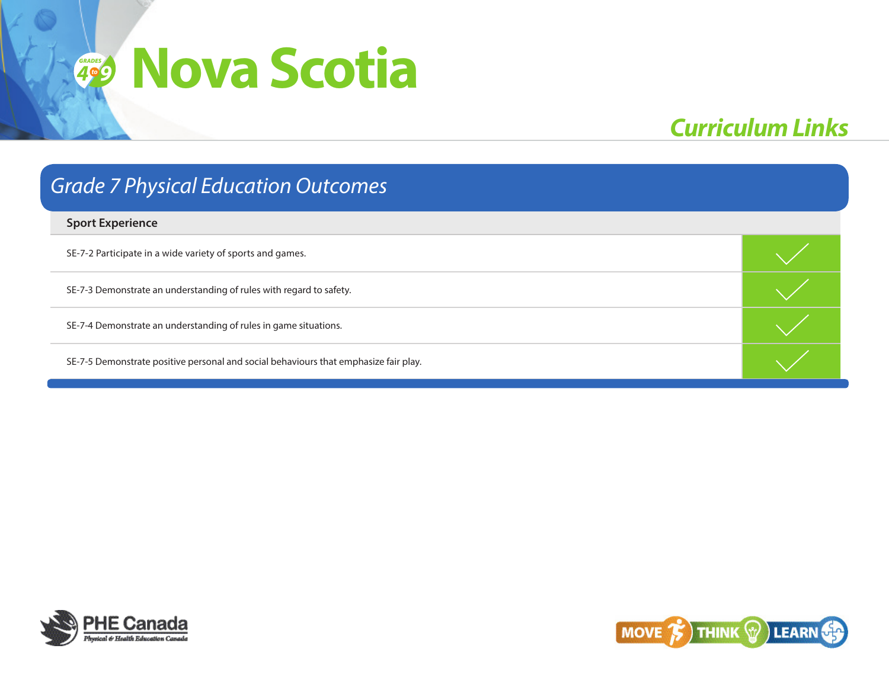# Nova Scotia

## Curriculum Links

### Grade 7 Physical Education Outcomes

| Sport Experience | |
|---|---|
| SE-7-2 Participate in a wide variety of sports and games. | ✓ |
| SE-7-3 Demonstrate an understanding of rules with regard to safety. | ✓ |
| SE-7-4 Demonstrate an understanding of rules in game situations. | ✓ |
| SE-7-5 Demonstrate positive personal and social behaviours that emphasize fair play. | ✓ |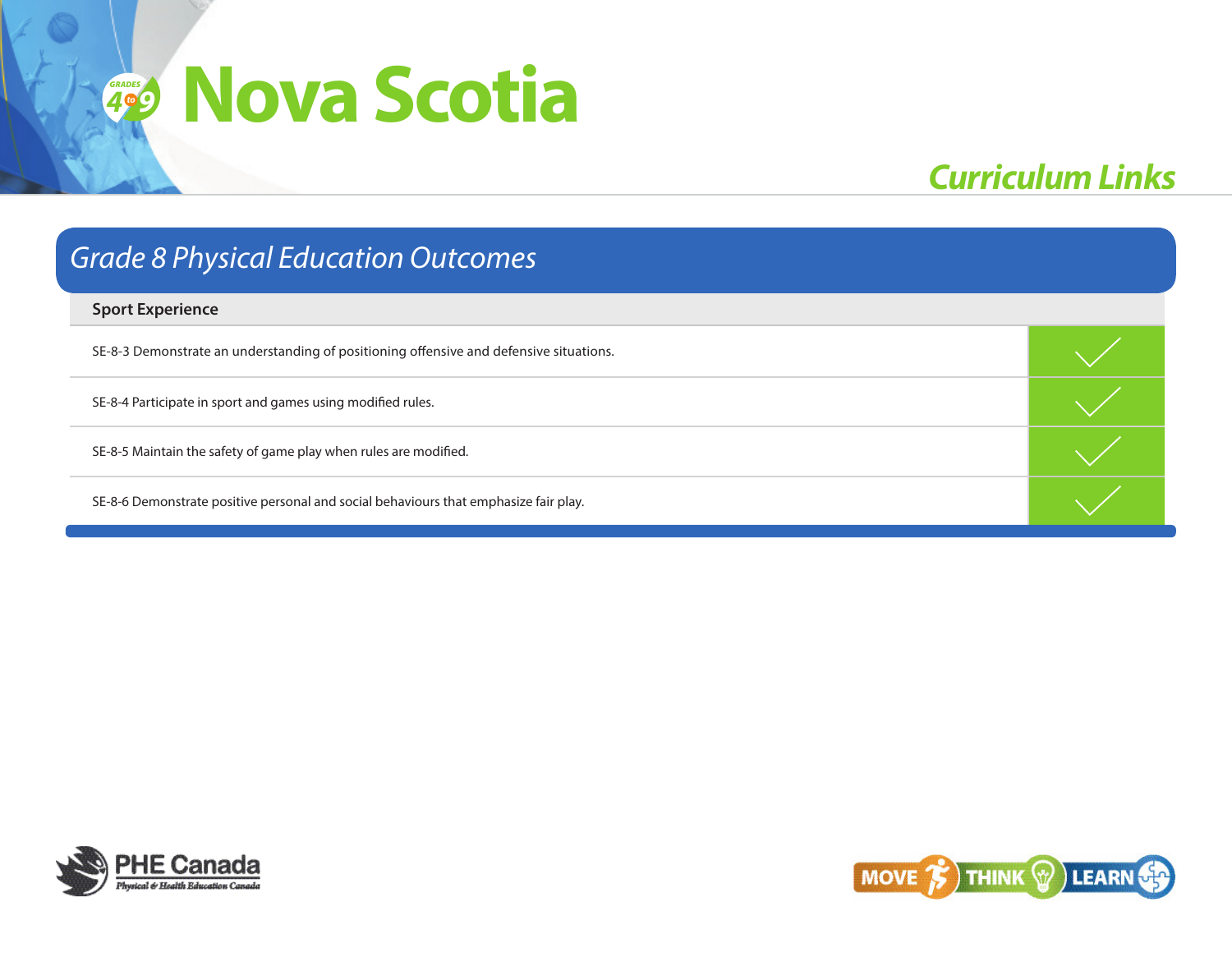# Nova Scotia

## Curriculum Links

### *Grade 8 Physical Education Outcomes*

| Sport Experience | |
|---|---|
| SE-8-3 Demonstrate an understanding of positioning offensive and defensive situations. | ✓ |
| SE-8-4 Participate in sport and games using modified rules. | ✓ |
| SE-8-5 Maintain the safety of game play when rules are modified. | ✓ |
| SE-8-6 Demonstrate positive personal and social behaviours that emphasize fair play. | ✓ |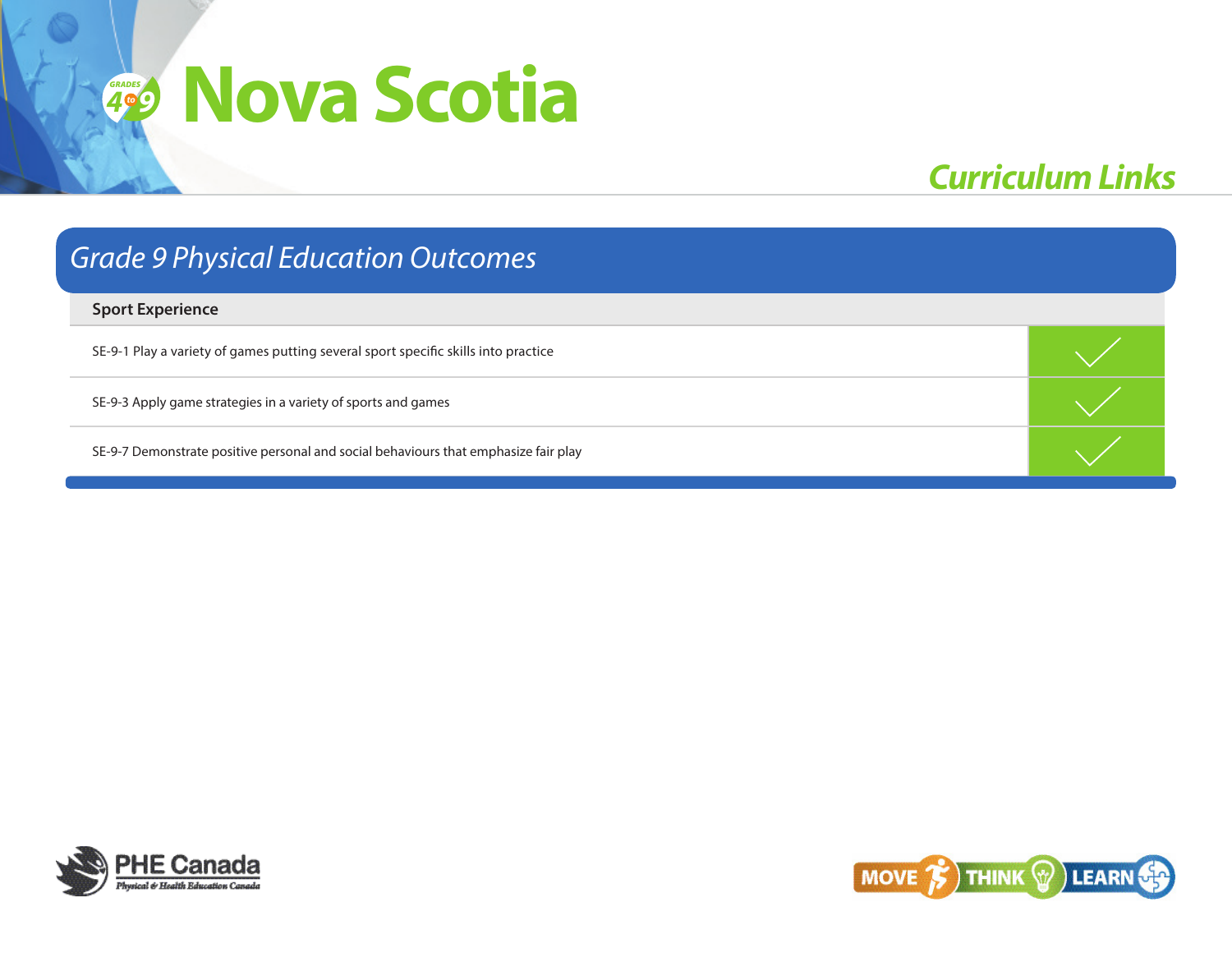# Nova Scotia

## Curriculum Links

### *Grade 9 Physical Education Outcomes*

| Sport Experience | |
|---|---|
| SE-9-1 Play a variety of games putting several sport specific skills into practice | ✓ |
| SE-9-3 Apply game strategies in a variety of sports and games | ✓ |
| SE-9-7 Demonstrate positive personal and social behaviours that emphasize fair play | ✓ |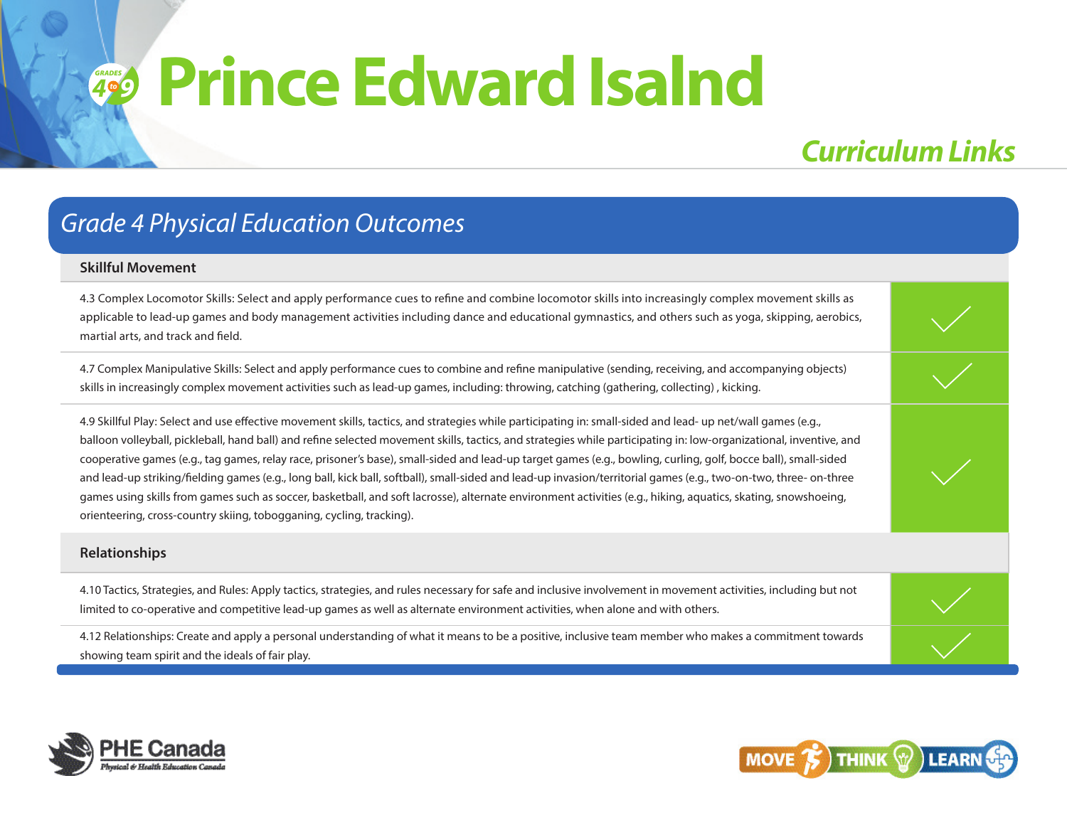# Prince Edward Isalnd

## *Curriculum Links*

## *Grade 4 Physical Education Outcomes*

| Skillful Movement | |
|---|---|
| 4.3 Complex Locomotor Skills: Select and apply performance cues to refine and combine locomotor skills into increasingly complex movement skills as applicable to lead-up games and body management activities including dance and educational gymnastics, and others such as yoga, skipping, aerobics, martial arts, and track and field. | ✓ |
| 4.7 Complex Manipulative Skills: Select and apply performance cues to combine and refine manipulative (sending, receiving, and accompanying objects) skills in increasingly complex movement activities such as lead-up games, including: throwing, catching (gathering, collecting) , kicking. | ✓ |
| 4.9 Skillful Play: Select and use effective movement skills, tactics, and strategies while participating in: small-sided and lead- up net/wall games (e.g., balloon volleyball, pickleball, hand ball) and refine selected movement skills, tactics, and strategies while participating in: low-organizational, inventive, and cooperative games (e.g., tag games, relay race, prisoner's base), small-sided and lead-up target games (e.g., bowling, curling, golf, bocce ball), small-sided and lead-up striking/fielding games (e.g., long ball, kick ball, softball), small-sided and lead-up invasion/territorial games (e.g., two-on-two, three- on-three games using skills from games such as soccer, basketball, and soft lacrosse), alternate environment activities (e.g., hiking, aquatics, skating, snowshoeing, orienteering, cross-country skiing, tobogganing, cycling, tracking). | ✓ |
| **Relationships** | |
| 4.10 Tactics, Strategies, and Rules: Apply tactics, strategies, and rules necessary for safe and inclusive involvement in movement activities, including but not limited to co-operative and competitive lead-up games as well as alternate environment activities, when alone and with others. | ✓ |
| 4.12 Relationships: Create and apply a personal understanding of what it means to be a positive, inclusive team member who makes a commitment towards showing team spirit and the ideals of fair play. | ✓ |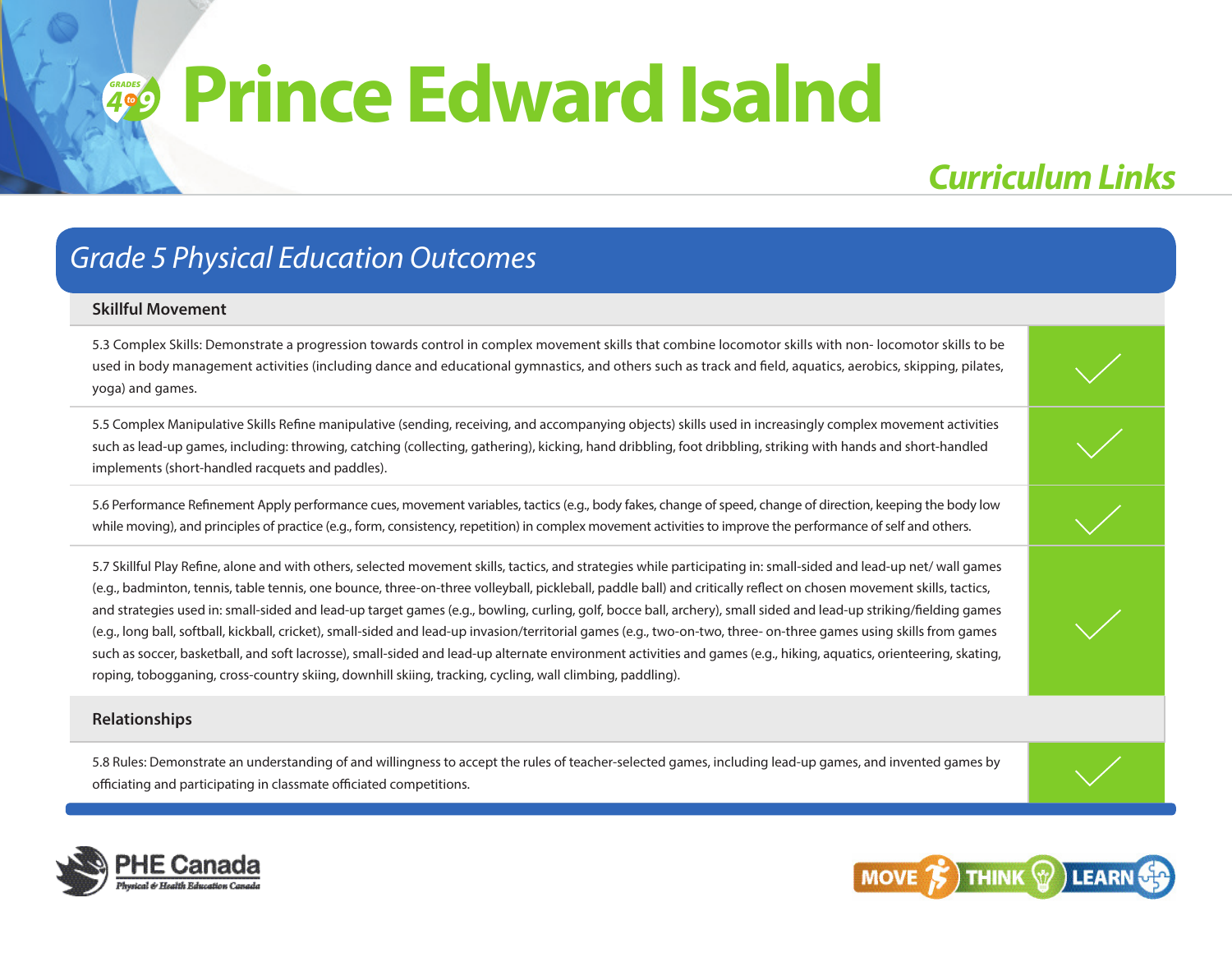# Prince Edward Isalnd

## Curriculum Links

## Grade 5 Physical Education Outcomes

| Skillful Movement | |
|---|---|
| 5.3 Complex Skills: Demonstrate a progression towards control in complex movement skills that combine locomotor skills with non- locomotor skills to be used in body management activities (including dance and educational gymnastics, and others such as track and field, aquatics, aerobics, skipping, pilates, yoga) and games. | ✓ |
| 5.5 Complex Manipulative Skills Refine manipulative (sending, receiving, and accompanying objects) skills used in increasingly complex movement activities such as lead-up games, including: throwing, catching (collecting, gathering), kicking, hand dribbling, foot dribbling, striking with hands and short-handled implements (short-handled racquets and paddles). | ✓ |
| 5.6 Performance Refinement Apply performance cues, movement variables, tactics (e.g., body fakes, change of speed, change of direction, keeping the body low while moving), and principles of practice (e.g., form, consistency, repetition) in complex movement activities to improve the performance of self and others. | ✓ |
| 5.7 Skillful Play Refine, alone and with others, selected movement skills, tactics, and strategies while participating in: small-sided and lead-up net/ wall games (e.g., badminton, tennis, table tennis, one bounce, three-on-three volleyball, pickleball, paddle ball) and critically reflect on chosen movement skills, tactics, and strategies used in: small-sided and lead-up target games (e.g., bowling, curling, golf, bocce ball, archery), small sided and lead-up striking/fielding games (e.g., long ball, softball, kickball, cricket), small-sided and lead-up invasion/territorial games (e.g., two-on-two, three- on-three games using skills from games such as soccer, basketball, and soft lacrosse), small-sided and lead-up alternate environment activities and games (e.g., hiking, aquatics, orienteering, skating, roping, tobogganing, cross-country skiing, downhill skiing, tracking, cycling, wall climbing, paddling). | ✓ |
| **Relationships** | |
| 5.8 Rules: Demonstrate an understanding of and willingness to accept the rules of teacher-selected games, including lead-up games, and invented games by officiating and participating in classmate officiated competitions. | ✓ |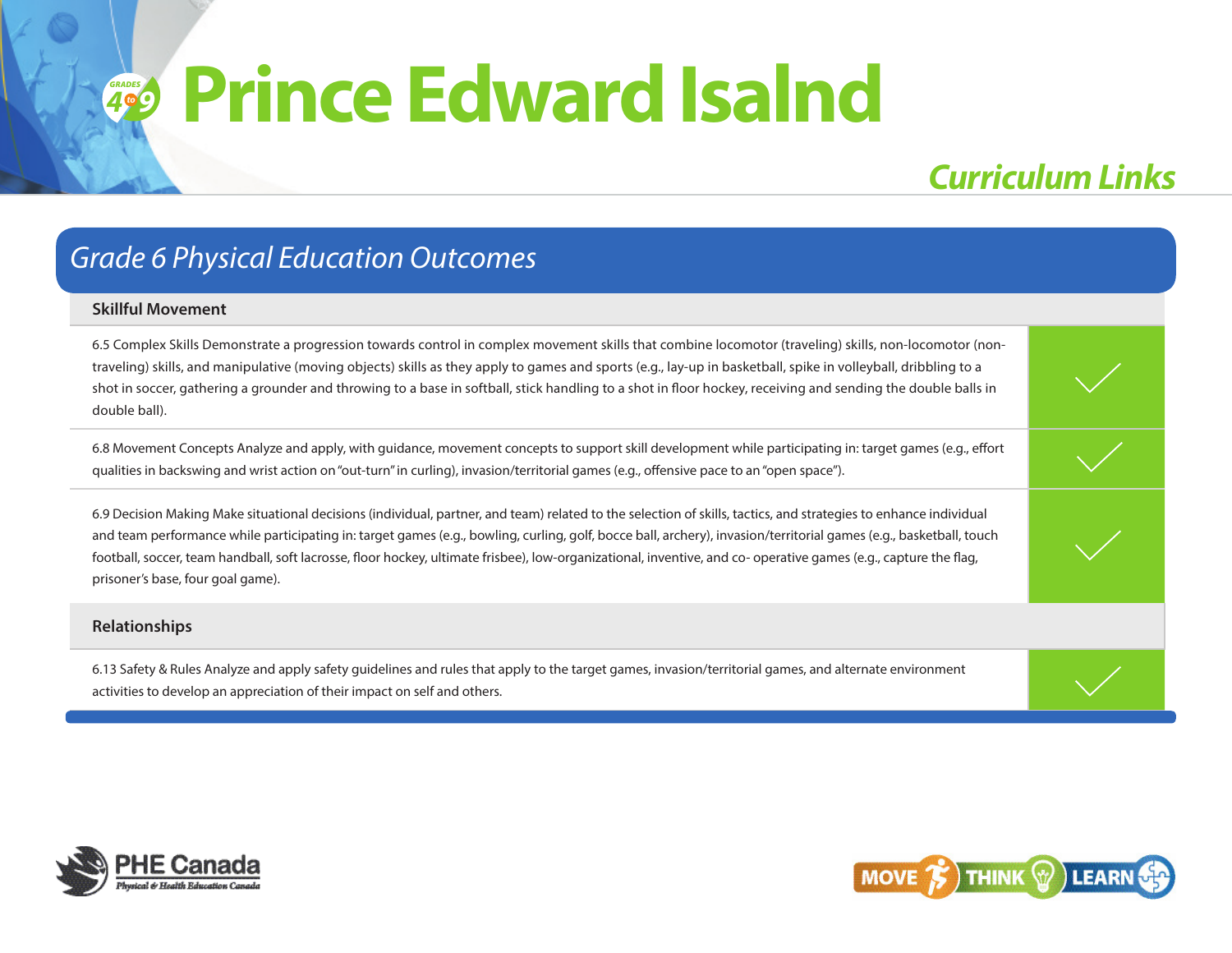# Prince Edward Isalnd

## Curriculum Links

### Grade 6 Physical Education Outcomes

| Skillful Movement | |
|---|---|
| 6.5 Complex Skills Demonstrate a progression towards control in complex movement skills that combine locomotor (traveling) skills, non-locomotor (non-traveling) skills, and manipulative (moving objects) skills as they apply to games and sports (e.g., lay-up in basketball, spike in volleyball, dribbling to a shot in soccer, gathering a grounder and throwing to a base in softball, stick handling to a shot in floor hockey, receiving and sending the double balls in double ball). | ✓ |
| 6.8 Movement Concepts Analyze and apply, with guidance, movement concepts to support skill development while participating in: target games (e.g., effort qualities in backswing and wrist action on "out-turn" in curling), invasion/territorial games (e.g., offensive pace to an "open space"). | ✓ |
| 6.9 Decision Making Make situational decisions (individual, partner, and team) related to the selection of skills, tactics, and strategies to enhance individual and team performance while participating in: target games (e.g., bowling, curling, golf, bocce ball, archery), invasion/territorial games (e.g., basketball, touch football, soccer, team handball, soft lacrosse, floor hockey, ultimate frisbee), low-organizational, inventive, and co- operative games (e.g., capture the flag, prisoner's base, four goal game). | ✓ |
| **Relationships** | |
| 6.13 Safety & Rules Analyze and apply safety guidelines and rules that apply to the target games, invasion/territorial games, and alternate environment activities to develop an appreciation of their impact on self and others. | ✓ |

PHE Canada — Physical & Health Education Canada

MOVE THINK LEARN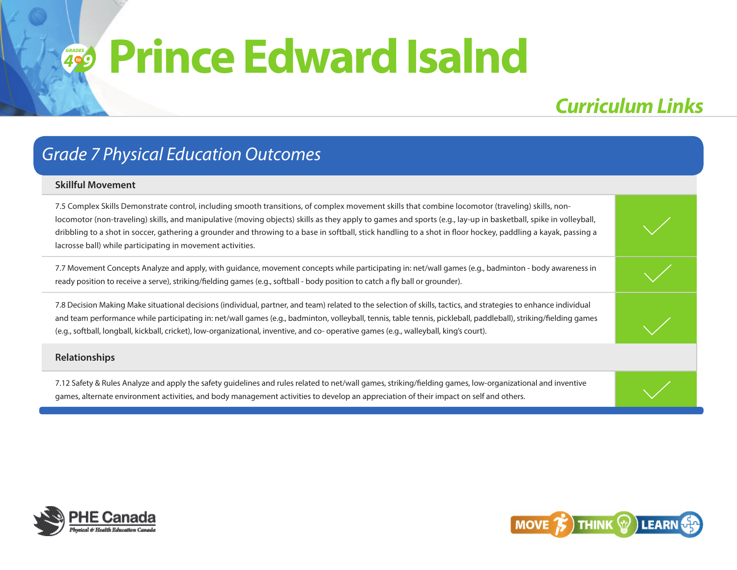# Prince Edward Isalnd

## Curriculum Links

### Grade 7 Physical Education Outcomes

| Skillful Movement | |
|---|---|
| 7.5 Complex Skills Demonstrate control, including smooth transitions, of complex movement skills that combine locomotor (traveling) skills, non-locomotor (non-traveling) skills, and manipulative (moving objects) skills as they apply to games and sports (e.g., lay-up in basketball, spike in volleyball, dribbling to a shot in soccer, gathering a grounder and throwing to a base in softball, stick handling to a shot in floor hockey, paddling a kayak, passing a lacrosse ball) while participating in movement activities. | ✓ |
| 7.7 Movement Concepts Analyze and apply, with guidance, movement concepts while participating in: net/wall games (e.g., badminton - body awareness in ready position to receive a serve), striking/fielding games (e.g., softball - body position to catch a fly ball or grounder). | ✓ |
| 7.8 Decision Making Make situational decisions (individual, partner, and team) related to the selection of skills, tactics, and strategies to enhance individual and team performance while participating in: net/wall games (e.g., badminton, volleyball, tennis, table tennis, pickleball, paddleball), striking/fielding games (e.g., softball, longball, kickball, cricket), low-organizational, inventive, and co- operative games (e.g., walleyball, king's court). | ✓ |
| **Relationships** | |
| 7.12 Safety & Rules Analyze and apply the safety guidelines and rules related to net/wall games, striking/fielding games, low-organizational and inventive games, alternate environment activities, and body management activities to develop an appreciation of their impact on self and others. | ✓ |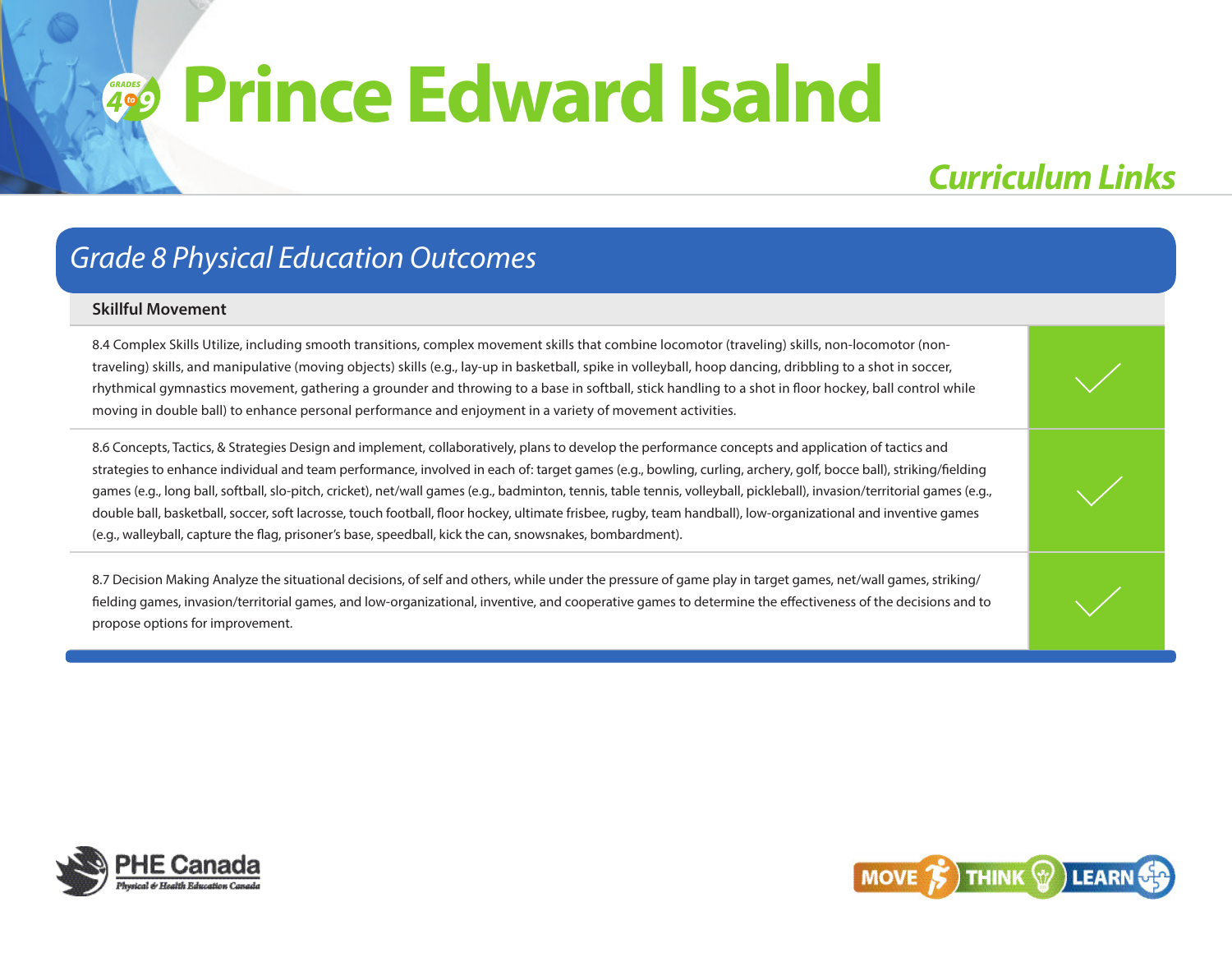# Prince Edward Isalnd

## Curriculum Links

### Grade 8 Physical Education Outcomes

| Skillful Movement | |
|---|---|
| 8.4 Complex Skills Utilize, including smooth transitions, complex movement skills that combine locomotor (traveling) skills, non-locomotor (non-traveling) skills, and manipulative (moving objects) skills (e.g., lay-up in basketball, spike in volleyball, hoop dancing, dribbling to a shot in soccer, rhythmical gymnastics movement, gathering a grounder and throwing to a base in softball, stick handling to a shot in floor hockey, ball control while moving in double ball) to enhance personal performance and enjoyment in a variety of movement activities. | ✓ |
| 8.6 Concepts, Tactics, & Strategies Design and implement, collaboratively, plans to develop the performance concepts and application of tactics and strategies to enhance individual and team performance, involved in each of: target games (e.g., bowling, curling, archery, golf, bocce ball), striking/fielding games (e.g., long ball, softball, slo-pitch, cricket), net/wall games (e.g., badminton, tennis, table tennis, volleyball, pickleball), invasion/territorial games (e.g., double ball, basketball, soccer, soft lacrosse, touch football, floor hockey, ultimate frisbee, rugby, team handball), low-organizational and inventive games (e.g., walleyball, capture the flag, prisoner's base, speedball, kick the can, snowsnakes, bombardment). | ✓ |
| 8.7 Decision Making Analyze the situational decisions, of self and others, while under the pressure of game play in target games, net/wall games, striking/fielding games, invasion/territorial games, and low-organizational, inventive, and cooperative games to determine the effectiveness of the decisions and to propose options for improvement. | ✓ |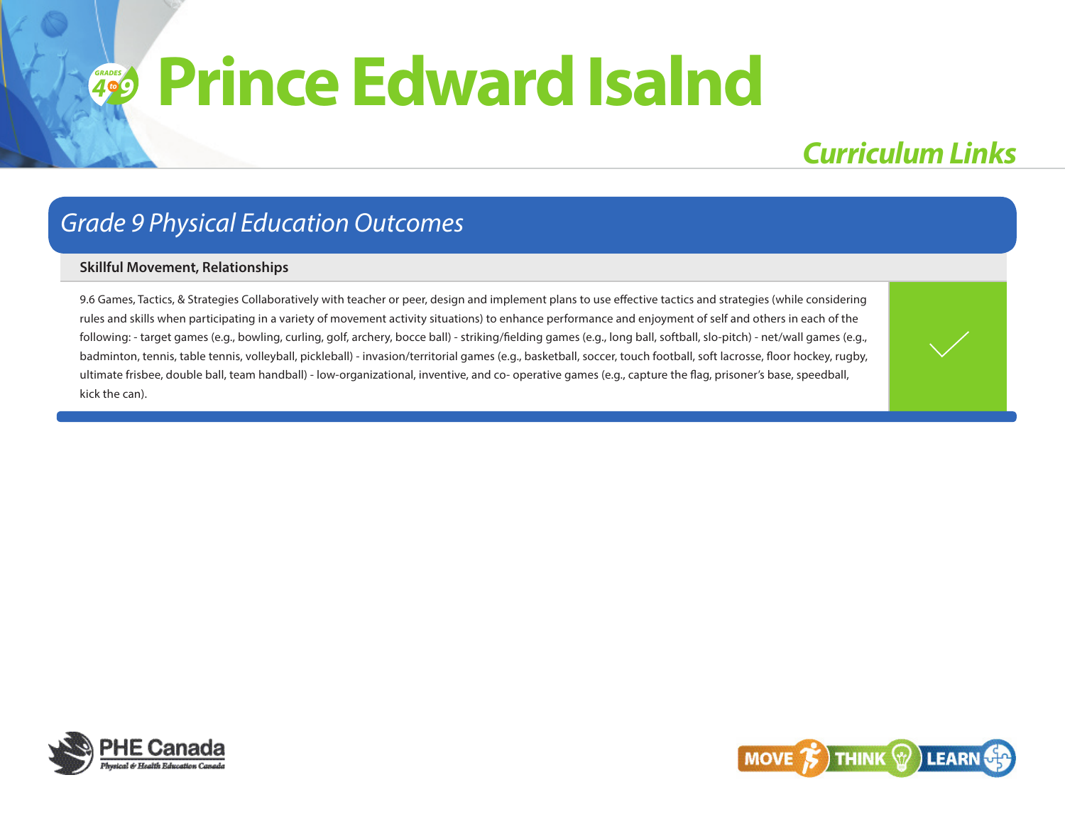# Prince Edward Isalnd

## Curriculum Links

## Grade 9 Physical Education Outcomes

| Skillful Movement, Relationships | |
|---|---|
| 9.6 Games, Tactics, & Strategies Collaboratively with teacher or peer, design and implement plans to use effective tactics and strategies (while considering rules and skills when participating in a variety of movement activity situations) to enhance performance and enjoyment of self and others in each of the following: - target games (e.g., bowling, curling, golf, archery, bocce ball) - striking/fielding games (e.g., long ball, softball, slo-pitch) - net/wall games (e.g., badminton, tennis, table tennis, volleyball, pickleball) - invasion/territorial games (e.g., basketball, soccer, touch football, soft lacrosse, floor hockey, rugby, ultimate frisbee, double ball, team handball) - low-organizational, inventive, and co- operative games (e.g., capture the flag, prisoner's base, speedball, kick the can). | ✓ |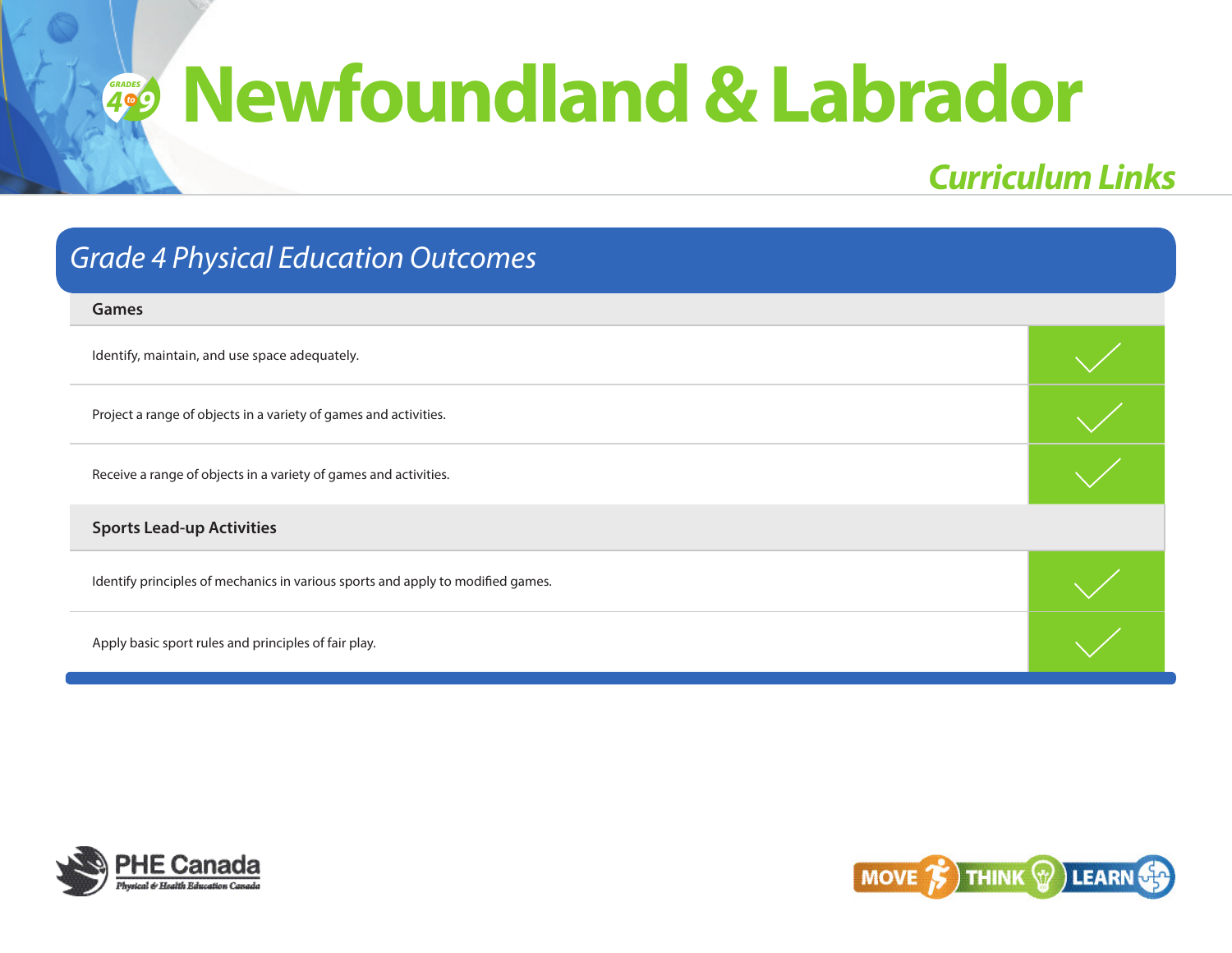# Newfoundland & Labrador

## Curriculum Links

### Grade 4 Physical Education Outcomes

| Games | |
|---|---|
| Identify, maintain, and use space adequately. | ✓ |
| Project a range of objects in a variety of games and activities. | ✓ |
| Receive a range of objects in a variety of games and activities. | ✓ |
| **Sports Lead-up Activities** | |
| Identify principles of mechanics in various sports and apply to modified games. | ✓ |
| Apply basic sport rules and principles of fair play. | ✓ |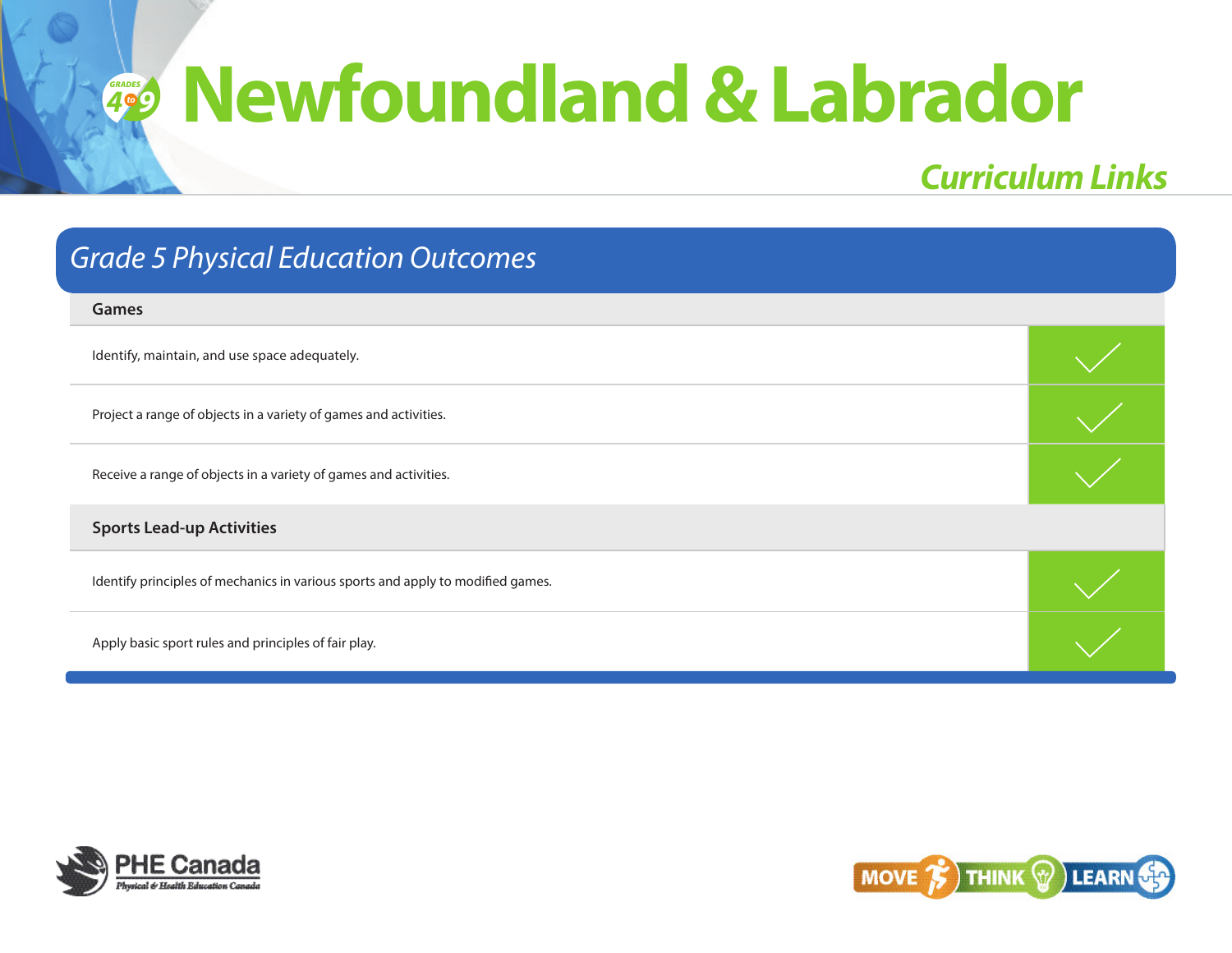# Newfoundland & Labrador

## Curriculum Links

### Grade 5 Physical Education Outcomes

| Games | |
|---|---|
| Identify, maintain, and use space adequately. | ✓ |
| Project a range of objects in a variety of games and activities. | ✓ |
| Receive a range of objects in a variety of games and activities. | ✓ |
| **Sports Lead-up Activities** | |
| Identify principles of mechanics in various sports and apply to modified games. | ✓ |
| Apply basic sport rules and principles of fair play. | ✓ |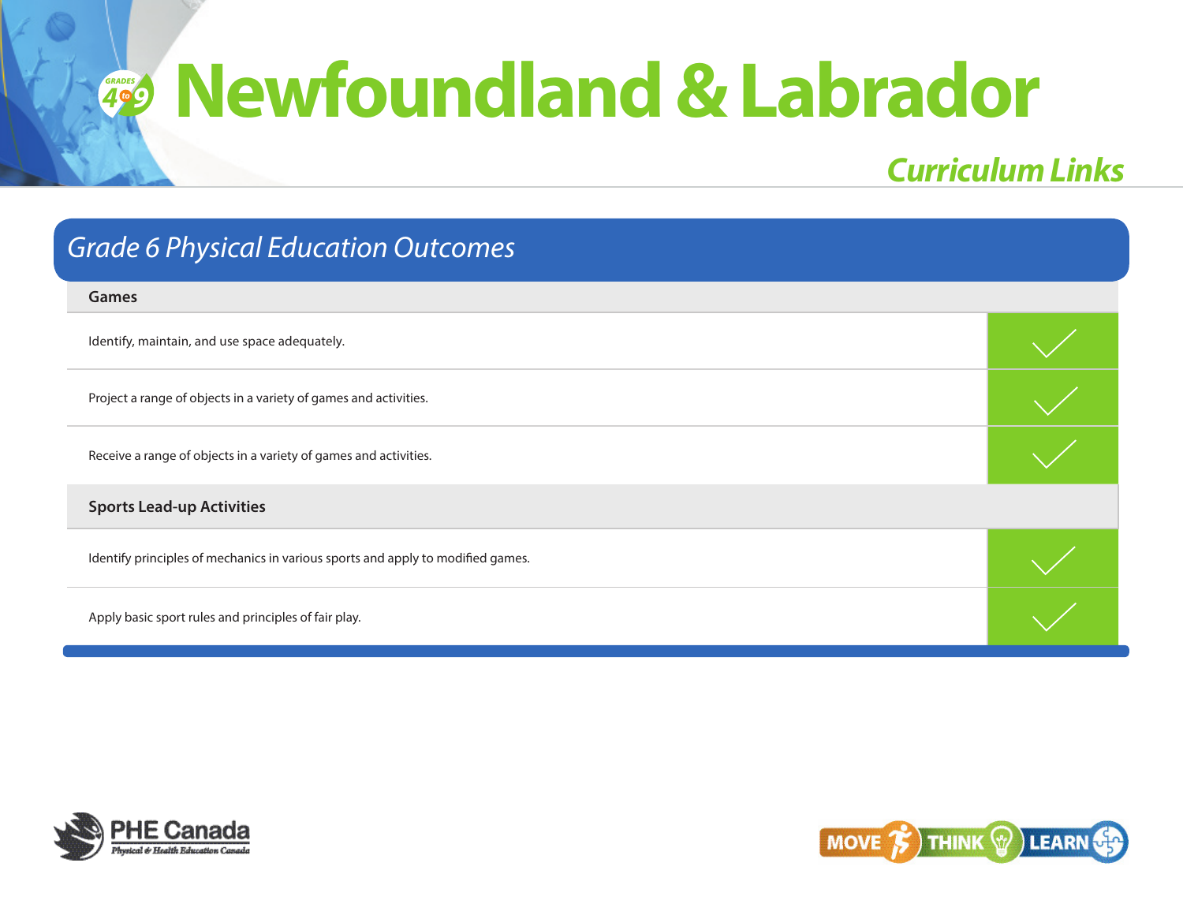# Newfoundland & Labrador

*Curriculum Links*

## *Grade 6 Physical Education Outcomes*

| Games | |
|---|---|
| Identify, maintain, and use space adequately. | ✓ |
| Project a range of objects in a variety of games and activities. | ✓ |
| Receive a range of objects in a variety of games and activities. | ✓ |
| **Sports Lead-up Activities** | |
| Identify principles of mechanics in various sports and apply to modified games. | ✓ |
| Apply basic sport rules and principles of fair play. | ✓ |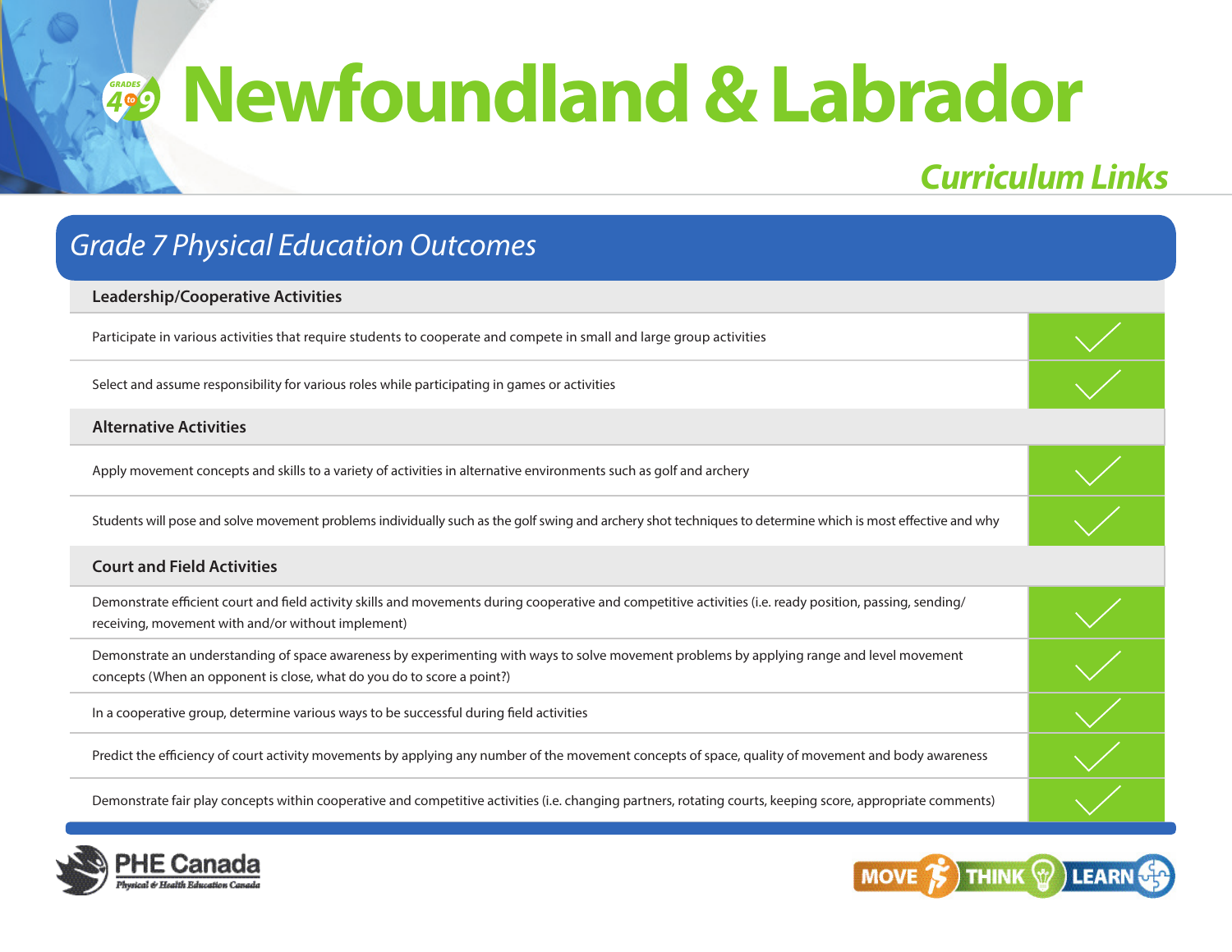# Newfoundland & Labrador

## *Curriculum Links*

### *Grade 7 Physical Education Outcomes*

| **Leadership/Cooperative Activities** | |
|---|---|
| Participate in various activities that require students to cooperate and compete in small and large group activities | ✓ |
| Select and assume responsibility for various roles while participating in games or activities | ✓ |
| **Alternative Activities** | |
| Apply movement concepts and skills to a variety of activities in alternative environments such as golf and archery | ✓ |
| Students will pose and solve movement problems individually such as the golf swing and archery shot techniques to determine which is most effective and why | ✓ |
| **Court and Field Activities** | |
| Demonstrate efficient court and field activity skills and movements during cooperative and competitive activities (i.e. ready position, passing, sending/receiving, movement with and/or without implement) | ✓ |
| Demonstrate an understanding of space awareness by experimenting with ways to solve movement problems by applying range and level movement concepts (When an opponent is close, what do you do to score a point?) | ✓ |
| In a cooperative group, determine various ways to be successful during field activities | ✓ |
| Predict the efficiency of court activity movements by applying any number of the movement concepts of space, quality of movement and body awareness | ✓ |
| Demonstrate fair play concepts within cooperative and competitive activities (i.e. changing partners, rotating courts, keeping score, appropriate comments) | ✓ |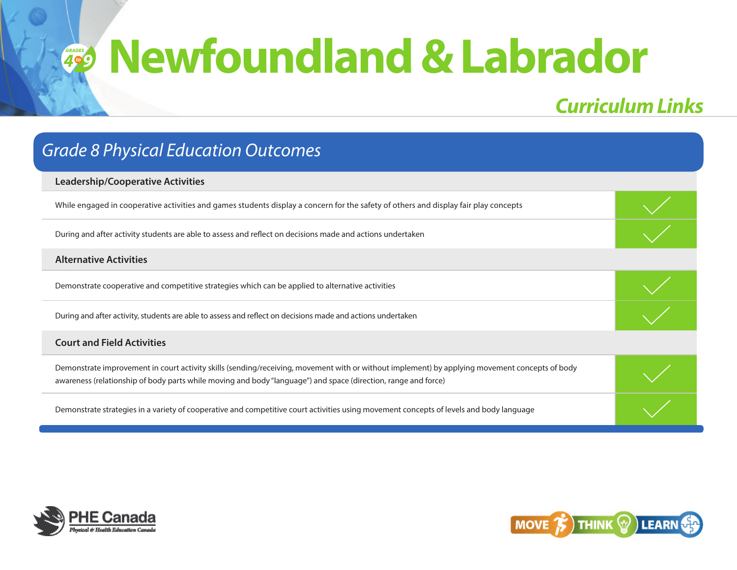# Newfoundland & Labrador

## Curriculum Links

### Grade 8 Physical Education Outcomes

| Leadership/Cooperative Activities | |
|---|---|
| While engaged in cooperative activities and games students display a concern for the safety of others and display fair play concepts | ✓ |
| During and after activity students are able to assess and reflect on decisions made and actions undertaken | ✓ |
| **Alternative Activities** | |
| Demonstrate cooperative and competitive strategies which can be applied to alternative activities | ✓ |
| During and after activity, students are able to assess and reflect on decisions made and actions undertaken | ✓ |
| **Court and Field Activities** | |
| Demonstrate improvement in court activity skills (sending/receiving, movement with or without implement) by applying movement concepts of body awareness (relationship of body parts while moving and body "language") and space (direction, range and force) | ✓ |
| Demonstrate strategies in a variety of cooperative and competitive court activities using movement concepts of levels and body language | ✓ |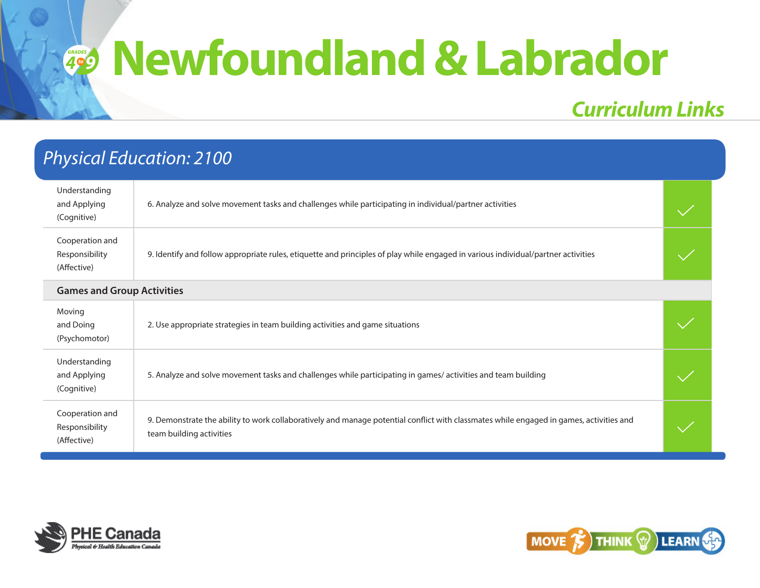# Newfoundland & Labrador

## *Curriculum Links*

### *Physical Education: 2100*

| | | |
|---|---|---|
| Understanding and Applying (Cognitive) | 6. Analyze and solve movement tasks and challenges while participating in individual/partner activities | ✓ |
| Cooperation and Responsibility (Affective) | 9. Identify and follow appropriate rules, etiquette and principles of play while engaged in various individual/partner activities | ✓ |
| **Games and Group Activities** | | |
| Moving and Doing (Psychomotor) | 2. Use appropriate strategies in team building activities and game situations | ✓ |
| Understanding and Applying (Cognitive) | 5. Analyze and solve movement tasks and challenges while participating in games/ activities and team building | ✓ |
| Cooperation and Responsibility (Affective) | 9. Demonstrate the ability to work collaboratively and manage potential conflict with classmates while engaged in games, activities and team building activities | ✓ |